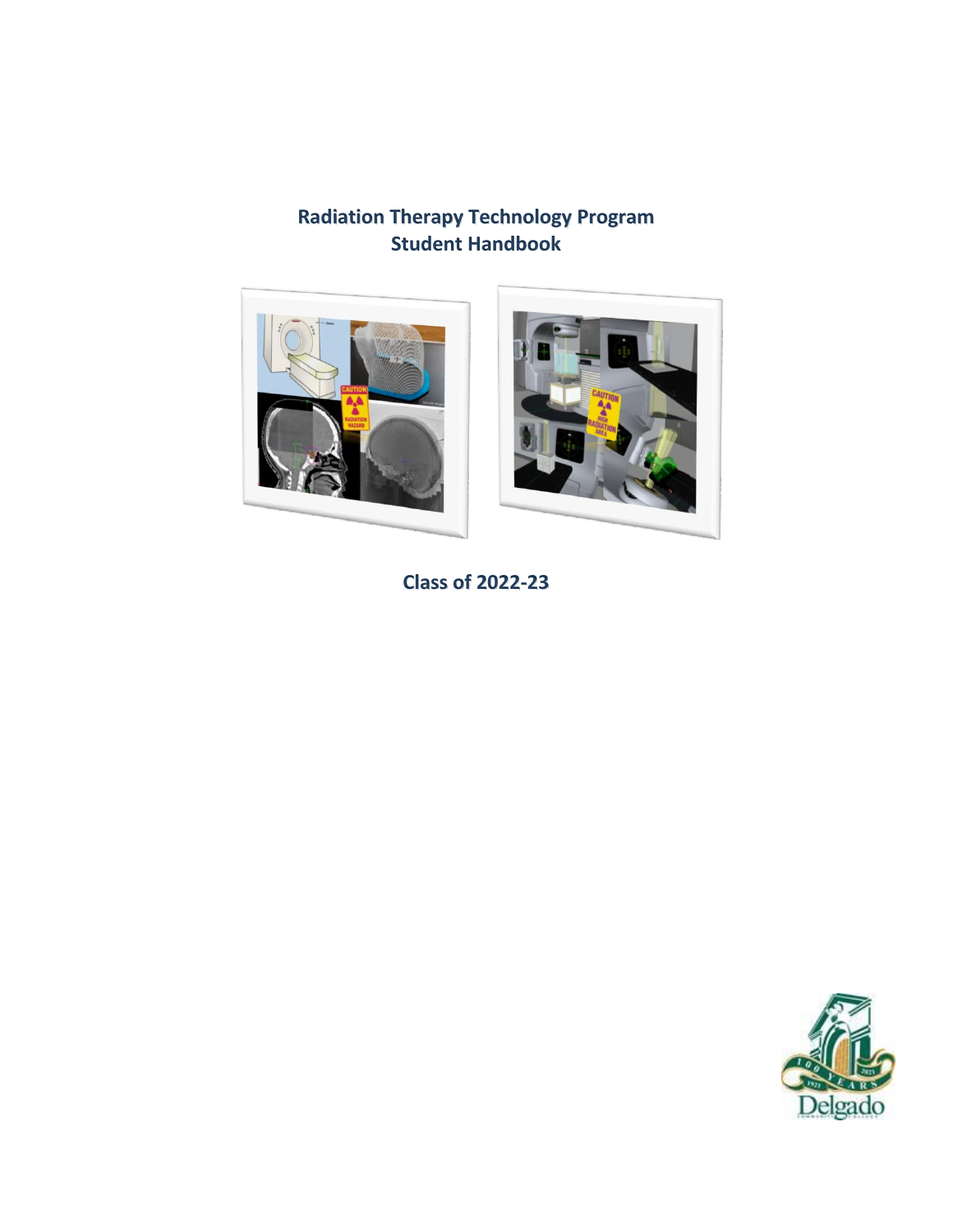# Radiation Therapy Technology Program
# Student Handbook

## Class of 2022-23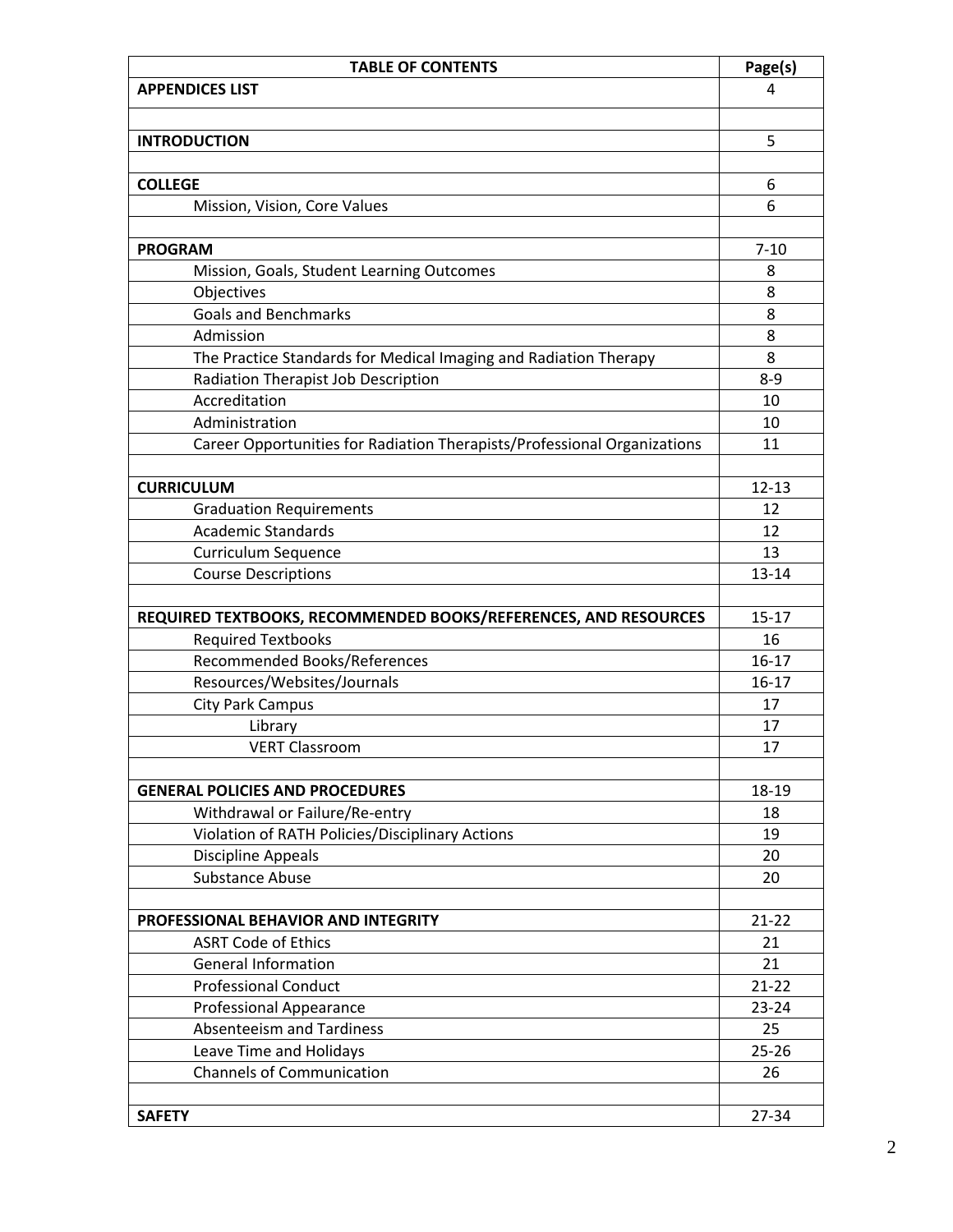| TABLE OF CONTENTS | Page(s) |
|---|---|
| **APPENDICES LIST** | 4 |
| | |
| **INTRODUCTION** | 5 |
| | |
| **COLLEGE** | 6 |
| Mission, Vision, Core Values | 6 |
| | |
| **PROGRAM** | 7-10 |
| Mission, Goals, Student Learning Outcomes | 8 |
| Objectives | 8 |
| Goals and Benchmarks | 8 |
| Admission | 8 |
| The Practice Standards for Medical Imaging and Radiation Therapy | 8 |
| Radiation Therapist Job Description | 8-9 |
| Accreditation | 10 |
| Administration | 10 |
| Career Opportunities for Radiation Therapists/Professional Organizations | 11 |
| | |
| **CURRICULUM** | 12-13 |
| Graduation Requirements | 12 |
| Academic Standards | 12 |
| Curriculum Sequence | 13 |
| Course Descriptions | 13-14 |
| | |
| **REQUIRED TEXTBOOKS, RECOMMENDED BOOKS/REFERENCES, AND RESOURCES** | 15-17 |
| Required Textbooks | 16 |
| Recommended Books/References | 16-17 |
| Resources/Websites/Journals | 16-17 |
| City Park Campus | 17 |
| Library | 17 |
| VERT Classroom | 17 |
| | |
| **GENERAL POLICIES AND PROCEDURES** | 18-19 |
| Withdrawal or Failure/Re-entry | 18 |
| Violation of RATH Policies/Disciplinary Actions | 19 |
| Discipline Appeals | 20 |
| Substance Abuse | 20 |
| | |
| **PROFESSIONAL BEHAVIOR AND INTEGRITY** | 21-22 |
| ASRT Code of Ethics | 21 |
| General Information | 21 |
| Professional Conduct | 21-22 |
| Professional Appearance | 23-24 |
| Absenteeism and Tardiness | 25 |
| Leave Time and Holidays | 25-26 |
| Channels of Communication | 26 |
| | |
| **SAFETY** | 27-34 |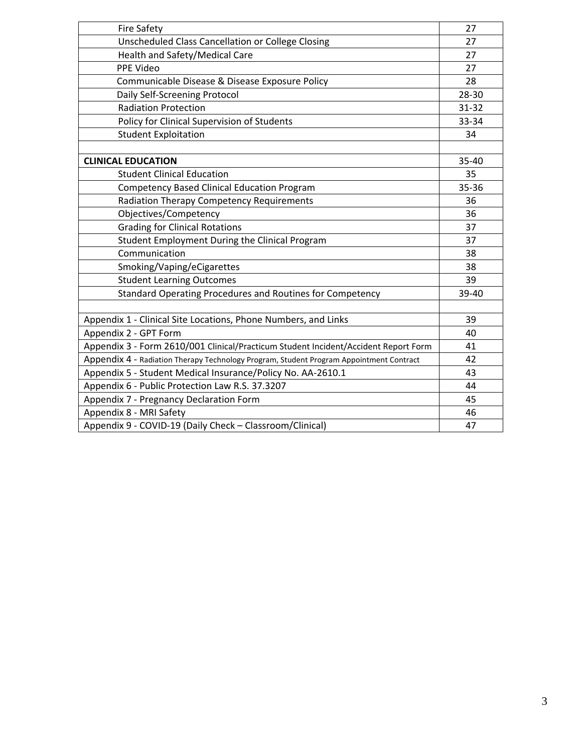| | |
|---|---|
| Fire Safety | 27 |
| Unscheduled Class Cancellation or College Closing | 27 |
| Health and Safety/Medical Care | 27 |
| PPE Video | 27 |
| Communicable Disease & Disease Exposure Policy | 28 |
| Daily Self-Screening Protocol | 28-30 |
| Radiation Protection | 31-32 |
| Policy for Clinical Supervision of Students | 33-34 |
| Student Exploitation | 34 |
| | |
| **CLINICAL EDUCATION** | 35-40 |
| Student Clinical Education | 35 |
| Competency Based Clinical Education Program | 35-36 |
| Radiation Therapy Competency Requirements | 36 |
| Objectives/Competency | 36 |
| Grading for Clinical Rotations | 37 |
| Student Employment During the Clinical Program | 37 |
| Communication | 38 |
| Smoking/Vaping/eCigarettes | 38 |
| Student Learning Outcomes | 39 |
| Standard Operating Procedures and Routines for Competency | 39-40 |
| | |
| Appendix 1 - Clinical Site Locations, Phone Numbers, and Links | 39 |
| Appendix 2 - GPT Form | 40 |
| Appendix 3 - Form 2610/001 Clinical/Practicum Student Incident/Accident Report Form | 41 |
| Appendix 4 - Radiation Therapy Technology Program, Student Program Appointment Contract | 42 |
| Appendix 5 - Student Medical Insurance/Policy No. AA-2610.1 | 43 |
| Appendix 6 - Public Protection Law R.S. 37.3207 | 44 |
| Appendix 7 - Pregnancy Declaration Form | 45 |
| Appendix 8 - MRI Safety | 46 |
| Appendix 9 - COVID-19 (Daily Check – Classroom/Clinical) | 47 |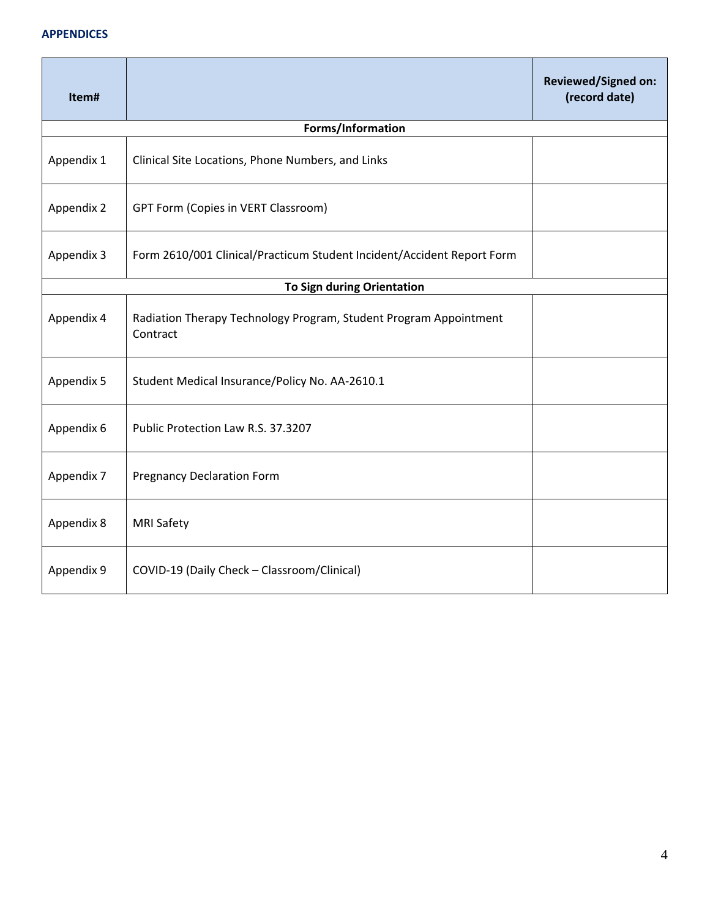**APPENDICES**

| Item# | | Reviewed/Signed on: (record date) |
|---|---|---|
| **Forms/Information** | | |
| Appendix 1 | Clinical Site Locations, Phone Numbers, and Links | |
| Appendix 2 | GPT Form (Copies in VERT Classroom) | |
| Appendix 3 | Form 2610/001 Clinical/Practicum Student Incident/Accident Report Form | |
| **To Sign during Orientation** | | |
| Appendix 4 | Radiation Therapy Technology Program, Student Program Appointment Contract | |
| Appendix 5 | Student Medical Insurance/Policy No. AA-2610.1 | |
| Appendix 6 | Public Protection Law R.S. 37.3207 | |
| Appendix 7 | Pregnancy Declaration Form | |
| Appendix 8 | MRI Safety | |
| Appendix 9 | COVID-19 (Daily Check – Classroom/Clinical) | |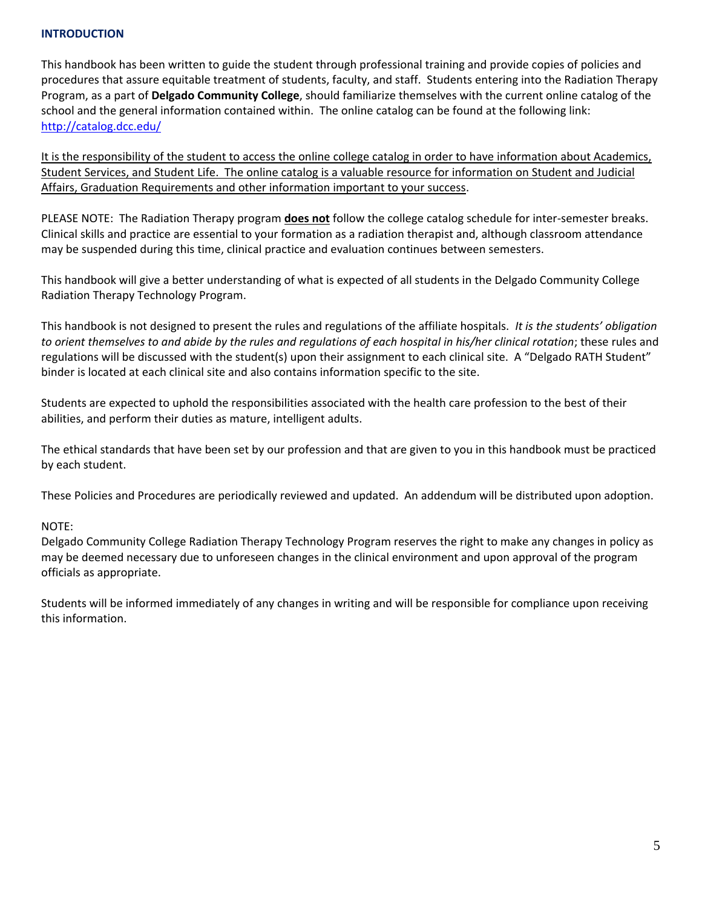## INTRODUCTION

This handbook has been written to guide the student through professional training and provide copies of policies and procedures that assure equitable treatment of students, faculty, and staff. Students entering into the Radiation Therapy Program, as a part of **Delgado Community College**, should familiarize themselves with the current online catalog of the school and the general information contained within. The online catalog can be found at the following link: [http://catalog.dcc.edu/](http://catalog.dcc.edu/)

<u>It is the responsibility of the student to access the online college catalog in order to have information about Academics, Student Services, and Student Life. The online catalog is a valuable resource for information on Student and Judicial Affairs, Graduation Requirements and other information important to your success</u>.

PLEASE NOTE: The Radiation Therapy program **<u>does not</u>** follow the college catalog schedule for inter-semester breaks. Clinical skills and practice are essential to your formation as a radiation therapist and, although classroom attendance may be suspended during this time, clinical practice and evaluation continues between semesters.

This handbook will give a better understanding of what is expected of all students in the Delgado Community College Radiation Therapy Technology Program.

This handbook is not designed to present the rules and regulations of the affiliate hospitals. *It is the students' obligation to orient themselves to and abide by the rules and regulations of each hospital in his/her clinical rotation*; these rules and regulations will be discussed with the student(s) upon their assignment to each clinical site. A "Delgado RATH Student" binder is located at each clinical site and also contains information specific to the site.

Students are expected to uphold the responsibilities associated with the health care profession to the best of their abilities, and perform their duties as mature, intelligent adults.

The ethical standards that have been set by our profession and that are given to you in this handbook must be practiced by each student.

These Policies and Procedures are periodically reviewed and updated. An addendum will be distributed upon adoption.

NOTE:
Delgado Community College Radiation Therapy Technology Program reserves the right to make any changes in policy as may be deemed necessary due to unforeseen changes in the clinical environment and upon approval of the program officials as appropriate.

Students will be informed immediately of any changes in writing and will be responsible for compliance upon receiving this information.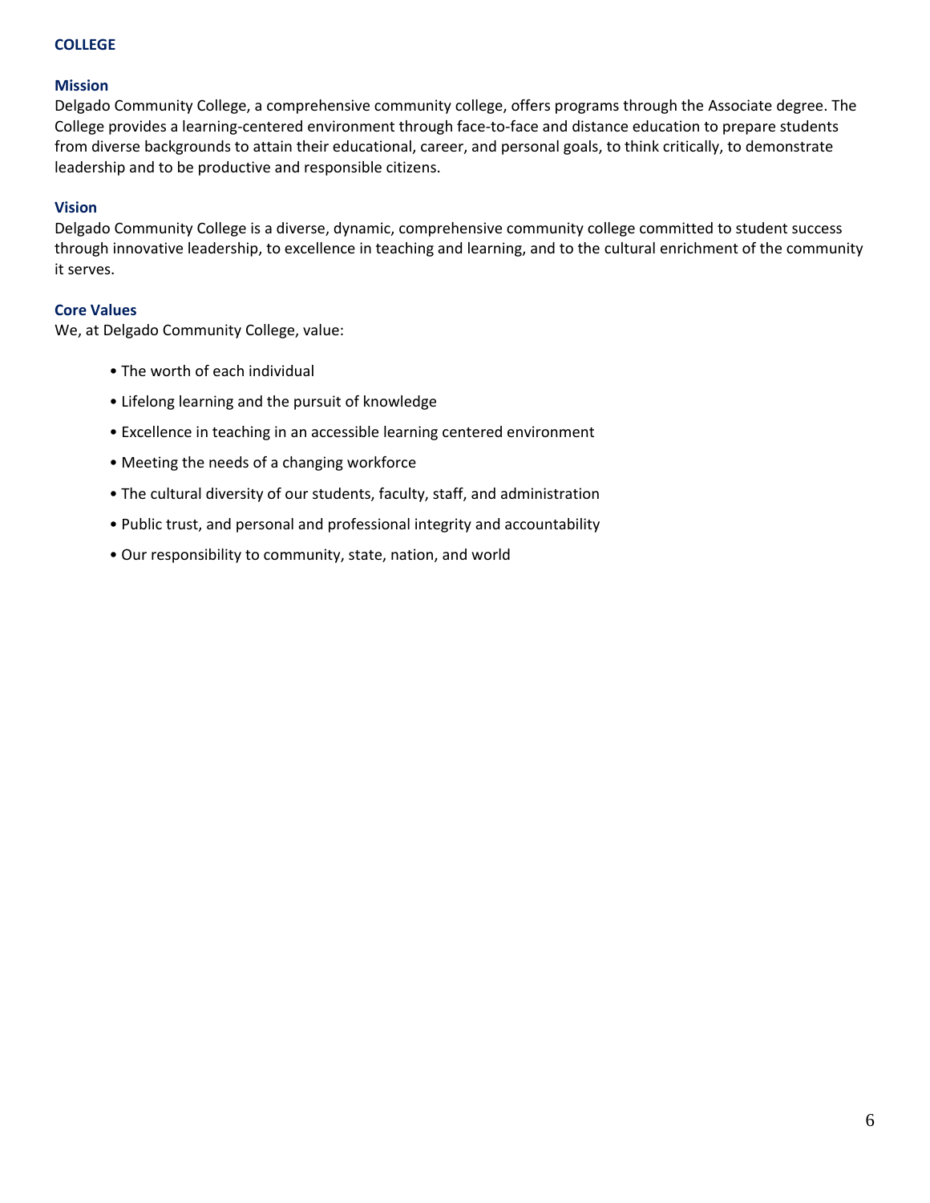## COLLEGE

### Mission

Delgado Community College, a comprehensive community college, offers programs through the Associate degree. The College provides a learning-centered environment through face-to-face and distance education to prepare students from diverse backgrounds to attain their educational, career, and personal goals, to think critically, to demonstrate leadership and to be productive and responsible citizens.

### Vision

Delgado Community College is a diverse, dynamic, comprehensive community college committed to student success through innovative leadership, to excellence in teaching and learning, and to the cultural enrichment of the community it serves.

### Core Values

We, at Delgado Community College, value:

- The worth of each individual
- Lifelong learning and the pursuit of knowledge
- Excellence in teaching in an accessible learning centered environment
- Meeting the needs of a changing workforce
- The cultural diversity of our students, faculty, staff, and administration
- Public trust, and personal and professional integrity and accountability
- Our responsibility to community, state, nation, and world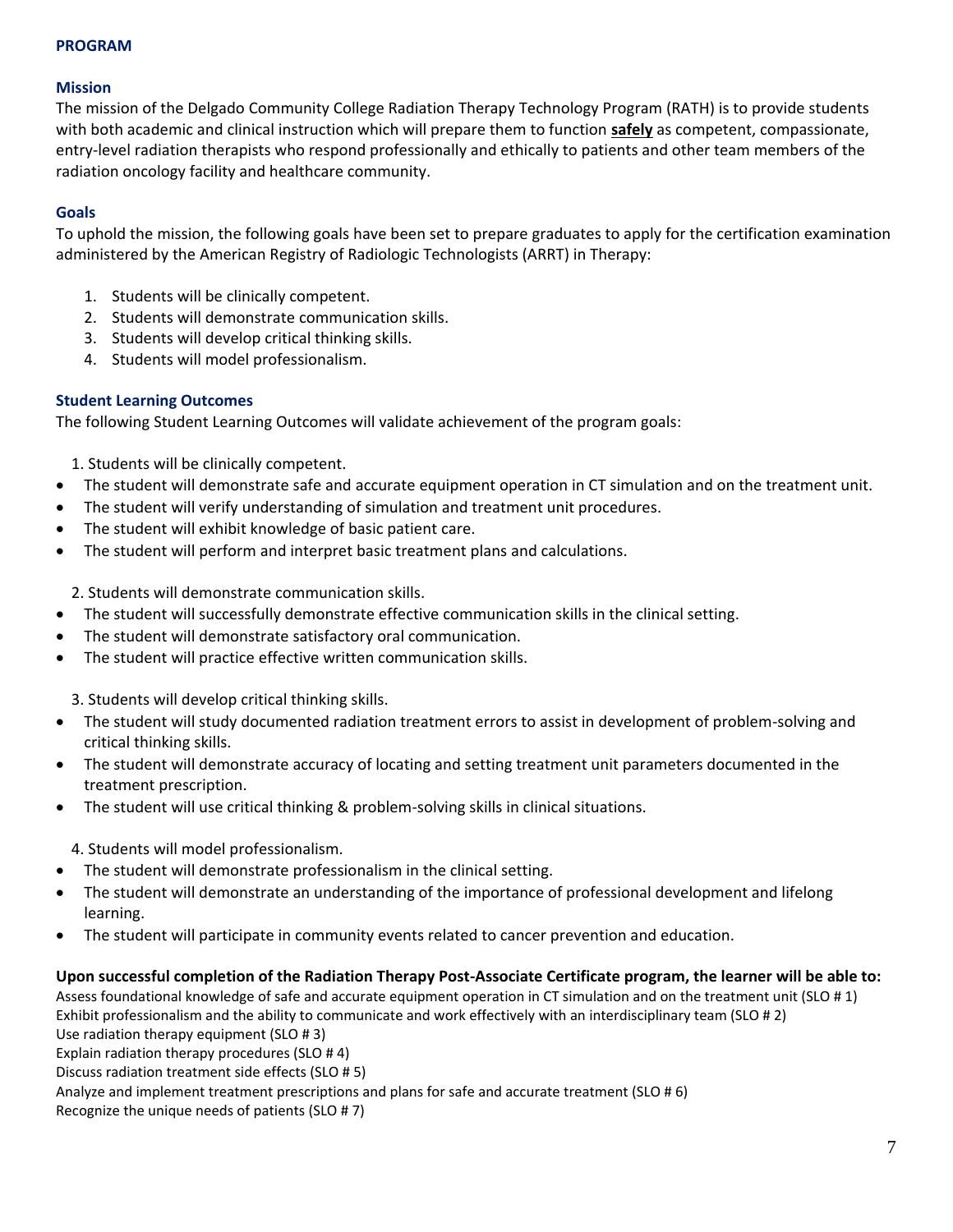## PROGRAM

### Mission

The mission of the Delgado Community College Radiation Therapy Technology Program (RATH) is to provide students with both academic and clinical instruction which will prepare them to function **safely** as competent, compassionate, entry-level radiation therapists who respond professionally and ethically to patients and other team members of the radiation oncology facility and healthcare community.

### Goals

To uphold the mission, the following goals have been set to prepare graduates to apply for the certification examination administered by the American Registry of Radiologic Technologists (ARRT) in Therapy:

1. Students will be clinically competent.
2. Students will demonstrate communication skills.
3. Students will develop critical thinking skills.
4. Students will model professionalism.

### Student Learning Outcomes

The following Student Learning Outcomes will validate achievement of the program goals:

1. Students will be clinically competent.

- The student will demonstrate safe and accurate equipment operation in CT simulation and on the treatment unit.
- The student will verify understanding of simulation and treatment unit procedures.
- The student will exhibit knowledge of basic patient care.
- The student will perform and interpret basic treatment plans and calculations.

2. Students will demonstrate communication skills.

- The student will successfully demonstrate effective communication skills in the clinical setting.
- The student will demonstrate satisfactory oral communication.
- The student will practice effective written communication skills.

3. Students will develop critical thinking skills.

- The student will study documented radiation treatment errors to assist in development of problem-solving and critical thinking skills.
- The student will demonstrate accuracy of locating and setting treatment unit parameters documented in the treatment prescription.
- The student will use critical thinking & problem-solving skills in clinical situations.

4. Students will model professionalism.

- The student will demonstrate professionalism in the clinical setting.
- The student will demonstrate an understanding of the importance of professional development and lifelong learning.
- The student will participate in community events related to cancer prevention and education.

**Upon successful completion of the Radiation Therapy Post-Associate Certificate program, the learner will be able to:**

Assess foundational knowledge of safe and accurate equipment operation in CT simulation and on the treatment unit (SLO # 1)
Exhibit professionalism and the ability to communicate and work effectively with an interdisciplinary team (SLO # 2)
Use radiation therapy equipment (SLO # 3)
Explain radiation therapy procedures (SLO # 4)
Discuss radiation treatment side effects (SLO # 5)
Analyze and implement treatment prescriptions and plans for safe and accurate treatment (SLO # 6)
Recognize the unique needs of patients (SLO # 7)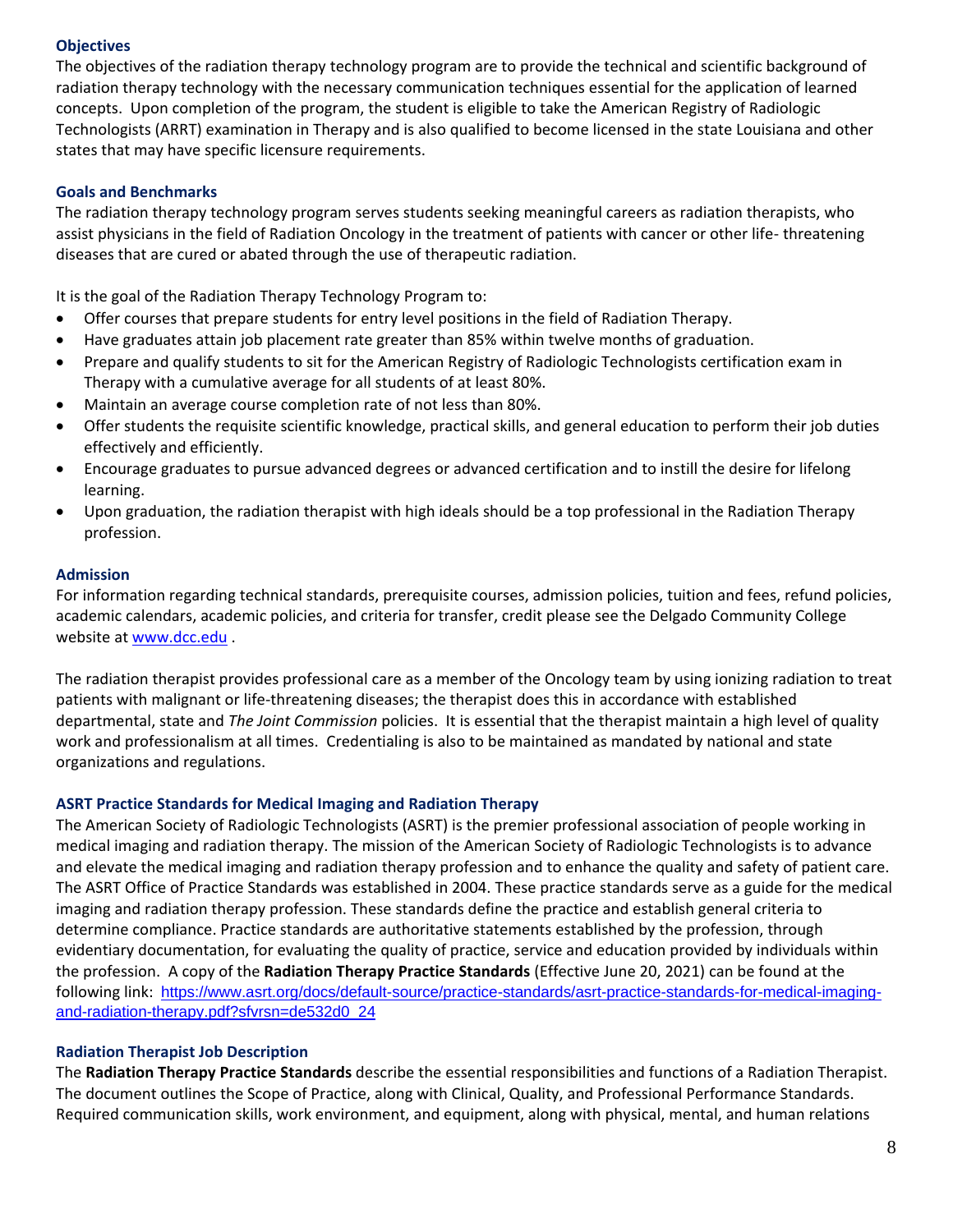### Objectives

The objectives of the radiation therapy technology program are to provide the technical and scientific background of radiation therapy technology with the necessary communication techniques essential for the application of learned concepts. Upon completion of the program, the student is eligible to take the American Registry of Radiologic Technologists (ARRT) examination in Therapy and is also qualified to become licensed in the state Louisiana and other states that may have specific licensure requirements.

### Goals and Benchmarks

The radiation therapy technology program serves students seeking meaningful careers as radiation therapists, who assist physicians in the field of Radiation Oncology in the treatment of patients with cancer or other life- threatening diseases that are cured or abated through the use of therapeutic radiation.

It is the goal of the Radiation Therapy Technology Program to:

- Offer courses that prepare students for entry level positions in the field of Radiation Therapy.
- Have graduates attain job placement rate greater than 85% within twelve months of graduation.
- Prepare and qualify students to sit for the American Registry of Radiologic Technologists certification exam in Therapy with a cumulative average for all students of at least 80%.
- Maintain an average course completion rate of not less than 80%.
- Offer students the requisite scientific knowledge, practical skills, and general education to perform their job duties effectively and efficiently.
- Encourage graduates to pursue advanced degrees or advanced certification and to instill the desire for lifelong learning.
- Upon graduation, the radiation therapist with high ideals should be a top professional in the Radiation Therapy profession.

### Admission

For information regarding technical standards, prerequisite courses, admission policies, tuition and fees, refund policies, academic calendars, academic policies, and criteria for transfer, credit please see the Delgado Community College website at [www.dcc.edu](http://www.dcc.edu) .

The radiation therapist provides professional care as a member of the Oncology team by using ionizing radiation to treat patients with malignant or life-threatening diseases; the therapist does this in accordance with established departmental, state and *The Joint Commission* policies. It is essential that the therapist maintain a high level of quality work and professionalism at all times. Credentialing is also to be maintained as mandated by national and state organizations and regulations.

### ASRT Practice Standards for Medical Imaging and Radiation Therapy

The American Society of Radiologic Technologists (ASRT) is the premier professional association of people working in medical imaging and radiation therapy. The mission of the American Society of Radiologic Technologists is to advance and elevate the medical imaging and radiation therapy profession and to enhance the quality and safety of patient care. The ASRT Office of Practice Standards was established in 2004. These practice standards serve as a guide for the medical imaging and radiation therapy profession. These standards define the practice and establish general criteria to determine compliance. Practice standards are authoritative statements established by the profession, through evidentiary documentation, for evaluating the quality of practice, service and education provided by individuals within the profession. A copy of the **Radiation Therapy Practice Standards** (Effective June 20, 2021) can be found at the following link: [https://www.asrt.org/docs/default-source/practice-standards/asrt-practice-standards-for-medical-imaging-and-radiation-therapy.pdf?sfvrsn=de532d0_24](https://www.asrt.org/docs/default-source/practice-standards/asrt-practice-standards-for-medical-imaging-and-radiation-therapy.pdf?sfvrsn=de532d0_24)

### Radiation Therapist Job Description

The **Radiation Therapy Practice Standards** describe the essential responsibilities and functions of a Radiation Therapist. The document outlines the Scope of Practice, along with Clinical, Quality, and Professional Performance Standards. Required communication skills, work environment, and equipment, along with physical, mental, and human relations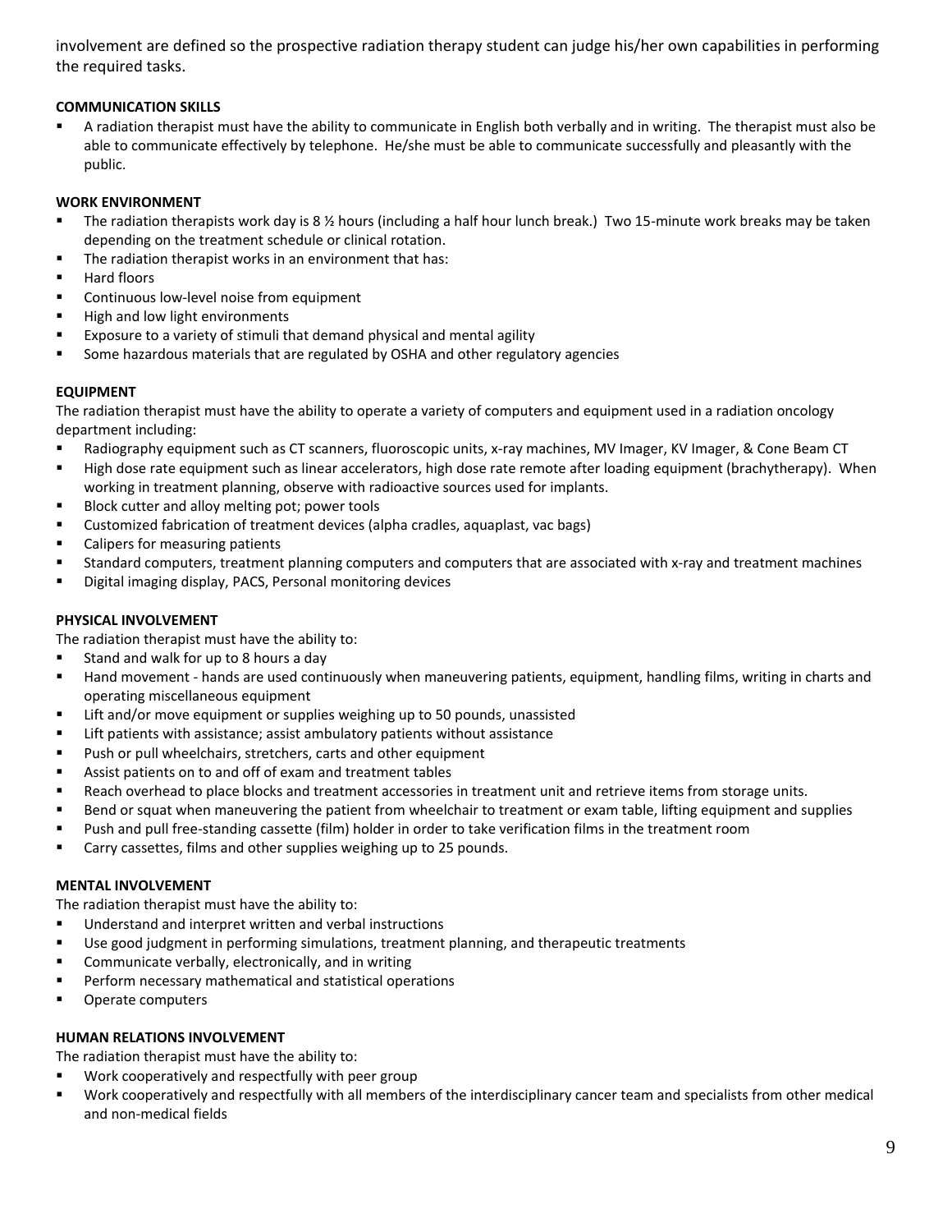involvement are defined so the prospective radiation therapy student can judge his/her own capabilities in performing the required tasks.

**COMMUNICATION SKILLS**

- A radiation therapist must have the ability to communicate in English both verbally and in writing. The therapist must also be able to communicate effectively by telephone. He/she must be able to communicate successfully and pleasantly with the public.

**WORK ENVIRONMENT**

- The radiation therapists work day is 8 ½ hours (including a half hour lunch break.) Two 15-minute work breaks may be taken depending on the treatment schedule or clinical rotation.
- The radiation therapist works in an environment that has:
- Hard floors
- Continuous low-level noise from equipment
- High and low light environments
- Exposure to a variety of stimuli that demand physical and mental agility
- Some hazardous materials that are regulated by OSHA and other regulatory agencies

**EQUIPMENT**

The radiation therapist must have the ability to operate a variety of computers and equipment used in a radiation oncology department including:

- Radiography equipment such as CT scanners, fluoroscopic units, x-ray machines, MV Imager, KV Imager, & Cone Beam CT
- High dose rate equipment such as linear accelerators, high dose rate remote after loading equipment (brachytherapy). When working in treatment planning, observe with radioactive sources used for implants.
- Block cutter and alloy melting pot; power tools
- Customized fabrication of treatment devices (alpha cradles, aquaplast, vac bags)
- Calipers for measuring patients
- Standard computers, treatment planning computers and computers that are associated with x-ray and treatment machines
- Digital imaging display, PACS, Personal monitoring devices

**PHYSICAL INVOLVEMENT**

The radiation therapist must have the ability to:

- Stand and walk for up to 8 hours a day
- Hand movement - hands are used continuously when maneuvering patients, equipment, handling films, writing in charts and operating miscellaneous equipment
- Lift and/or move equipment or supplies weighing up to 50 pounds, unassisted
- Lift patients with assistance; assist ambulatory patients without assistance
- Push or pull wheelchairs, stretchers, carts and other equipment
- Assist patients on to and off of exam and treatment tables
- Reach overhead to place blocks and treatment accessories in treatment unit and retrieve items from storage units.
- Bend or squat when maneuvering the patient from wheelchair to treatment or exam table, lifting equipment and supplies
- Push and pull free-standing cassette (film) holder in order to take verification films in the treatment room
- Carry cassettes, films and other supplies weighing up to 25 pounds.

**MENTAL INVOLVEMENT**

The radiation therapist must have the ability to:

- Understand and interpret written and verbal instructions
- Use good judgment in performing simulations, treatment planning, and therapeutic treatments
- Communicate verbally, electronically, and in writing
- Perform necessary mathematical and statistical operations
- Operate computers

**HUMAN RELATIONS INVOLVEMENT**

The radiation therapist must have the ability to:

- Work cooperatively and respectfully with peer group
- Work cooperatively and respectfully with all members of the interdisciplinary cancer team and specialists from other medical and non-medical fields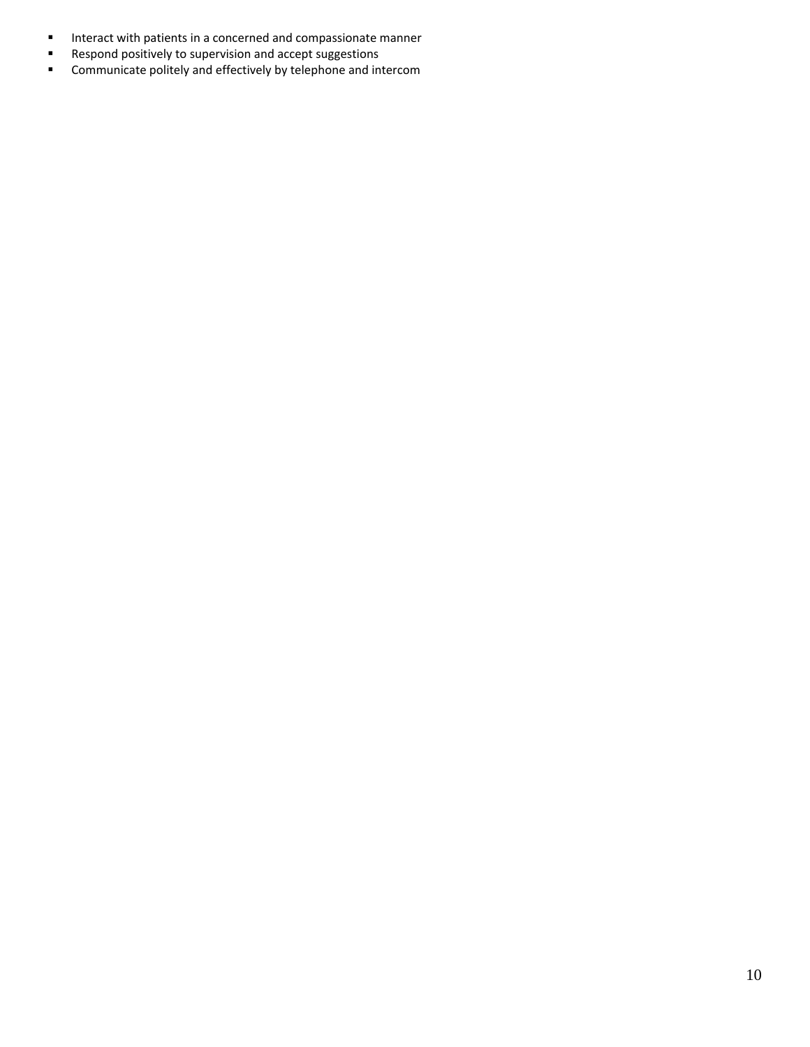- Interact with patients in a concerned and compassionate manner
- Respond positively to supervision and accept suggestions
- Communicate politely and effectively by telephone and intercom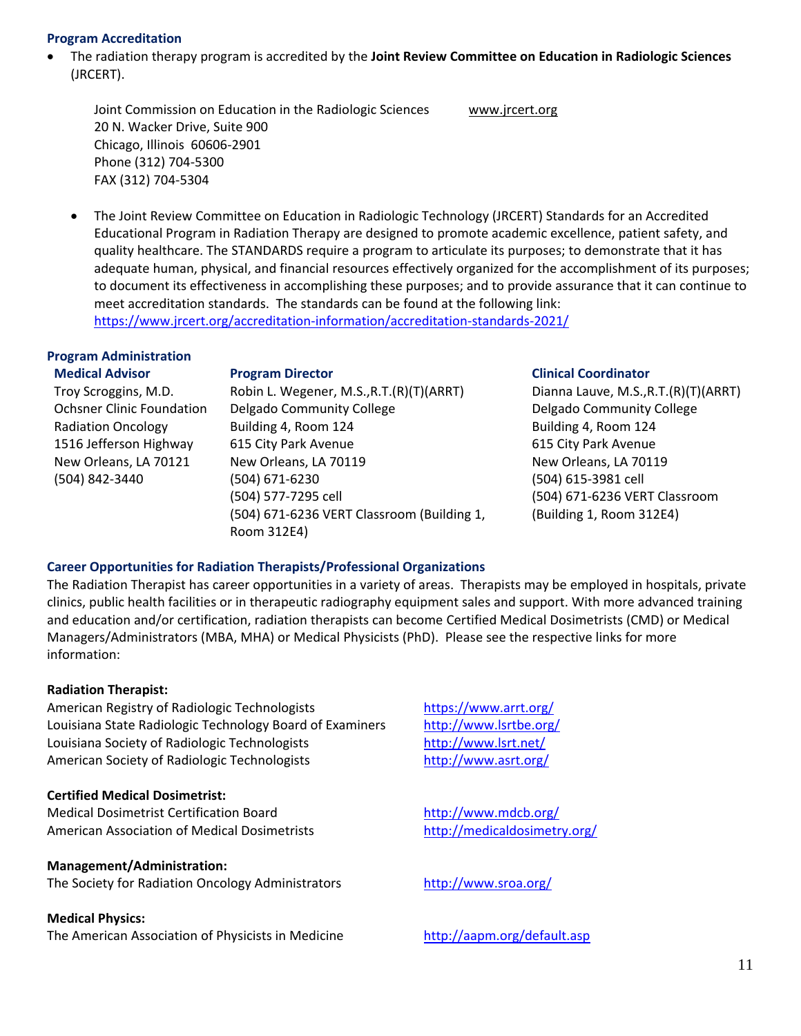### Program Accreditation

- The radiation therapy program is accredited by the **Joint Review Committee on Education in Radiologic Sciences** (JRCERT).

  Joint Commission on Education in the Radiologic Sciences  
  20 N. Wacker Drive, Suite 900  
  Chicago, Illinois 60606-2901  
  Phone (312) 704-5300  
  FAX (312) 704-5304  
  www.jrcert.org

- The Joint Review Committee on Education in Radiologic Technology (JRCERT) Standards for an Accredited Educational Program in Radiation Therapy are designed to promote academic excellence, patient safety, and quality healthcare. The STANDARDS require a program to articulate its purposes; to demonstrate that it has adequate human, physical, and financial resources effectively organized for the accomplishment of its purposes; to document its effectiveness in accomplishing these purposes; and to provide assurance that it can continue to meet accreditation standards. The standards can be found at the following link: https://www.jrcert.org/accreditation-information/accreditation-standards-2021/

### Program Administration

**Medical Advisor**  
Troy Scroggins, M.D.  
Ochsner Clinic Foundation  
Radiation Oncology  
1516 Jefferson Highway  
New Orleans, LA 70121  
(504) 842-3440

**Program Director**  
Robin L. Wegener, M.S.,R.T.(R)(T)(ARRT)  
Delgado Community College  
Building 4, Room 124  
615 City Park Avenue  
New Orleans, LA 70119  
(504) 671-6230  
(504) 577-7295 cell  
(504) 671-6236 VERT Classroom (Building 1, Room 312E4)

**Clinical Coordinator**  
Dianna Lauve, M.S.,R.T.(R)(T)(ARRT)  
Delgado Community College  
Building 4, Room 124  
615 City Park Avenue  
New Orleans, LA 70119  
(504) 615-3981 cell  
(504) 671-6236 VERT Classroom (Building 1, Room 312E4)

### Career Opportunities for Radiation Therapists/Professional Organizations

The Radiation Therapist has career opportunities in a variety of areas. Therapists may be employed in hospitals, private clinics, public health facilities or in therapeutic radiography equipment sales and support. With more advanced training and education and/or certification, radiation therapists can become Certified Medical Dosimetrists (CMD) or Medical Managers/Administrators (MBA, MHA) or Medical Physicists (PhD). Please see the respective links for more information:

**Radiation Therapist:**

| | |
|---|---|
| American Registry of Radiologic Technologists | https://www.arrt.org/ |
| Louisiana State Radiologic Technology Board of Examiners | http://www.lsrtbe.org/ |
| Louisiana Society of Radiologic Technologists | http://www.lsrt.net/ |
| American Society of Radiologic Technologists | http://www.asrt.org/ |

**Certified Medical Dosimetrist:**

| | |
|---|---|
| Medical Dosimetrist Certification Board | http://www.mdcb.org/ |
| American Association of Medical Dosimetrists | http://medicaldosimetry.org/ |

**Management/Administration:**

| | |
|---|---|
| The Society for Radiation Oncology Administrators | http://www.sroa.org/ |

**Medical Physics:**

| | |
|---|---|
| The American Association of Physicists in Medicine | http://aapm.org/default.asp |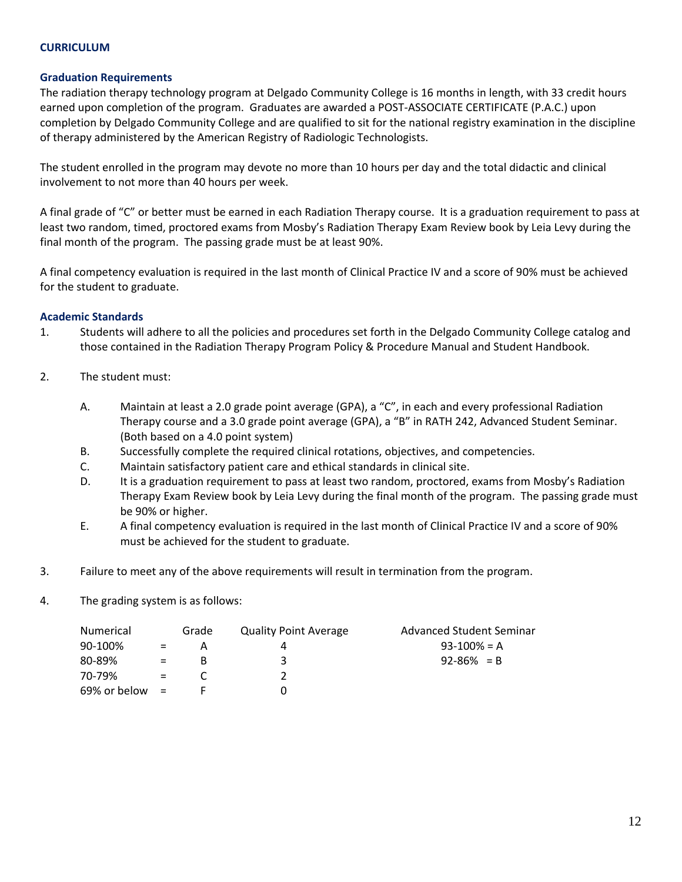## CURRICULUM

### Graduation Requirements

The radiation therapy technology program at Delgado Community College is 16 months in length, with 33 credit hours earned upon completion of the program. Graduates are awarded a POST-ASSOCIATE CERTIFICATE (P.A.C.) upon completion by Delgado Community College and are qualified to sit for the national registry examination in the discipline of therapy administered by the American Registry of Radiologic Technologists.

The student enrolled in the program may devote no more than 10 hours per day and the total didactic and clinical involvement to not more than 40 hours per week.

A final grade of "C" or better must be earned in each Radiation Therapy course. It is a graduation requirement to pass at least two random, timed, proctored exams from Mosby's Radiation Therapy Exam Review book by Leia Levy during the final month of the program. The passing grade must be at least 90%.

A final competency evaluation is required in the last month of Clinical Practice IV and a score of 90% must be achieved for the student to graduate.

### Academic Standards

1. Students will adhere to all the policies and procedures set forth in the Delgado Community College catalog and those contained in the Radiation Therapy Program Policy & Procedure Manual and Student Handbook.

2. The student must:

   A. Maintain at least a 2.0 grade point average (GPA), a "C", in each and every professional Radiation Therapy course and a 3.0 grade point average (GPA), a "B" in RATH 242, Advanced Student Seminar. (Both based on a 4.0 point system)

   B. Successfully complete the required clinical rotations, objectives, and competencies.

   C. Maintain satisfactory patient care and ethical standards in clinical site.

   D. It is a graduation requirement to pass at least two random, proctored, exams from Mosby's Radiation Therapy Exam Review book by Leia Levy during the final month of the program. The passing grade must be 90% or higher.

   E. A final competency evaluation is required in the last month of Clinical Practice IV and a score of 90% must be achieved for the student to graduate.

3. Failure to meet any of the above requirements will result in termination from the program.

4. The grading system is as follows:

| Numerical | | Grade | Quality Point Average | Advanced Student Seminar |
|---|---|---|---|---|
| 90-100% | = | A | 4 | 93-100% = A |
| 80-89% | = | B | 3 | 92-86% = B |
| 70-79% | = | C | 2 | |
| 69% or below | = | F | 0 | |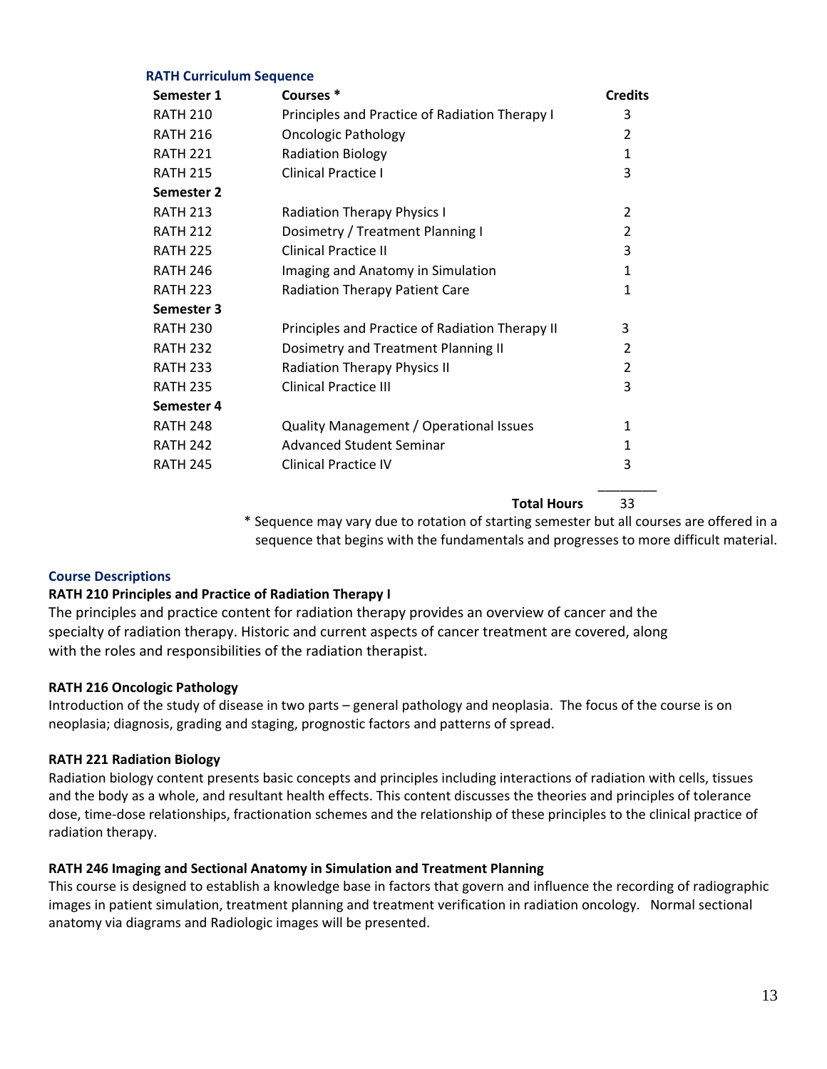### RATH Curriculum Sequence

| Semester 1 | Courses * | Credits |
|---|---|---|
| RATH 210 | Principles and Practice of Radiation Therapy I | 3 |
| RATH 216 | Oncologic Pathology | 2 |
| RATH 221 | Radiation Biology | 1 |
| RATH 215 | Clinical Practice I | 3 |
| **Semester 2** | | |
| RATH 213 | Radiation Therapy Physics I | 2 |
| RATH 212 | Dosimetry / Treatment Planning I | 2 |
| RATH 225 | Clinical Practice II | 3 |
| RATH 246 | Imaging and Anatomy in Simulation | 1 |
| RATH 223 | Radiation Therapy Patient Care | 1 |
| **Semester 3** | | |
| RATH 230 | Principles and Practice of Radiation Therapy II | 3 |
| RATH 232 | Dosimetry and Treatment Planning II | 2 |
| RATH 233 | Radiation Therapy Physics II | 2 |
| RATH 235 | Clinical Practice III | 3 |
| **Semester 4** | | |
| RATH 248 | Quality Management / Operational Issues | 1 |
| RATH 242 | Advanced Student Seminar | 1 |
| RATH 245 | Clinical Practice IV | 3 |
| | **Total Hours** | 33 |

\* Sequence may vary due to rotation of starting semester but all courses are offered in a sequence that begins with the fundamentals and progresses to more difficult material.

### Course Descriptions

**RATH 210 Principles and Practice of Radiation Therapy I**

The principles and practice content for radiation therapy provides an overview of cancer and the specialty of radiation therapy. Historic and current aspects of cancer treatment are covered, along with the roles and responsibilities of the radiation therapist.

**RATH 216 Oncologic Pathology**

Introduction of the study of disease in two parts – general pathology and neoplasia. The focus of the course is on neoplasia; diagnosis, grading and staging, prognostic factors and patterns of spread.

**RATH 221 Radiation Biology**

Radiation biology content presents basic concepts and principles including interactions of radiation with cells, tissues and the body as a whole, and resultant health effects. This content discusses the theories and principles of tolerance dose, time-dose relationships, fractionation schemes and the relationship of these principles to the clinical practice of radiation therapy.

**RATH 246 Imaging and Sectional Anatomy in Simulation and Treatment Planning**

This course is designed to establish a knowledge base in factors that govern and influence the recording of radiographic images in patient simulation, treatment planning and treatment verification in radiation oncology. Normal sectional anatomy via diagrams and Radiologic images will be presented.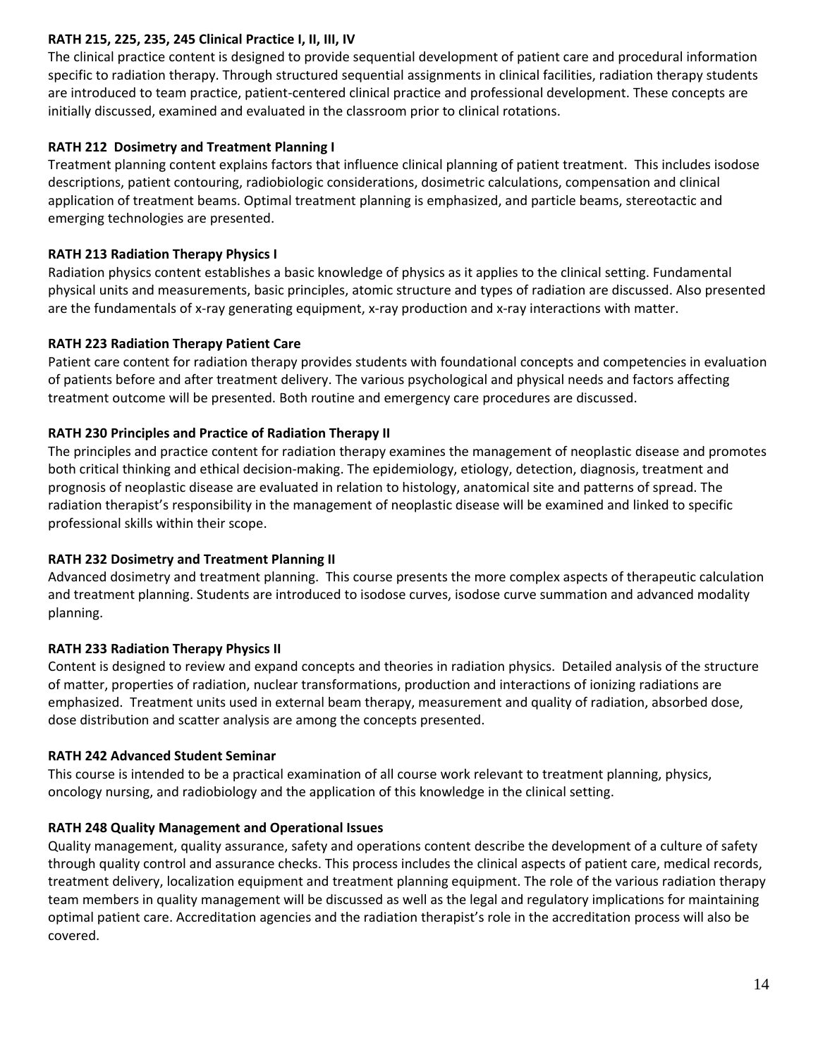**RATH 215, 225, 235, 245 Clinical Practice I, II, III, IV**

The clinical practice content is designed to provide sequential development of patient care and procedural information specific to radiation therapy. Through structured sequential assignments in clinical facilities, radiation therapy students are introduced to team practice, patient-centered clinical practice and professional development. These concepts are initially discussed, examined and evaluated in the classroom prior to clinical rotations.

**RATH 212 Dosimetry and Treatment Planning I**

Treatment planning content explains factors that influence clinical planning of patient treatment. This includes isodose descriptions, patient contouring, radiobiologic considerations, dosimetric calculations, compensation and clinical application of treatment beams. Optimal treatment planning is emphasized, and particle beams, stereotactic and emerging technologies are presented.

**RATH 213 Radiation Therapy Physics I**

Radiation physics content establishes a basic knowledge of physics as it applies to the clinical setting. Fundamental physical units and measurements, basic principles, atomic structure and types of radiation are discussed. Also presented are the fundamentals of x-ray generating equipment, x-ray production and x-ray interactions with matter.

**RATH 223 Radiation Therapy Patient Care**

Patient care content for radiation therapy provides students with foundational concepts and competencies in evaluation of patients before and after treatment delivery. The various psychological and physical needs and factors affecting treatment outcome will be presented. Both routine and emergency care procedures are discussed.

**RATH 230 Principles and Practice of Radiation Therapy II**

The principles and practice content for radiation therapy examines the management of neoplastic disease and promotes both critical thinking and ethical decision-making. The epidemiology, etiology, detection, diagnosis, treatment and prognosis of neoplastic disease are evaluated in relation to histology, anatomical site and patterns of spread. The radiation therapist's responsibility in the management of neoplastic disease will be examined and linked to specific professional skills within their scope.

**RATH 232 Dosimetry and Treatment Planning II**

Advanced dosimetry and treatment planning. This course presents the more complex aspects of therapeutic calculation and treatment planning. Students are introduced to isodose curves, isodose curve summation and advanced modality planning.

**RATH 233 Radiation Therapy Physics II**

Content is designed to review and expand concepts and theories in radiation physics. Detailed analysis of the structure of matter, properties of radiation, nuclear transformations, production and interactions of ionizing radiations are emphasized. Treatment units used in external beam therapy, measurement and quality of radiation, absorbed dose, dose distribution and scatter analysis are among the concepts presented.

**RATH 242 Advanced Student Seminar**

This course is intended to be a practical examination of all course work relevant to treatment planning, physics, oncology nursing, and radiobiology and the application of this knowledge in the clinical setting.

**RATH 248 Quality Management and Operational Issues**

Quality management, quality assurance, safety and operations content describe the development of a culture of safety through quality control and assurance checks. This process includes the clinical aspects of patient care, medical records, treatment delivery, localization equipment and treatment planning equipment. The role of the various radiation therapy team members in quality management will be discussed as well as the legal and regulatory implications for maintaining optimal patient care. Accreditation agencies and the radiation therapist's role in the accreditation process will also be covered.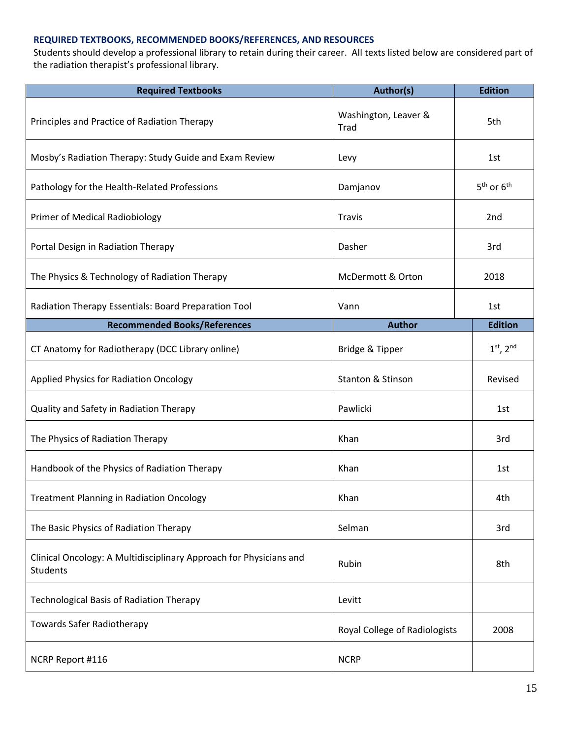### REQUIRED TEXTBOOKS, RECOMMENDED BOOKS/REFERENCES, AND RESOURCES

Students should develop a professional library to retain during their career. All texts listed below are considered part of the radiation therapist's professional library.

| Required Textbooks | Author(s) | Edition |
|---|---|---|
| Principles and Practice of Radiation Therapy | Washington, Leaver & Trad | 5th |
| Mosby's Radiation Therapy: Study Guide and Exam Review | Levy | 1st |
| Pathology for the Health-Related Professions | Damjanov | 5th or 6th |
| Primer of Medical Radiobiology | Travis | 2nd |
| Portal Design in Radiation Therapy | Dasher | 3rd |
| The Physics & Technology of Radiation Therapy | McDermott & Orton | 2018 |
| Radiation Therapy Essentials: Board Preparation Tool | Vann | 1st |
| **Recommended Books/References** | **Author** | **Edition** |
| CT Anatomy for Radiotherapy (DCC Library online) | Bridge & Tipper | 1st, 2nd |
| Applied Physics for Radiation Oncology | Stanton & Stinson | Revised |
| Quality and Safety in Radiation Therapy | Pawlicki | 1st |
| The Physics of Radiation Therapy | Khan | 3rd |
| Handbook of the Physics of Radiation Therapy | Khan | 1st |
| Treatment Planning in Radiation Oncology | Khan | 4th |
| The Basic Physics of Radiation Therapy | Selman | 3rd |
| Clinical Oncology: A Multidisciplinary Approach for Physicians and Students | Rubin | 8th |
| Technological Basis of Radiation Therapy | Levitt | |
| Towards Safer Radiotherapy | Royal College of Radiologists | 2008 |
| NCRP Report #116 | NCRP | |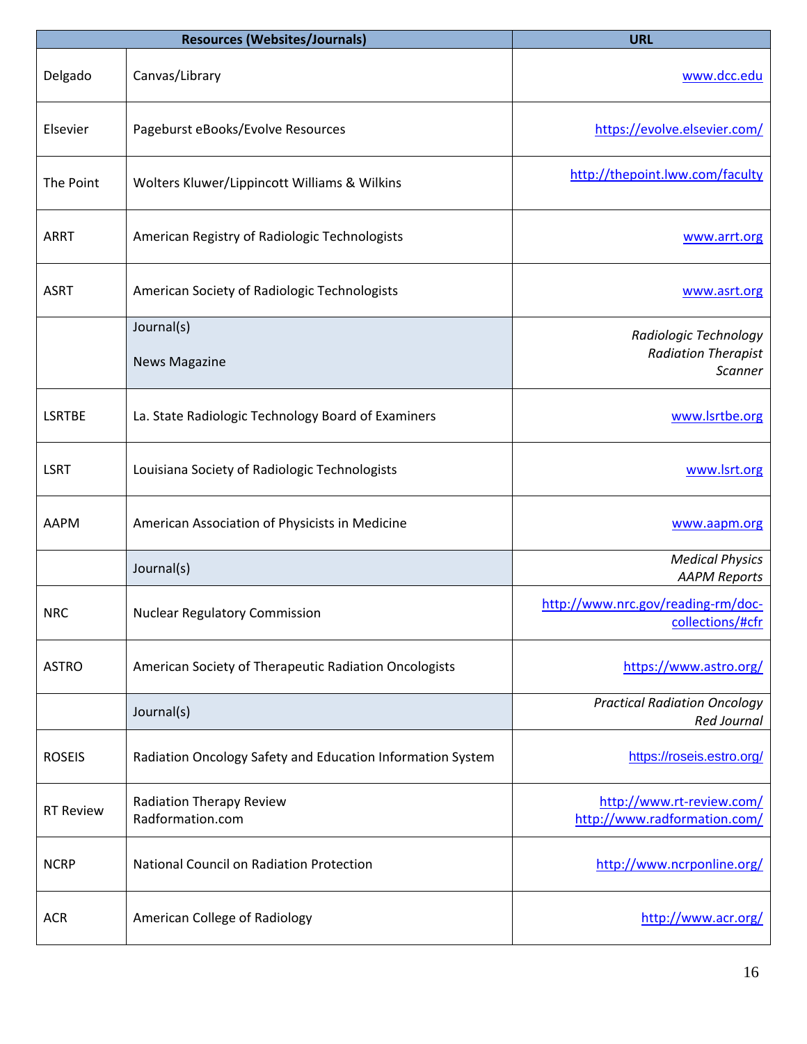| Resources (Websites/Journals) | | URL |
|---|---|---|
| Delgado | Canvas/Library | www.dcc.edu |
| Elsevier | Pageburst eBooks/Evolve Resources | https://evolve.elsevier.com/ |
| The Point | Wolters Kluwer/Lippincott Williams & Wilkins | http://thepoint.lww.com/faculty |
| ARRT | American Registry of Radiologic Technologists | www.arrt.org |
| ASRT | American Society of Radiologic Technologists | www.asrt.org |
| | Journal(s)<br>News Magazine | *Radiologic Technology*<br>*Radiation Therapist*<br>*Scanner* |
| LSRTBE | La. State Radiologic Technology Board of Examiners | www.lsrtbe.org |
| LSRT | Louisiana Society of Radiologic Technologists | www.lsrt.org |
| AAPM | American Association of Physicists in Medicine | www.aapm.org |
| | Journal(s) | *Medical Physics*<br>*AAPM Reports* |
| NRC | Nuclear Regulatory Commission | http://www.nrc.gov/reading-rm/doc-collections/#cfr |
| ASTRO | American Society of Therapeutic Radiation Oncologists | https://www.astro.org/ |
| | Journal(s) | *Practical Radiation Oncology*<br>*Red Journal* |
| ROSEIS | Radiation Oncology Safety and Education Information System | https://roseis.estro.org/ |
| RT Review | Radiation Therapy Review<br>Radformation.com | http://www.rt-review.com/<br>http://www.radformation.com/ |
| NCRP | National Council on Radiation Protection | http://www.ncrponline.org/ |
| ACR | American College of Radiology | http://www.acr.org/ |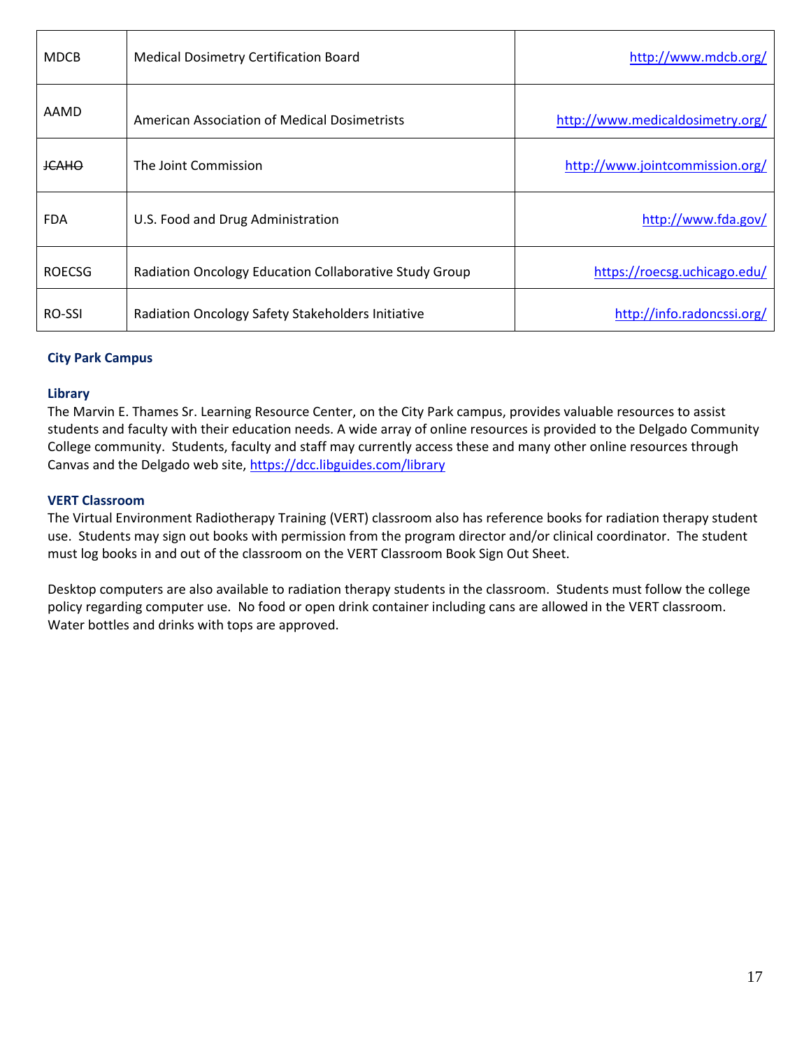| MDCB | Medical Dosimetry Certification Board | http://www.mdcb.org/ |
|---|---|---|
| AAMD | American Association of Medical Dosimetrists | http://www.medicaldosimetry.org/ |
| ~~JCAHO~~ | The Joint Commission | http://www.jointcommission.org/ |
| FDA | U.S. Food and Drug Administration | http://www.fda.gov/ |
| ROECSG | Radiation Oncology Education Collaborative Study Group | https://roecsg.uchicago.edu/ |
| RO-SSI | Radiation Oncology Safety Stakeholders Initiative | http://info.radoncssi.org/ |

**City Park Campus**

**Library**

The Marvin E. Thames Sr. Learning Resource Center, on the City Park campus, provides valuable resources to assist students and faculty with their education needs. A wide array of online resources is provided to the Delgado Community College community. Students, faculty and staff may currently access these and many other online resources through Canvas and the Delgado web site, https://dcc.libguides.com/library

**VERT Classroom**

The Virtual Environment Radiotherapy Training (VERT) classroom also has reference books for radiation therapy student use. Students may sign out books with permission from the program director and/or clinical coordinator. The student must log books in and out of the classroom on the VERT Classroom Book Sign Out Sheet.

Desktop computers are also available to radiation therapy students in the classroom. Students must follow the college policy regarding computer use. No food or open drink container including cans are allowed in the VERT classroom. Water bottles and drinks with tops are approved.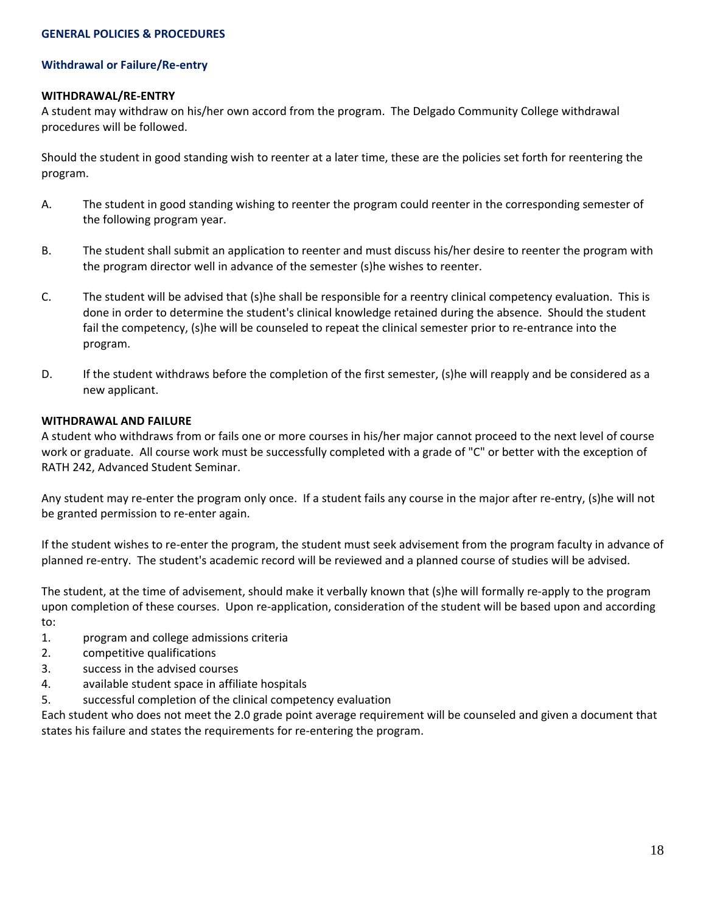## GENERAL POLICIES & PROCEDURES

### Withdrawal or Failure/Re-entry

#### WITHDRAWAL/RE-ENTRY

A student may withdraw on his/her own accord from the program. The Delgado Community College withdrawal procedures will be followed.

Should the student in good standing wish to reenter at a later time, these are the policies set forth for reentering the program.

A. The student in good standing wishing to reenter the program could reenter in the corresponding semester of the following program year.

B. The student shall submit an application to reenter and must discuss his/her desire to reenter the program with the program director well in advance of the semester (s)he wishes to reenter.

C. The student will be advised that (s)he shall be responsible for a reentry clinical competency evaluation. This is done in order to determine the student's clinical knowledge retained during the absence. Should the student fail the competency, (s)he will be counseled to repeat the clinical semester prior to re-entrance into the program.

D. If the student withdraws before the completion of the first semester, (s)he will reapply and be considered as a new applicant.

#### WITHDRAWAL AND FAILURE

A student who withdraws from or fails one or more courses in his/her major cannot proceed to the next level of course work or graduate. All course work must be successfully completed with a grade of "C" or better with the exception of RATH 242, Advanced Student Seminar.

Any student may re-enter the program only once. If a student fails any course in the major after re-entry, (s)he will not be granted permission to re-enter again.

If the student wishes to re-enter the program, the student must seek advisement from the program faculty in advance of planned re-entry. The student's academic record will be reviewed and a planned course of studies will be advised.

The student, at the time of advisement, should make it verbally known that (s)he will formally re-apply to the program upon completion of these courses. Upon re-application, consideration of the student will be based upon and according to:

1. program and college admissions criteria
2. competitive qualifications
3. success in the advised courses
4. available student space in affiliate hospitals
5. successful completion of the clinical competency evaluation

Each student who does not meet the 2.0 grade point average requirement will be counseled and given a document that states his failure and states the requirements for re-entering the program.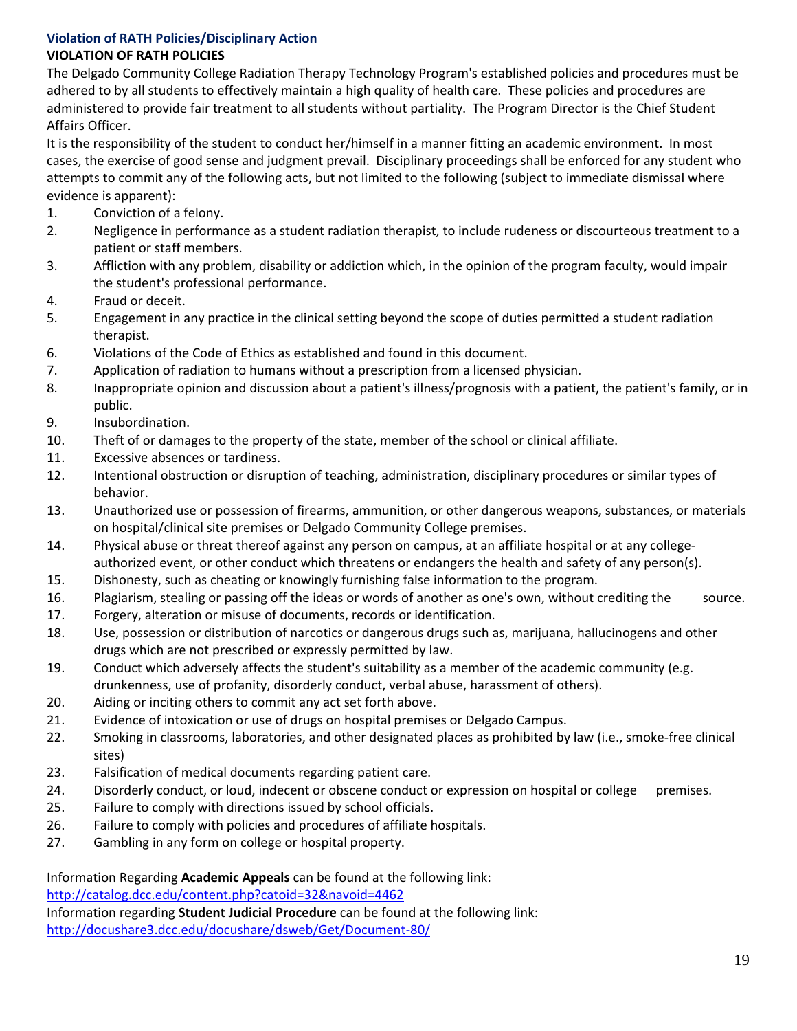### Violation of RATH Policies/Disciplinary Action

**VIOLATION OF RATH POLICIES**

The Delgado Community College Radiation Therapy Technology Program's established policies and procedures must be adhered to by all students to effectively maintain a high quality of health care. These policies and procedures are administered to provide fair treatment to all students without partiality. The Program Director is the Chief Student Affairs Officer.

It is the responsibility of the student to conduct her/himself in a manner fitting an academic environment. In most cases, the exercise of good sense and judgment prevail. Disciplinary proceedings shall be enforced for any student who attempts to commit any of the following acts, but not limited to the following (subject to immediate dismissal where evidence is apparent):

1. Conviction of a felony.
2. Negligence in performance as a student radiation therapist, to include rudeness or discourteous treatment to a patient or staff members.
3. Affliction with any problem, disability or addiction which, in the opinion of the program faculty, would impair the student's professional performance.
4. Fraud or deceit.
5. Engagement in any practice in the clinical setting beyond the scope of duties permitted a student radiation therapist.
6. Violations of the Code of Ethics as established and found in this document.
7. Application of radiation to humans without a prescription from a licensed physician.
8. Inappropriate opinion and discussion about a patient's illness/prognosis with a patient, the patient's family, or in public.
9. Insubordination.
10. Theft of or damages to the property of the state, member of the school or clinical affiliate.
11. Excessive absences or tardiness.
12. Intentional obstruction or disruption of teaching, administration, disciplinary procedures or similar types of behavior.
13. Unauthorized use or possession of firearms, ammunition, or other dangerous weapons, substances, or materials on hospital/clinical site premises or Delgado Community College premises.
14. Physical abuse or threat thereof against any person on campus, at an affiliate hospital or at any college-authorized event, or other conduct which threatens or endangers the health and safety of any person(s).
15. Dishonesty, such as cheating or knowingly furnishing false information to the program.
16. Plagiarism, stealing or passing off the ideas or words of another as one's own, without crediting the source.
17. Forgery, alteration or misuse of documents, records or identification.
18. Use, possession or distribution of narcotics or dangerous drugs such as, marijuana, hallucinogens and other drugs which are not prescribed or expressly permitted by law.
19. Conduct which adversely affects the student's suitability as a member of the academic community (e.g. drunkenness, use of profanity, disorderly conduct, verbal abuse, harassment of others).
20. Aiding or inciting others to commit any act set forth above.
21. Evidence of intoxication or use of drugs on hospital premises or Delgado Campus.
22. Smoking in classrooms, laboratories, and other designated places as prohibited by law (i.e., smoke-free clinical sites)
23. Falsification of medical documents regarding patient care.
24. Disorderly conduct, or loud, indecent or obscene conduct or expression on hospital or college premises.
25. Failure to comply with directions issued by school officials.
26. Failure to comply with policies and procedures of affiliate hospitals.
27. Gambling in any form on college or hospital property.

Information Regarding **Academic Appeals** can be found at the following link:
http://catalog.dcc.edu/content.php?catoid=32&navoid=4462

Information regarding **Student Judicial Procedure** can be found at the following link:
http://docushare3.dcc.edu/docushare/dsweb/Get/Document-80/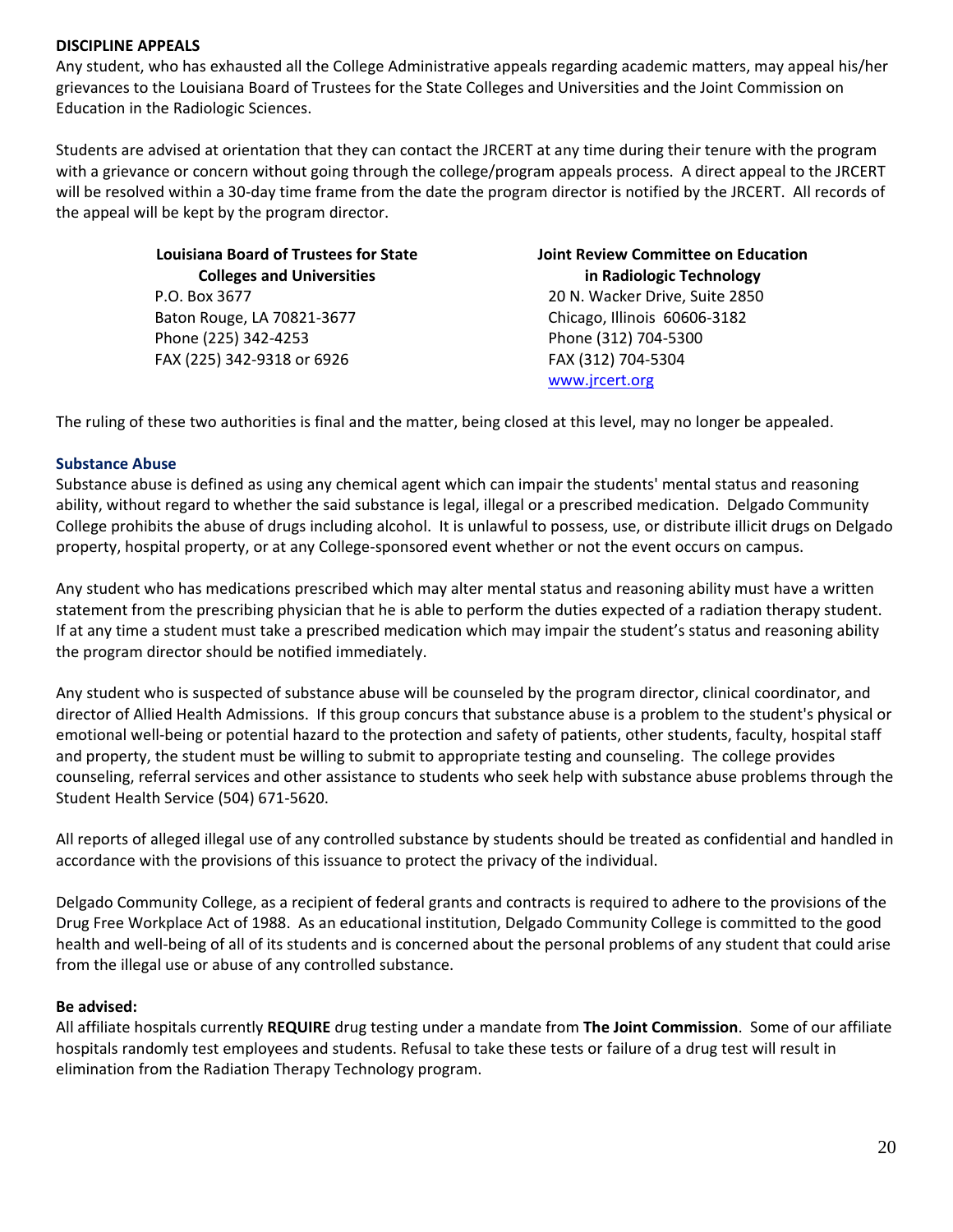### DISCIPLINE APPEALS

Any student, who has exhausted all the College Administrative appeals regarding academic matters, may appeal his/her grievances to the Louisiana Board of Trustees for the State Colleges and Universities and the Joint Commission on Education in the Radiologic Sciences.

Students are advised at orientation that they can contact the JRCERT at any time during their tenure with the program with a grievance or concern without going through the college/program appeals process. A direct appeal to the JRCERT will be resolved within a 30-day time frame from the date the program director is notified by the JRCERT. All records of the appeal will be kept by the program director.

**Louisiana Board of Trustees for State Colleges and Universities**
P.O. Box 3677
Baton Rouge, LA 70821-3677
Phone (225) 342-4253
FAX (225) 342-9318 or 6926

**Joint Review Committee on Education in Radiologic Technology**
20 N. Wacker Drive, Suite 2850
Chicago, Illinois 60606-3182
Phone (312) 704-5300
FAX (312) 704-5304
www.jrcert.org

The ruling of these two authorities is final and the matter, being closed at this level, may no longer be appealed.

### Substance Abuse

Substance abuse is defined as using any chemical agent which can impair the students' mental status and reasoning ability, without regard to whether the said substance is legal, illegal or a prescribed medication. Delgado Community College prohibits the abuse of drugs including alcohol. It is unlawful to possess, use, or distribute illicit drugs on Delgado property, hospital property, or at any College-sponsored event whether or not the event occurs on campus.

Any student who has medications prescribed which may alter mental status and reasoning ability must have a written statement from the prescribing physician that he is able to perform the duties expected of a radiation therapy student. If at any time a student must take a prescribed medication which may impair the student's status and reasoning ability the program director should be notified immediately.

Any student who is suspected of substance abuse will be counseled by the program director, clinical coordinator, and director of Allied Health Admissions. If this group concurs that substance abuse is a problem to the student's physical or emotional well-being or potential hazard to the protection and safety of patients, other students, faculty, hospital staff and property, the student must be willing to submit to appropriate testing and counseling. The college provides counseling, referral services and other assistance to students who seek help with substance abuse problems through the Student Health Service (504) 671-5620.

All reports of alleged illegal use of any controlled substance by students should be treated as confidential and handled in accordance with the provisions of this issuance to protect the privacy of the individual.

Delgado Community College, as a recipient of federal grants and contracts is required to adhere to the provisions of the Drug Free Workplace Act of 1988. As an educational institution, Delgado Community College is committed to the good health and well-being of all of its students and is concerned about the personal problems of any student that could arise from the illegal use or abuse of any controlled substance.

**Be advised:**
All affiliate hospitals currently **REQUIRE** drug testing under a mandate from **The Joint Commission**. Some of our affiliate hospitals randomly test employees and students. Refusal to take these tests or failure of a drug test will result in elimination from the Radiation Therapy Technology program.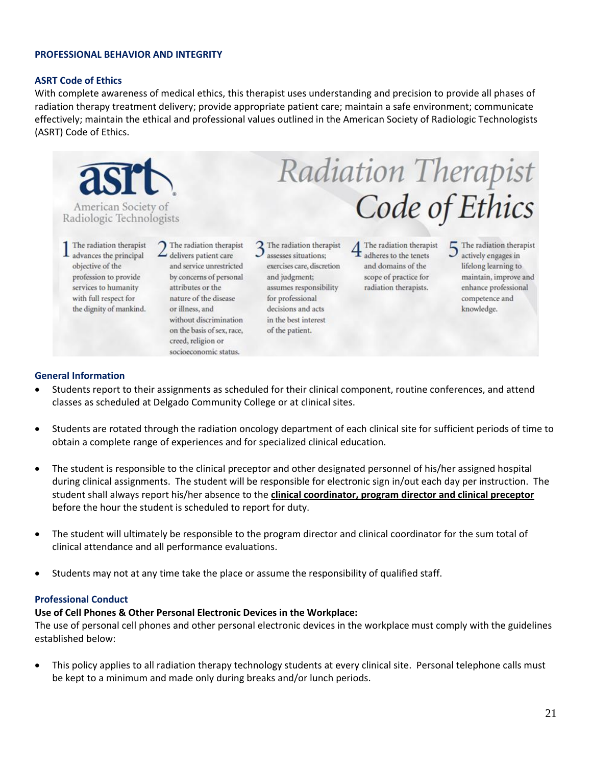## PROFESSIONAL BEHAVIOR AND INTEGRITY

### ASRT Code of Ethics

With complete awareness of medical ethics, this therapist uses understanding and precision to provide all phases of radiation therapy treatment delivery; provide appropriate patient care; maintain a safe environment; communicate effectively; maintain the ethical and professional values outlined in the American Society of Radiologic Technologists (ASRT) Code of Ethics.

asrt
American Society of Radiologic Technologists

**Radiation Therapist Code of Ethics**

1. The radiation therapist advances the principal objective of the profession to provide services to humanity with full respect for the dignity of mankind.
2. The radiation therapist delivers patient care and service unrestricted by concerns of personal attributes or the nature of the disease or illness, and without discrimination on the basis of sex, race, creed, religion or socioeconomic status.
3. The radiation therapist assesses situations; exercises care, discretion and judgment; assumes responsibility for professional decisions and acts in the best interest of the patient.
4. The radiation therapist adheres to the tenets and domains of the scope of practice for radiation therapists.
5. The radiation therapist actively engages in lifelong learning to maintain, improve and enhance professional competence and knowledge.

### General Information

- Students report to their assignments as scheduled for their clinical component, routine conferences, and attend classes as scheduled at Delgado Community College or at clinical sites.
- Students are rotated through the radiation oncology department of each clinical site for sufficient periods of time to obtain a complete range of experiences and for specialized clinical education.
- The student is responsible to the clinical preceptor and other designated personnel of his/her assigned hospital during clinical assignments. The student will be responsible for electronic sign in/out each day per instruction. The student shall always report his/her absence to the **clinical coordinator, program director and clinical preceptor** before the hour the student is scheduled to report for duty.
- The student will ultimately be responsible to the program director and clinical coordinator for the sum total of clinical attendance and all performance evaluations.
- Students may not at any time take the place or assume the responsibility of qualified staff.

### Professional Conduct

**Use of Cell Phones & Other Personal Electronic Devices in the Workplace:**

The use of personal cell phones and other personal electronic devices in the workplace must comply with the guidelines established below:

- This policy applies to all radiation therapy technology students at every clinical site. Personal telephone calls must be kept to a minimum and made only during breaks and/or lunch periods.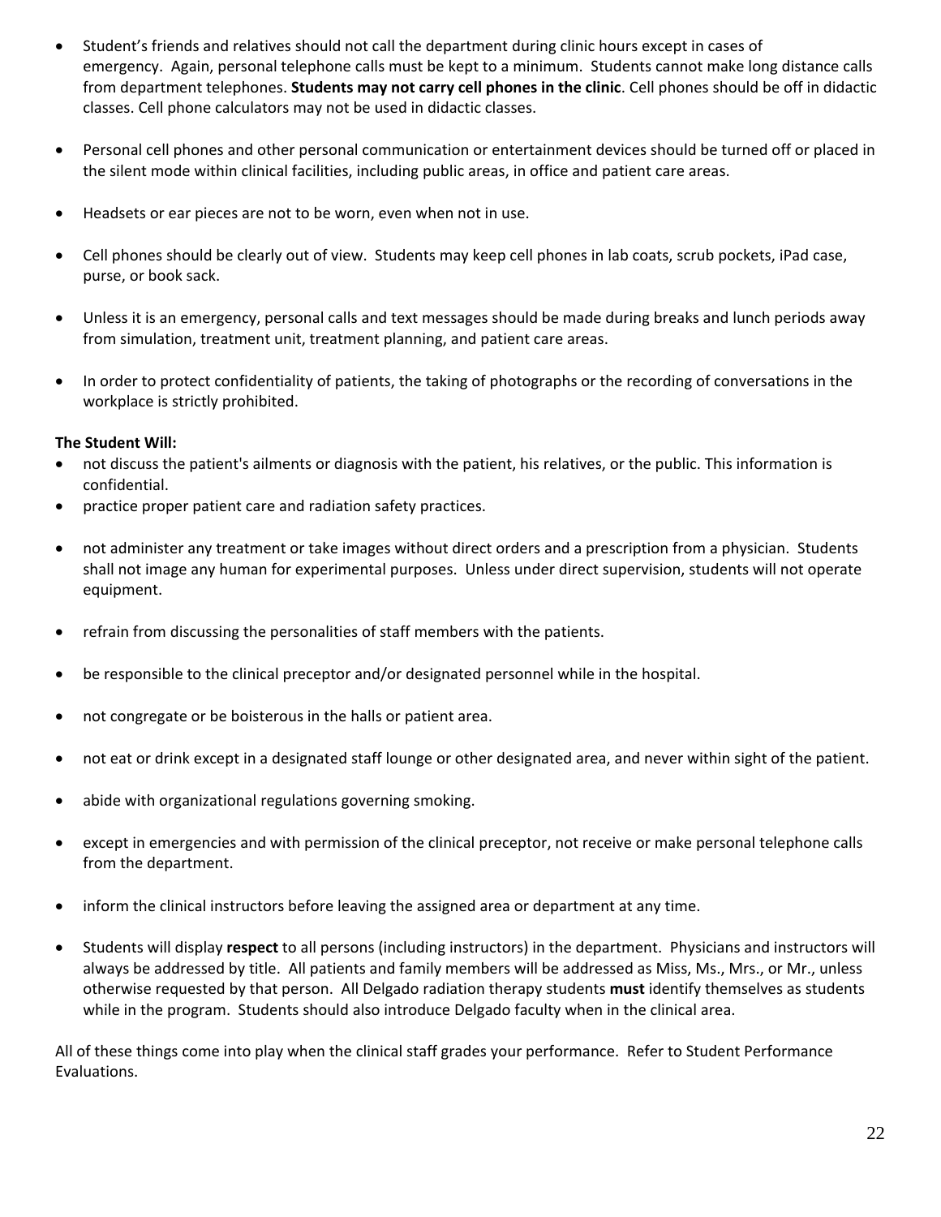- Student's friends and relatives should not call the department during clinic hours except in cases of emergency. Again, personal telephone calls must be kept to a minimum. Students cannot make long distance calls from department telephones. **Students may not carry cell phones in the clinic**. Cell phones should be off in didactic classes. Cell phone calculators may not be used in didactic classes.

- Personal cell phones and other personal communication or entertainment devices should be turned off or placed in the silent mode within clinical facilities, including public areas, in office and patient care areas.

- Headsets or ear pieces are not to be worn, even when not in use.

- Cell phones should be clearly out of view. Students may keep cell phones in lab coats, scrub pockets, iPad case, purse, or book sack.

- Unless it is an emergency, personal calls and text messages should be made during breaks and lunch periods away from simulation, treatment unit, treatment planning, and patient care areas.

- In order to protect confidentiality of patients, the taking of photographs or the recording of conversations in the workplace is strictly prohibited.

**The Student Will:**

- not discuss the patient's ailments or diagnosis with the patient, his relatives, or the public. This information is confidential.
- practice proper patient care and radiation safety practices.

- not administer any treatment or take images without direct orders and a prescription from a physician. Students shall not image any human for experimental purposes. Unless under direct supervision, students will not operate equipment.

- refrain from discussing the personalities of staff members with the patients.

- be responsible to the clinical preceptor and/or designated personnel while in the hospital.

- not congregate or be boisterous in the halls or patient area.

- not eat or drink except in a designated staff lounge or other designated area, and never within sight of the patient.

- abide with organizational regulations governing smoking.

- except in emergencies and with permission of the clinical preceptor, not receive or make personal telephone calls from the department.

- inform the clinical instructors before leaving the assigned area or department at any time.

- Students will display **respect** to all persons (including instructors) in the department. Physicians and instructors will always be addressed by title. All patients and family members will be addressed as Miss, Ms., Mrs., or Mr., unless otherwise requested by that person. All Delgado radiation therapy students **must** identify themselves as students while in the program. Students should also introduce Delgado faculty when in the clinical area.

All of these things come into play when the clinical staff grades your performance. Refer to Student Performance Evaluations.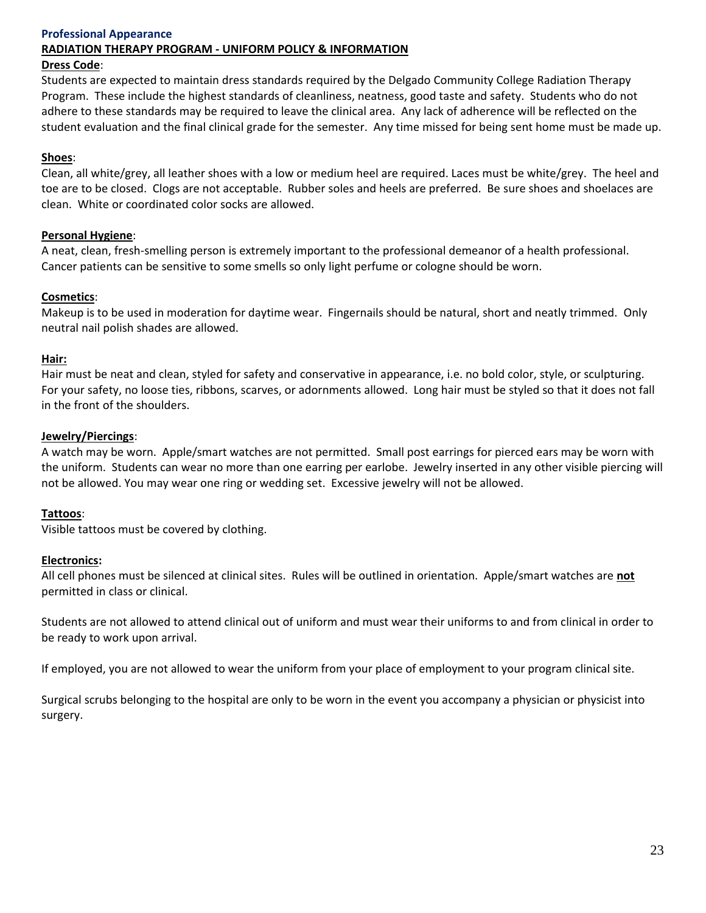## Professional Appearance

### RADIATION THERAPY PROGRAM - UNIFORM POLICY & INFORMATION

**Dress Code**:

Students are expected to maintain dress standards required by the Delgado Community College Radiation Therapy Program. These include the highest standards of cleanliness, neatness, good taste and safety. Students who do not adhere to these standards may be required to leave the clinical area. Any lack of adherence will be reflected on the student evaluation and the final clinical grade for the semester. Any time missed for being sent home must be made up.

**Shoes**:

Clean, all white/grey, all leather shoes with a low or medium heel are required. Laces must be white/grey. The heel and toe are to be closed. Clogs are not acceptable. Rubber soles and heels are preferred. Be sure shoes and shoelaces are clean. White or coordinated color socks are allowed.

**Personal Hygiene**:

A neat, clean, fresh-smelling person is extremely important to the professional demeanor of a health professional. Cancer patients can be sensitive to some smells so only light perfume or cologne should be worn.

**Cosmetics**:

Makeup is to be used in moderation for daytime wear. Fingernails should be natural, short and neatly trimmed. Only neutral nail polish shades are allowed.

**Hair:**

Hair must be neat and clean, styled for safety and conservative in appearance, i.e. no bold color, style, or sculpturing. For your safety, no loose ties, ribbons, scarves, or adornments allowed. Long hair must be styled so that it does not fall in the front of the shoulders.

**Jewelry/Piercings**:

A watch may be worn. Apple/smart watches are not permitted. Small post earrings for pierced ears may be worn with the uniform. Students can wear no more than one earring per earlobe. Jewelry inserted in any other visible piercing will not be allowed. You may wear one ring or wedding set. Excessive jewelry will not be allowed.

**Tattoos**:

Visible tattoos must be covered by clothing.

**Electronics:**

All cell phones must be silenced at clinical sites. Rules will be outlined in orientation. Apple/smart watches are **not** permitted in class or clinical.

Students are not allowed to attend clinical out of uniform and must wear their uniforms to and from clinical in order to be ready to work upon arrival.

If employed, you are not allowed to wear the uniform from your place of employment to your program clinical site.

Surgical scrubs belonging to the hospital are only to be worn in the event you accompany a physician or physicist into surgery.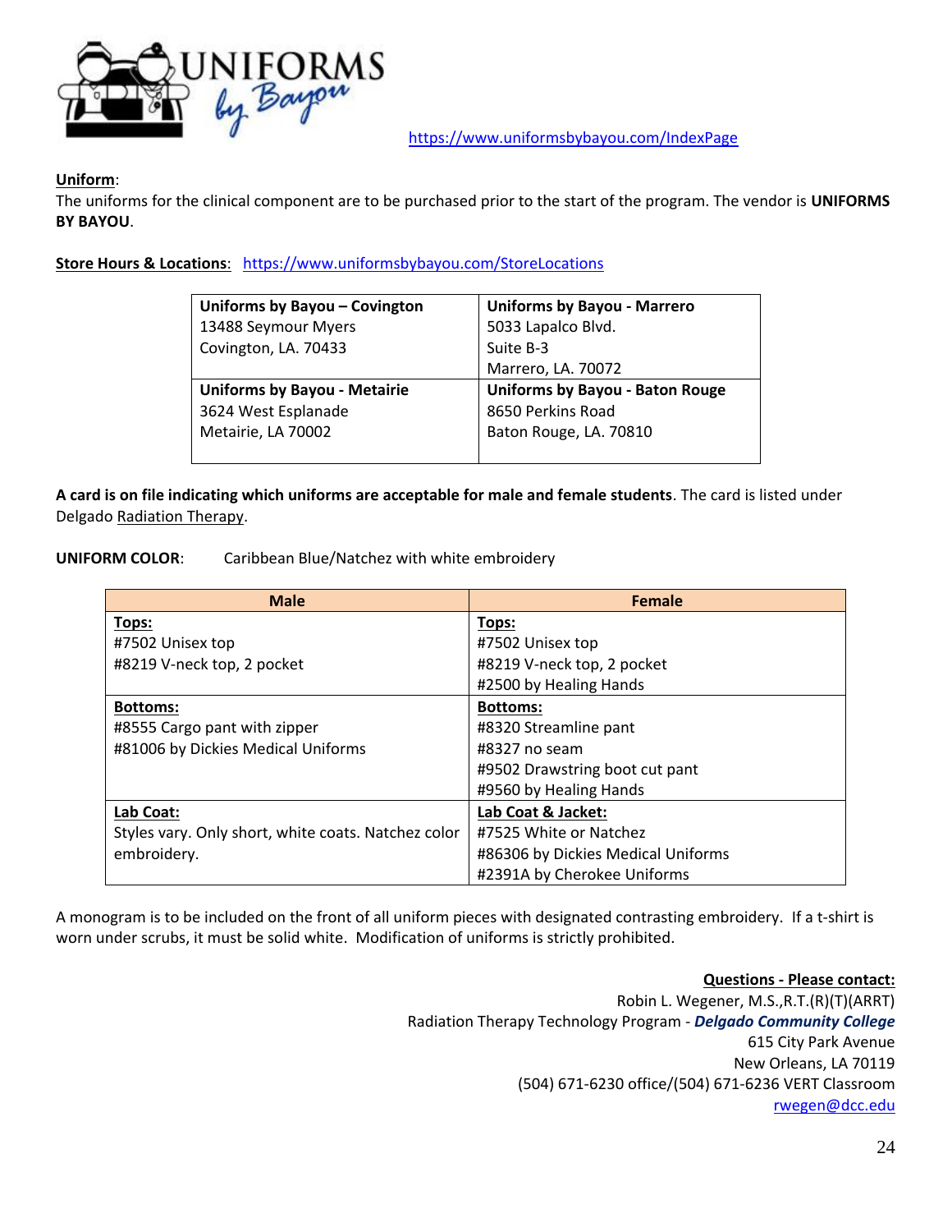UNIFORMS by Bayou

https://www.uniformsbybayou.com/IndexPage

**Uniform**:
The uniforms for the clinical component are to be purchased prior to the start of the program. The vendor is **UNIFORMS BY BAYOU**.

**Store Hours & Locations**: https://www.uniformsbybayou.com/StoreLocations

| **Uniforms by Bayou – Covington**<br>13488 Seymour Myers<br>Covington, LA. 70433 | **Uniforms by Bayou - Marrero**<br>5033 Lapalco Blvd.<br>Suite B-3<br>Marrero, LA. 70072 |
|---|---|
| **Uniforms by Bayou - Metairie**<br>3624 West Esplanade<br>Metairie, LA 70002 | **Uniforms by Bayou - Baton Rouge**<br>8650 Perkins Road<br>Baton Rouge, LA. 70810 |

**A card is on file indicating which uniforms are acceptable for male and female students**. The card is listed under Delgado Radiation Therapy.

**UNIFORM COLOR**: Caribbean Blue/Natchez with white embroidery

| Male | Female |
|---|---|
| **Tops:**<br>#7502 Unisex top<br>#8219 V-neck top, 2 pocket | **Tops:**<br>#7502 Unisex top<br>#8219 V-neck top, 2 pocket<br>#2500 by Healing Hands |
| **Bottoms:**<br>#8555 Cargo pant with zipper<br>#81006 by Dickies Medical Uniforms | **Bottoms:**<br>#8320 Streamline pant<br>#8327 no seam<br>#9502 Drawstring boot cut pant<br>#9560 by Healing Hands |
| **Lab Coat:**<br>Styles vary. Only short, white coats. Natchez color embroidery. | **Lab Coat & Jacket:**<br>#7525 White or Natchez<br>#86306 by Dickies Medical Uniforms<br>#2391A by Cherokee Uniforms |

A monogram is to be included on the front of all uniform pieces with designated contrasting embroidery. If a t-shirt is worn under scrubs, it must be solid white. Modification of uniforms is strictly prohibited.

**Questions - Please contact:**
Robin L. Wegener, M.S.,R.T.(R)(T)(ARRT)
Radiation Therapy Technology Program - ***Delgado Community College***
615 City Park Avenue
New Orleans, LA 70119
(504) 671-6230 office/(504) 671-6236 VERT Classroom
rwegen@dcc.edu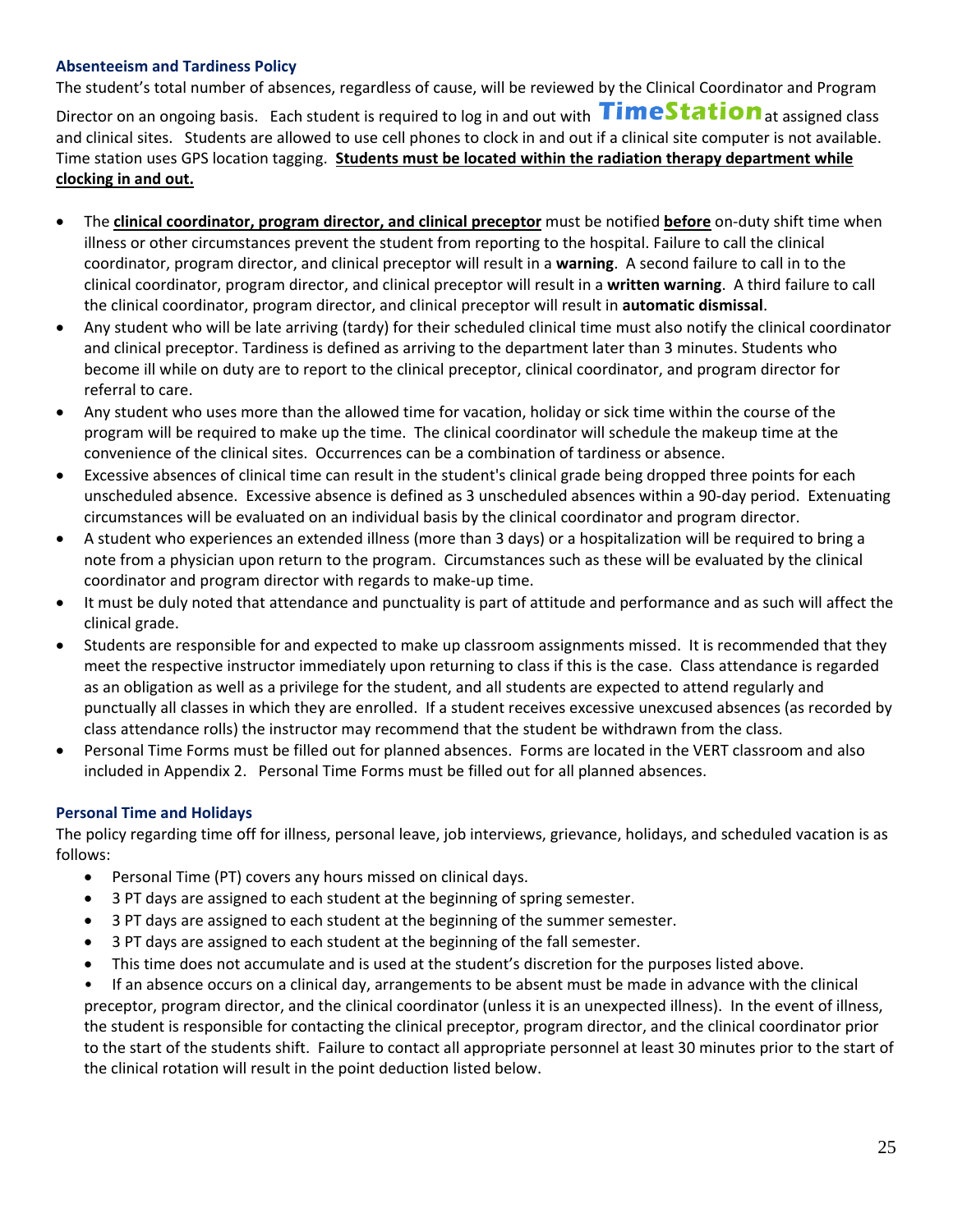### Absenteeism and Tardiness Policy

The student's total number of absences, regardless of cause, will be reviewed by the Clinical Coordinator and Program Director on an ongoing basis. Each student is required to log in and out with **TimeStation** at assigned class and clinical sites. Students are allowed to use cell phones to clock in and out if a clinical site computer is not available. Time station uses GPS location tagging. **Students must be located within the radiation therapy department while clocking in and out.**

- The **clinical coordinator, program director, and clinical preceptor** must be notified **before** on-duty shift time when illness or other circumstances prevent the student from reporting to the hospital. Failure to call the clinical coordinator, program director, and clinical preceptor will result in a **warning**. A second failure to call in to the clinical coordinator, program director, and clinical preceptor will result in a **written warning**. A third failure to call the clinical coordinator, program director, and clinical preceptor will result in **automatic dismissal**.
- Any student who will be late arriving (tardy) for their scheduled clinical time must also notify the clinical coordinator and clinical preceptor. Tardiness is defined as arriving to the department later than 3 minutes. Students who become ill while on duty are to report to the clinical preceptor, clinical coordinator, and program director for referral to care.
- Any student who uses more than the allowed time for vacation, holiday or sick time within the course of the program will be required to make up the time. The clinical coordinator will schedule the makeup time at the convenience of the clinical sites. Occurrences can be a combination of tardiness or absence.
- Excessive absences of clinical time can result in the student's clinical grade being dropped three points for each unscheduled absence. Excessive absence is defined as 3 unscheduled absences within a 90-day period. Extenuating circumstances will be evaluated on an individual basis by the clinical coordinator and program director.
- A student who experiences an extended illness (more than 3 days) or a hospitalization will be required to bring a note from a physician upon return to the program. Circumstances such as these will be evaluated by the clinical coordinator and program director with regards to make-up time.
- It must be duly noted that attendance and punctuality is part of attitude and performance and as such will affect the clinical grade.
- Students are responsible for and expected to make up classroom assignments missed. It is recommended that they meet the respective instructor immediately upon returning to class if this is the case. Class attendance is regarded as an obligation as well as a privilege for the student, and all students are expected to attend regularly and punctually all classes in which they are enrolled. If a student receives excessive unexcused absences (as recorded by class attendance rolls) the instructor may recommend that the student be withdrawn from the class.
- Personal Time Forms must be filled out for planned absences. Forms are located in the VERT classroom and also included in Appendix 2. Personal Time Forms must be filled out for all planned absences.

### Personal Time and Holidays

The policy regarding time off for illness, personal leave, job interviews, grievance, holidays, and scheduled vacation is as follows:

- Personal Time (PT) covers any hours missed on clinical days.
- 3 PT days are assigned to each student at the beginning of spring semester.
- 3 PT days are assigned to each student at the beginning of the summer semester.
- 3 PT days are assigned to each student at the beginning of the fall semester.
- This time does not accumulate and is used at the student's discretion for the purposes listed above.
- If an absence occurs on a clinical day, arrangements to be absent must be made in advance with the clinical preceptor, program director, and the clinical coordinator (unless it is an unexpected illness). In the event of illness, the student is responsible for contacting the clinical preceptor, program director, and the clinical coordinator prior to the start of the students shift. Failure to contact all appropriate personnel at least 30 minutes prior to the start of the clinical rotation will result in the point deduction listed below.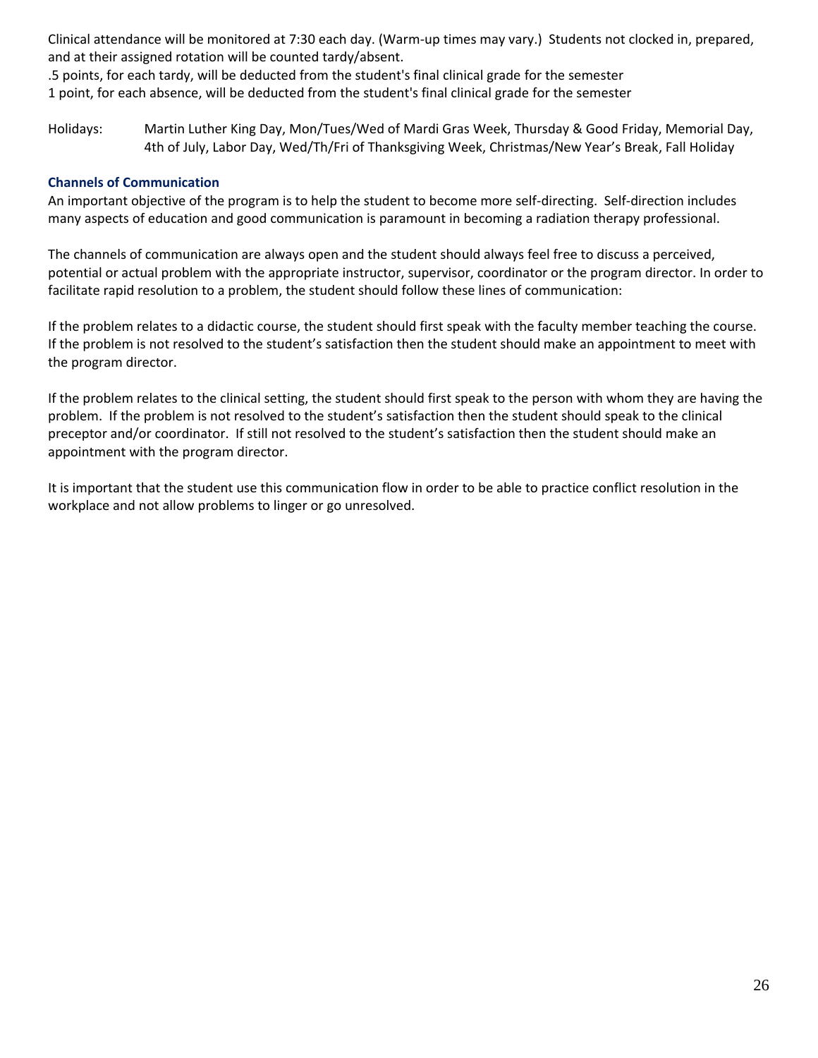Clinical attendance will be monitored at 7:30 each day. (Warm-up times may vary.) Students not clocked in, prepared, and at their assigned rotation will be counted tardy/absent.
.5 points, for each tardy, will be deducted from the student's final clinical grade for the semester
1 point, for each absence, will be deducted from the student's final clinical grade for the semester

Holidays: Martin Luther King Day, Mon/Tues/Wed of Mardi Gras Week, Thursday & Good Friday, Memorial Day, 4th of July, Labor Day, Wed/Th/Fri of Thanksgiving Week, Christmas/New Year's Break, Fall Holiday

### Channels of Communication

An important objective of the program is to help the student to become more self-directing. Self-direction includes many aspects of education and good communication is paramount in becoming a radiation therapy professional.

The channels of communication are always open and the student should always feel free to discuss a perceived, potential or actual problem with the appropriate instructor, supervisor, coordinator or the program director. In order to facilitate rapid resolution to a problem, the student should follow these lines of communication:

If the problem relates to a didactic course, the student should first speak with the faculty member teaching the course. If the problem is not resolved to the student's satisfaction then the student should make an appointment to meet with the program director.

If the problem relates to the clinical setting, the student should first speak to the person with whom they are having the problem. If the problem is not resolved to the student's satisfaction then the student should speak to the clinical preceptor and/or coordinator. If still not resolved to the student's satisfaction then the student should make an appointment with the program director.

It is important that the student use this communication flow in order to be able to practice conflict resolution in the workplace and not allow problems to linger or go unresolved.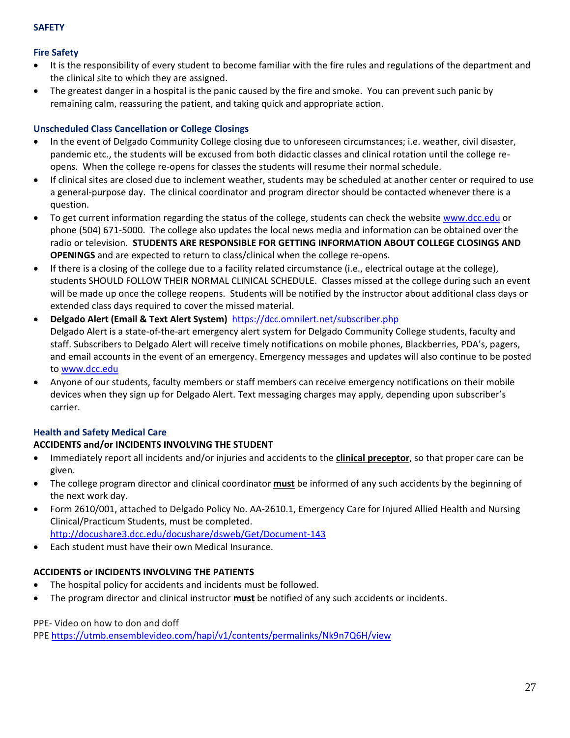## SAFETY

### Fire Safety

- It is the responsibility of every student to become familiar with the fire rules and regulations of the department and the clinical site to which they are assigned.
- The greatest danger in a hospital is the panic caused by the fire and smoke. You can prevent such panic by remaining calm, reassuring the patient, and taking quick and appropriate action.

### Unscheduled Class Cancellation or College Closings

- In the event of Delgado Community College closing due to unforeseen circumstances; i.e. weather, civil disaster, pandemic etc., the students will be excused from both didactic classes and clinical rotation until the college re-opens. When the college re-opens for classes the students will resume their normal schedule.
- If clinical sites are closed due to inclement weather, students may be scheduled at another center or required to use a general-purpose day. The clinical coordinator and program director should be contacted whenever there is a question.
- To get current information regarding the status of the college, students can check the website [www.dcc.edu](http://www.dcc.edu) or phone (504) 671-5000. The college also updates the local news media and information can be obtained over the radio or television. **STUDENTS ARE RESPONSIBLE FOR GETTING INFORMATION ABOUT COLLEGE CLOSINGS AND OPENINGS** and are expected to return to class/clinical when the college re-opens.
- If there is a closing of the college due to a facility related circumstance (i.e., electrical outage at the college), students SHOULD FOLLOW THEIR NORMAL CLINICAL SCHEDULE. Classes missed at the college during such an event will be made up once the college reopens. Students will be notified by the instructor about additional class days or extended class days required to cover the missed material.
- **Delgado Alert (Email & Text Alert System)** [https://dcc.omnilert.net/subscriber.php](https://dcc.omnilert.net/subscriber.php)
  Delgado Alert is a state-of-the-art emergency alert system for Delgado Community College students, faculty and staff. Subscribers to Delgado Alert will receive timely notifications on mobile phones, Blackberries, PDA's, pagers, and email accounts in the event of an emergency. Emergency messages and updates will also continue to be posted to [www.dcc.edu](http://www.dcc.edu)
- Anyone of our students, faculty members or staff members can receive emergency notifications on their mobile devices when they sign up for Delgado Alert. Text messaging charges may apply, depending upon subscriber's carrier.

### Health and Safety Medical Care

**ACCIDENTS and/or INCIDENTS INVOLVING THE STUDENT**

- Immediately report all incidents and/or injuries and accidents to the **clinical preceptor**, so that proper care can be given.
- The college program director and clinical coordinator **must** be informed of any such accidents by the beginning of the next work day.
- Form 2610/001, attached to Delgado Policy No. AA-2610.1, Emergency Care for Injured Allied Health and Nursing Clinical/Practicum Students, must be completed.
  [http://docushare3.dcc.edu/docushare/dsweb/Get/Document-143](http://docushare3.dcc.edu/docushare/dsweb/Get/Document-143)
- Each student must have their own Medical Insurance.

**ACCIDENTS or INCIDENTS INVOLVING THE PATIENTS**

- The hospital policy for accidents and incidents must be followed.
- The program director and clinical instructor **must** be notified of any such accidents or incidents.

PPE- Video on how to don and doff
PPE [https://utmb.ensemblevideo.com/hapi/v1/contents/permalinks/Nk9n7Q6H/view](https://utmb.ensemblevideo.com/hapi/v1/contents/permalinks/Nk9n7Q6H/view)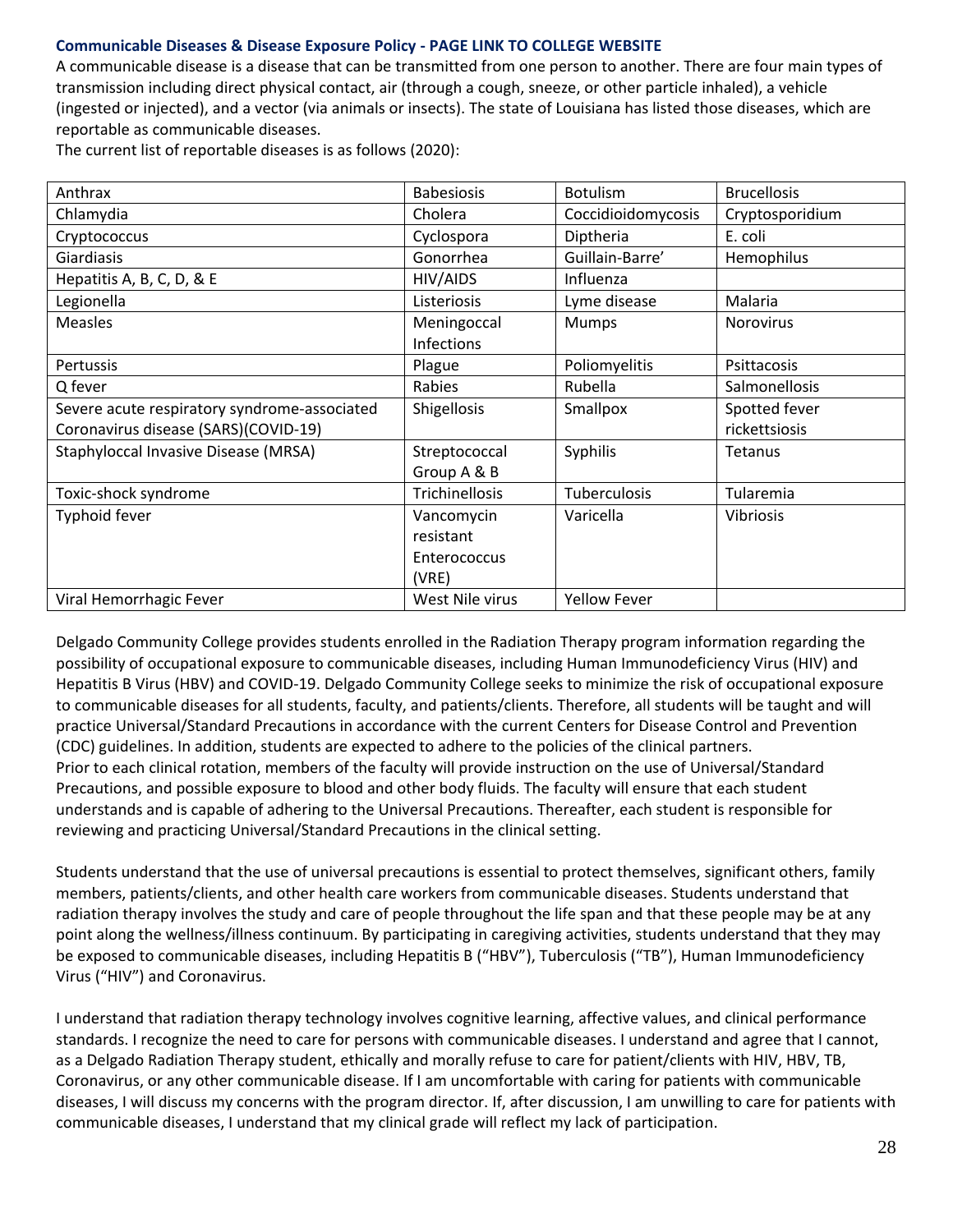**Communicable Diseases & Disease Exposure Policy - PAGE LINK TO COLLEGE WEBSITE**

A communicable disease is a disease that can be transmitted from one person to another. There are four main types of transmission including direct physical contact, air (through a cough, sneeze, or other particle inhaled), a vehicle (ingested or injected), and a vector (via animals or insects). The state of Louisiana has listed those diseases, which are reportable as communicable diseases.

The current list of reportable diseases is as follows (2020):

| | | | |
|---|---|---|---|
| Anthrax | Babesiosis | Botulism | Brucellosis |
| Chlamydia | Cholera | Coccidioidomycosis | Cryptosporidium |
| Cryptococcus | Cyclospora | Diptheria | E. coli |
| Giardiasis | Gonorrhea | Guillain-Barre' | Hemophilus |
| Hepatitis A, B, C, D, & E | HIV/AIDS | Influenza | |
| Legionella | Listeriosis | Lyme disease | Malaria |
| Measles | Meningoccal Infections | Mumps | Norovirus |
| Pertussis | Plague | Poliomyelitis | Psittacosis |
| Q fever | Rabies | Rubella | Salmonellosis |
| Severe acute respiratory syndrome-associated Coronavirus disease (SARS)(COVID-19) | Shigellosis | Smallpox | Spotted fever rickettsiosis |
| Staphyloccal Invasive Disease (MRSA) | Streptococcal Group A & B | Syphilis | Tetanus |
| Toxic-shock syndrome | Trichinellosis | Tuberculosis | Tularemia |
| Typhoid fever | Vancomycin resistant Enterococcus (VRE) | Varicella | Vibriosis |
| Viral Hemorrhagic Fever | West Nile virus | Yellow Fever | |

Delgado Community College provides students enrolled in the Radiation Therapy program information regarding the possibility of occupational exposure to communicable diseases, including Human Immunodeficiency Virus (HIV) and Hepatitis B Virus (HBV) and COVID-19. Delgado Community College seeks to minimize the risk of occupational exposure to communicable diseases for all students, faculty, and patients/clients. Therefore, all students will be taught and will practice Universal/Standard Precautions in accordance with the current Centers for Disease Control and Prevention (CDC) guidelines. In addition, students are expected to adhere to the policies of the clinical partners.

Prior to each clinical rotation, members of the faculty will provide instruction on the use of Universal/Standard Precautions, and possible exposure to blood and other body fluids. The faculty will ensure that each student understands and is capable of adhering to the Universal Precautions. Thereafter, each student is responsible for reviewing and practicing Universal/Standard Precautions in the clinical setting.

Students understand that the use of universal precautions is essential to protect themselves, significant others, family members, patients/clients, and other health care workers from communicable diseases. Students understand that radiation therapy involves the study and care of people throughout the life span and that these people may be at any point along the wellness/illness continuum. By participating in caregiving activities, students understand that they may be exposed to communicable diseases, including Hepatitis B ("HBV"), Tuberculosis ("TB"), Human Immunodeficiency Virus ("HIV") and Coronavirus.

I understand that radiation therapy technology involves cognitive learning, affective values, and clinical performance standards. I recognize the need to care for persons with communicable diseases. I understand and agree that I cannot, as a Delgado Radiation Therapy student, ethically and morally refuse to care for patient/clients with HIV, HBV, TB, Coronavirus, or any other communicable disease. If I am uncomfortable with caring for patients with communicable diseases, I will discuss my concerns with the program director. If, after discussion, I am unwilling to care for patients with communicable diseases, I understand that my clinical grade will reflect my lack of participation.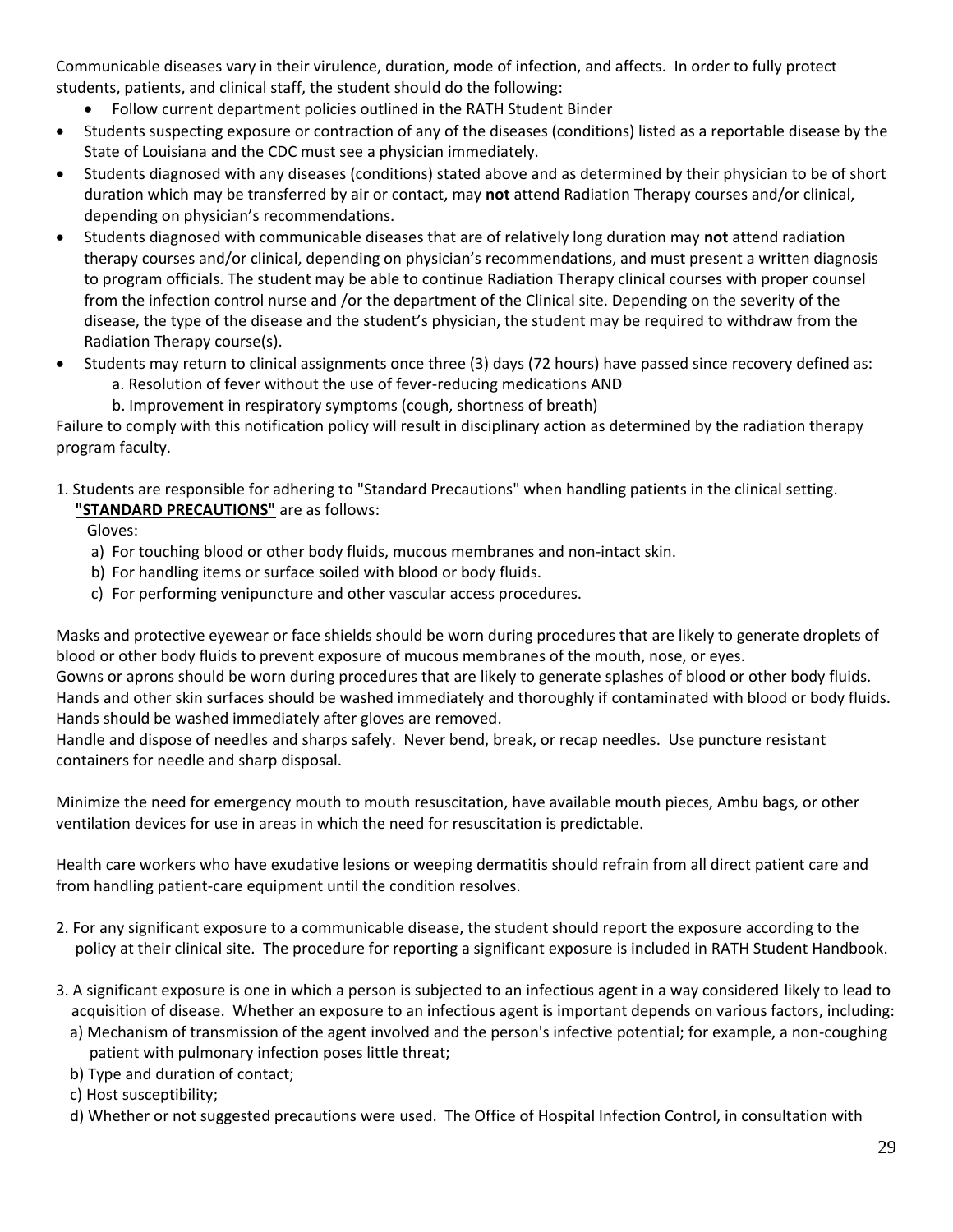Communicable diseases vary in their virulence, duration, mode of infection, and affects. In order to fully protect students, patients, and clinical staff, the student should do the following:

- Follow current department policies outlined in the RATH Student Binder
- Students suspecting exposure or contraction of any of the diseases (conditions) listed as a reportable disease by the State of Louisiana and the CDC must see a physician immediately.
- Students diagnosed with any diseases (conditions) stated above and as determined by their physician to be of short duration which may be transferred by air or contact, may **not** attend Radiation Therapy courses and/or clinical, depending on physician's recommendations.
- Students diagnosed with communicable diseases that are of relatively long duration may **not** attend radiation therapy courses and/or clinical, depending on physician's recommendations, and must present a written diagnosis to program officials. The student may be able to continue Radiation Therapy clinical courses with proper counsel from the infection control nurse and /or the department of the Clinical site. Depending on the severity of the disease, the type of the disease and the student's physician, the student may be required to withdraw from the Radiation Therapy course(s).
- Students may return to clinical assignments once three (3) days (72 hours) have passed since recovery defined as:
  - a. Resolution of fever without the use of fever-reducing medications AND
  - b. Improvement in respiratory symptoms (cough, shortness of breath)

Failure to comply with this notification policy will result in disciplinary action as determined by the radiation therapy program faculty.

1. Students are responsible for adhering to "Standard Precautions" when handling patients in the clinical setting.
   **"STANDARD PRECAUTIONS"** are as follows:

   Gloves:
   - a) For touching blood or other body fluids, mucous membranes and non-intact skin.
   - b) For handling items or surface soiled with blood or body fluids.
   - c) For performing venipuncture and other vascular access procedures.

Masks and protective eyewear or face shields should be worn during procedures that are likely to generate droplets of blood or other body fluids to prevent exposure of mucous membranes of the mouth, nose, or eyes.
Gowns or aprons should be worn during procedures that are likely to generate splashes of blood or other body fluids.
Hands and other skin surfaces should be washed immediately and thoroughly if contaminated with blood or body fluids.
Hands should be washed immediately after gloves are removed.
Handle and dispose of needles and sharps safely. Never bend, break, or recap needles. Use puncture resistant containers for needle and sharp disposal.

Minimize the need for emergency mouth to mouth resuscitation, have available mouth pieces, Ambu bags, or other ventilation devices for use in areas in which the need for resuscitation is predictable.

Health care workers who have exudative lesions or weeping dermatitis should refrain from all direct patient care and from handling patient-care equipment until the condition resolves.

2. For any significant exposure to a communicable disease, the student should report the exposure according to the policy at their clinical site. The procedure for reporting a significant exposure is included in RATH Student Handbook.

3. A significant exposure is one in which a person is subjected to an infectious agent in a way considered likely to lead to acquisition of disease. Whether an exposure to an infectious agent is important depends on various factors, including:
   - a) Mechanism of transmission of the agent involved and the person's infective potential; for example, a non-coughing patient with pulmonary infection poses little threat;
   - b) Type and duration of contact;
   - c) Host susceptibility;
   - d) Whether or not suggested precautions were used. The Office of Hospital Infection Control, in consultation with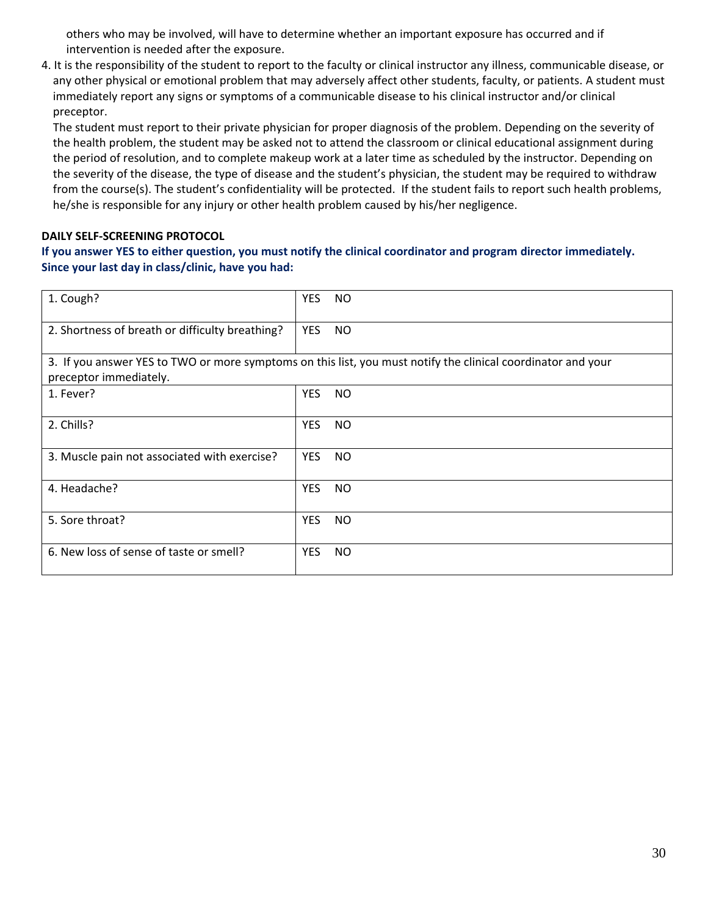others who may be involved, will have to determine whether an important exposure has occurred and if intervention is needed after the exposure.

4. It is the responsibility of the student to report to the faculty or clinical instructor any illness, communicable disease, or any other physical or emotional problem that may adversely affect other students, faculty, or patients. A student must immediately report any signs or symptoms of a communicable disease to his clinical instructor and/or clinical preceptor.

   The student must report to their private physician for proper diagnosis of the problem. Depending on the severity of the health problem, the student may be asked not to attend the classroom or clinical educational assignment during the period of resolution, and to complete makeup work at a later time as scheduled by the instructor. Depending on the severity of the disease, the type of disease and the student's physician, the student may be required to withdraw from the course(s). The student's confidentiality will be protected. If the student fails to report such health problems, he/she is responsible for any injury or other health problem caused by his/her negligence.

**DAILY SELF-SCREENING PROTOCOL**

**If you answer YES to either question, you must notify the clinical coordinator and program director immediately. Since your last day in class/clinic, have you had:**

| | |
|---|---|
| 1. Cough? | YES NO |
| 2. Shortness of breath or difficulty breathing? | YES NO |
| 3. If you answer YES to TWO or more symptoms on this list, you must notify the clinical coordinator and your preceptor immediately. | |
| 1. Fever? | YES NO |
| 2. Chills? | YES NO |
| 3. Muscle pain not associated with exercise? | YES NO |
| 4. Headache? | YES NO |
| 5. Sore throat? | YES NO |
| 6. New loss of sense of taste or smell? | YES NO |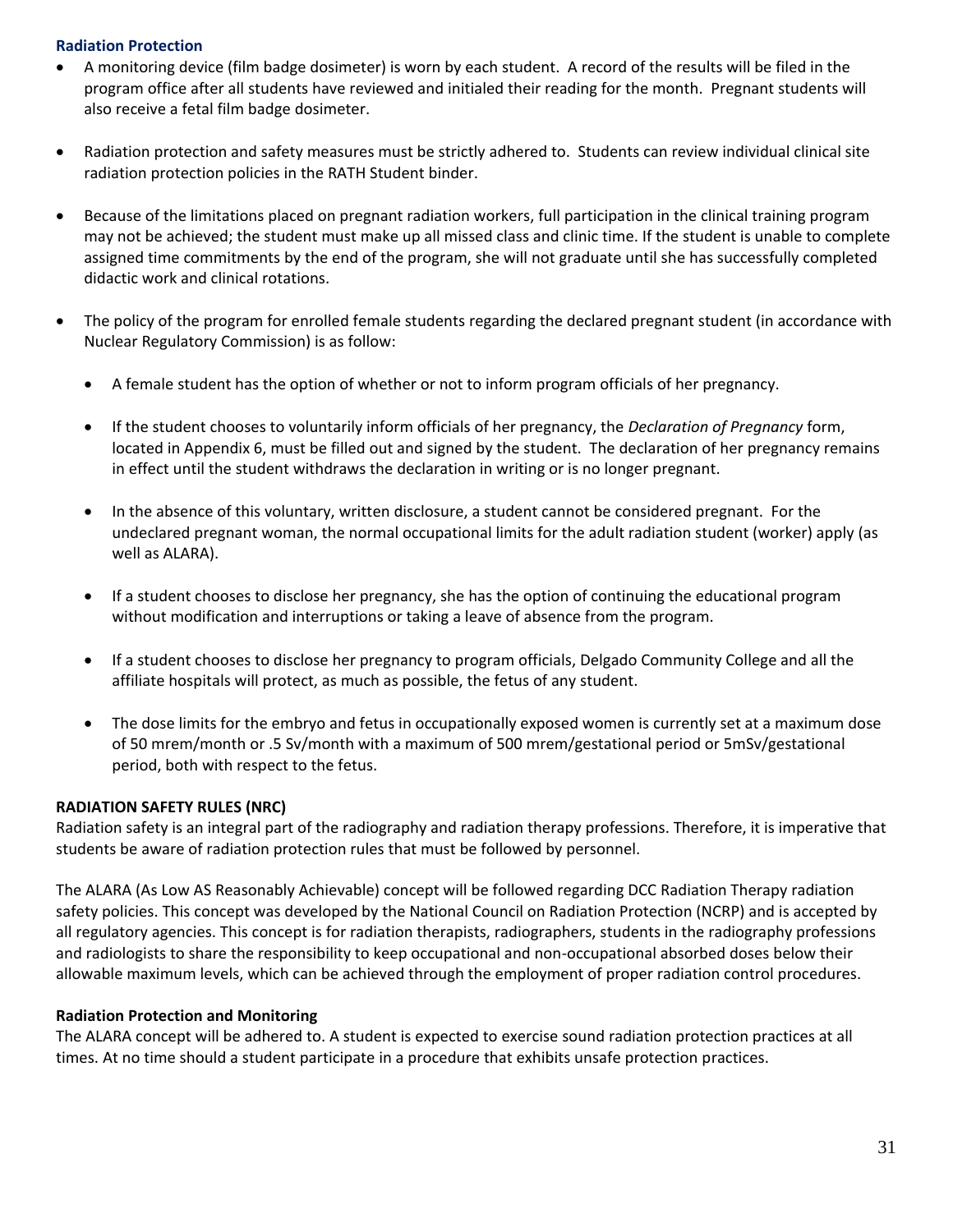### Radiation Protection

- A monitoring device (film badge dosimeter) is worn by each student. A record of the results will be filed in the program office after all students have reviewed and initialed their reading for the month. Pregnant students will also receive a fetal film badge dosimeter.
- Radiation protection and safety measures must be strictly adhered to. Students can review individual clinical site radiation protection policies in the RATH Student binder.
- Because of the limitations placed on pregnant radiation workers, full participation in the clinical training program may not be achieved; the student must make up all missed class and clinic time. If the student is unable to complete assigned time commitments by the end of the program, she will not graduate until she has successfully completed didactic work and clinical rotations.
- The policy of the program for enrolled female students regarding the declared pregnant student (in accordance with Nuclear Regulatory Commission) is as follow:
  - A female student has the option of whether or not to inform program officials of her pregnancy.
  - If the student chooses to voluntarily inform officials of her pregnancy, the *Declaration of Pregnancy* form, located in Appendix 6, must be filled out and signed by the student. The declaration of her pregnancy remains in effect until the student withdraws the declaration in writing or is no longer pregnant.
  - In the absence of this voluntary, written disclosure, a student cannot be considered pregnant. For the undeclared pregnant woman, the normal occupational limits for the adult radiation student (worker) apply (as well as ALARA).
  - If a student chooses to disclose her pregnancy, she has the option of continuing the educational program without modification and interruptions or taking a leave of absence from the program.
  - If a student chooses to disclose her pregnancy to program officials, Delgado Community College and all the affiliate hospitals will protect, as much as possible, the fetus of any student.
  - The dose limits for the embryo and fetus in occupationally exposed women is currently set at a maximum dose of 50 mrem/month or .5 Sv/month with a maximum of 500 mrem/gestational period or 5mSv/gestational period, both with respect to the fetus.

### RADIATION SAFETY RULES (NRC)

Radiation safety is an integral part of the radiography and radiation therapy professions. Therefore, it is imperative that students be aware of radiation protection rules that must be followed by personnel.

The ALARA (As Low AS Reasonably Achievable) concept will be followed regarding DCC Radiation Therapy radiation safety policies. This concept was developed by the National Council on Radiation Protection (NCRP) and is accepted by all regulatory agencies. This concept is for radiation therapists, radiographers, students in the radiography professions and radiologists to share the responsibility to keep occupational and non-occupational absorbed doses below their allowable maximum levels, which can be achieved through the employment of proper radiation control procedures.

### Radiation Protection and Monitoring

The ALARA concept will be adhered to. A student is expected to exercise sound radiation protection practices at all times. At no time should a student participate in a procedure that exhibits unsafe protection practices.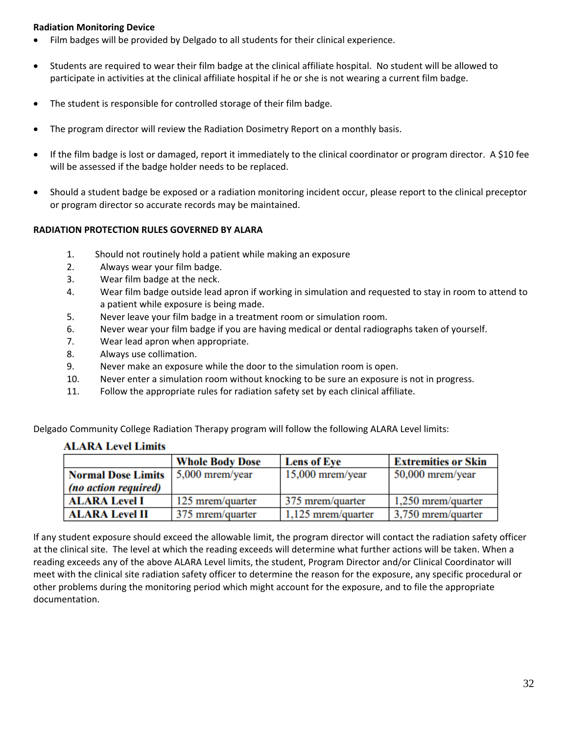**Radiation Monitoring Device**

- Film badges will be provided by Delgado to all students for their clinical experience.
- Students are required to wear their film badge at the clinical affiliate hospital. No student will be allowed to participate in activities at the clinical affiliate hospital if he or she is not wearing a current film badge.
- The student is responsible for controlled storage of their film badge.
- The program director will review the Radiation Dosimetry Report on a monthly basis.
- If the film badge is lost or damaged, report it immediately to the clinical coordinator or program director. A $10 fee will be assessed if the badge holder needs to be replaced.
- Should a student badge be exposed or a radiation monitoring incident occur, please report to the clinical preceptor or program director so accurate records may be maintained.

**RADIATION PROTECTION RULES GOVERNED BY ALARA**

1. Should not routinely hold a patient while making an exposure
2. Always wear your film badge.
3. Wear film badge at the neck.
4. Wear film badge outside lead apron if working in simulation and requested to stay in room to attend to a patient while exposure is being made.
5. Never leave your film badge in a treatment room or simulation room.
6. Never wear your film badge if you are having medical or dental radiographs taken of yourself.
7. Wear lead apron when appropriate.
8. Always use collimation.
9. Never make an exposure while the door to the simulation room is open.
10. Never enter a simulation room without knocking to be sure an exposure is not in progress.
11. Follow the appropriate rules for radiation safety set by each clinical affiliate.

Delgado Community College Radiation Therapy program will follow the following ALARA Level limits:

**ALARA Level Limits**

| | **Whole Body Dose** | **Lens of Eye** | **Extremities or Skin** |
|---|---|---|---|
| **Normal Dose Limits** ***(no action required)*** | 5,000 mrem/year | 15,000 mrem/year | 50,000 mrem/year |
| **ALARA Level I** | 125 mrem/quarter | 375 mrem/quarter | 1,250 mrem/quarter |
| **ALARA Level II** | 375 mrem/quarter | 1,125 mrem/quarter | 3,750 mrem/quarter |

If any student exposure should exceed the allowable limit, the program director will contact the radiation safety officer at the clinical site. The level at which the reading exceeds will determine what further actions will be taken. When a reading exceeds any of the above ALARA Level limits, the student, Program Director and/or Clinical Coordinator will meet with the clinical site radiation safety officer to determine the reason for the exposure, any specific procedural or other problems during the monitoring period which might account for the exposure, and to file the appropriate documentation.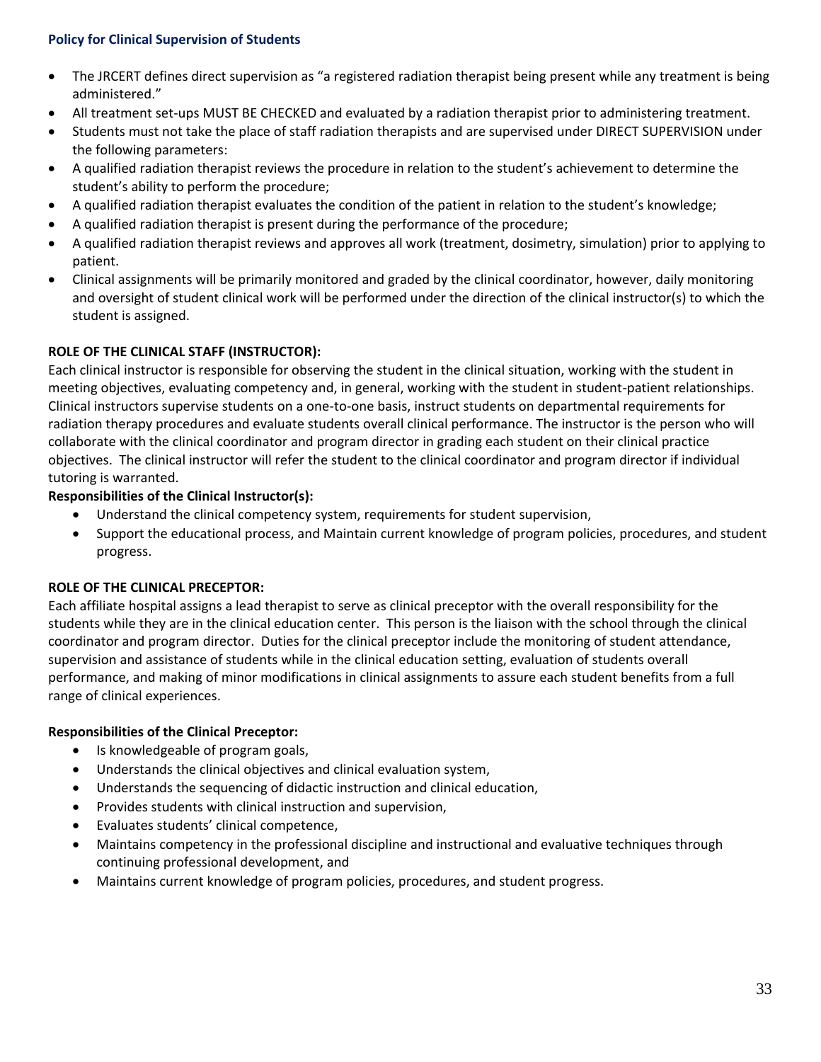### Policy for Clinical Supervision of Students

- The JRCERT defines direct supervision as "a registered radiation therapist being present while any treatment is being administered."
- All treatment set-ups MUST BE CHECKED and evaluated by a radiation therapist prior to administering treatment.
- Students must not take the place of staff radiation therapists and are supervised under DIRECT SUPERVISION under the following parameters:
- A qualified radiation therapist reviews the procedure in relation to the student's achievement to determine the student's ability to perform the procedure;
- A qualified radiation therapist evaluates the condition of the patient in relation to the student's knowledge;
- A qualified radiation therapist is present during the performance of the procedure;
- A qualified radiation therapist reviews and approves all work (treatment, dosimetry, simulation) prior to applying to patient.
- Clinical assignments will be primarily monitored and graded by the clinical coordinator, however, daily monitoring and oversight of student clinical work will be performed under the direction of the clinical instructor(s) to which the student is assigned.

**ROLE OF THE CLINICAL STAFF (INSTRUCTOR):**

Each clinical instructor is responsible for observing the student in the clinical situation, working with the student in meeting objectives, evaluating competency and, in general, working with the student in student-patient relationships. Clinical instructors supervise students on a one-to-one basis, instruct students on departmental requirements for radiation therapy procedures and evaluate students overall clinical performance. The instructor is the person who will collaborate with the clinical coordinator and program director in grading each student on their clinical practice objectives. The clinical instructor will refer the student to the clinical coordinator and program director if individual tutoring is warranted.

**Responsibilities of the Clinical Instructor(s):**

- Understand the clinical competency system, requirements for student supervision,
- Support the educational process, and Maintain current knowledge of program policies, procedures, and student progress.

**ROLE OF THE CLINICAL PRECEPTOR:**

Each affiliate hospital assigns a lead therapist to serve as clinical preceptor with the overall responsibility for the students while they are in the clinical education center. This person is the liaison with the school through the clinical coordinator and program director. Duties for the clinical preceptor include the monitoring of student attendance, supervision and assistance of students while in the clinical education setting, evaluation of students overall performance, and making of minor modifications in clinical assignments to assure each student benefits from a full range of clinical experiences.

**Responsibilities of the Clinical Preceptor:**

- Is knowledgeable of program goals,
- Understands the clinical objectives and clinical evaluation system,
- Understands the sequencing of didactic instruction and clinical education,
- Provides students with clinical instruction and supervision,
- Evaluates students' clinical competence,
- Maintains competency in the professional discipline and instructional and evaluative techniques through continuing professional development, and
- Maintains current knowledge of program policies, procedures, and student progress.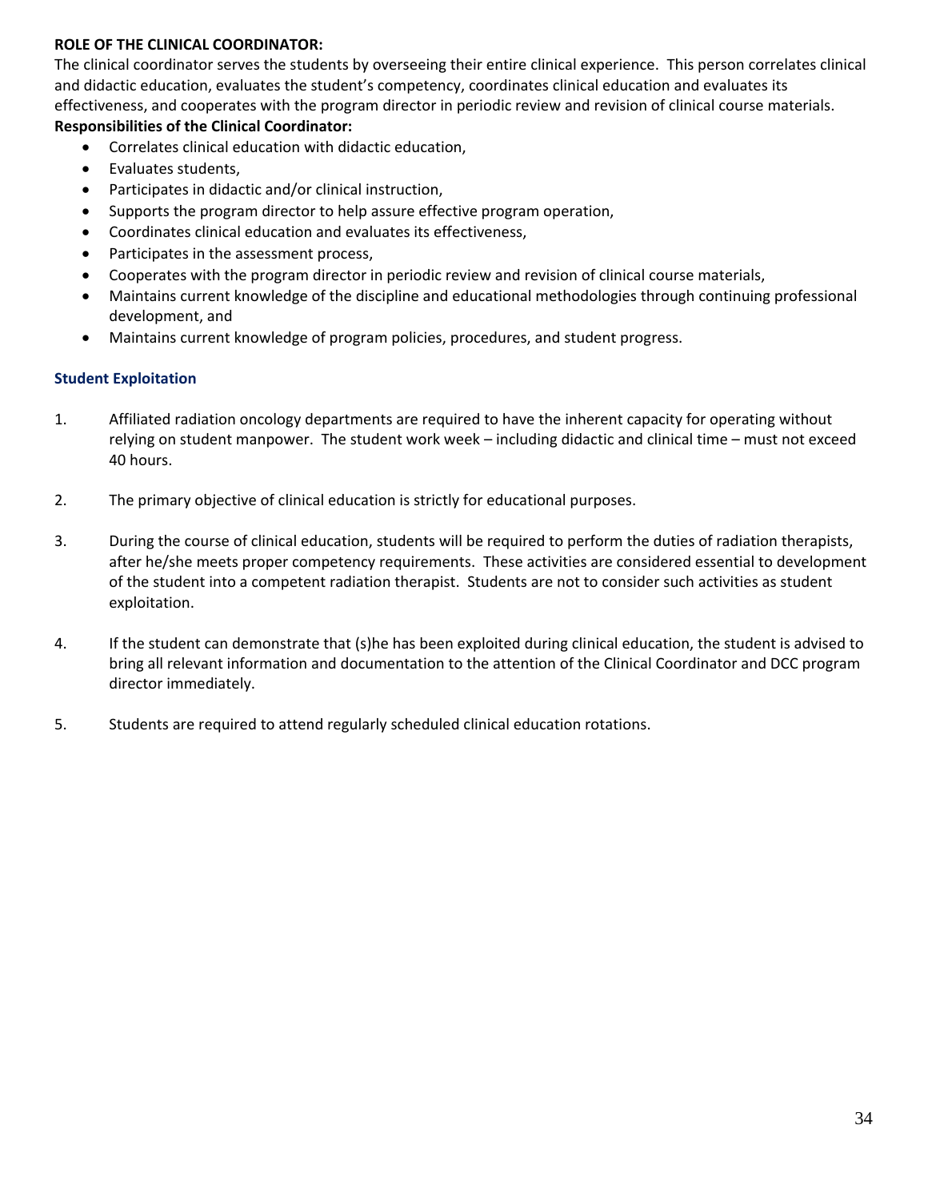**ROLE OF THE CLINICAL COORDINATOR:**

The clinical coordinator serves the students by overseeing their entire clinical experience. This person correlates clinical and didactic education, evaluates the student's competency, coordinates clinical education and evaluates its effectiveness, and cooperates with the program director in periodic review and revision of clinical course materials.

**Responsibilities of the Clinical Coordinator:**

- Correlates clinical education with didactic education,
- Evaluates students,
- Participates in didactic and/or clinical instruction,
- Supports the program director to help assure effective program operation,
- Coordinates clinical education and evaluates its effectiveness,
- Participates in the assessment process,
- Cooperates with the program director in periodic review and revision of clinical course materials,
- Maintains current knowledge of the discipline and educational methodologies through continuing professional development, and
- Maintains current knowledge of program policies, procedures, and student progress.

### Student Exploitation

1. Affiliated radiation oncology departments are required to have the inherent capacity for operating without relying on student manpower. The student work week – including didactic and clinical time – must not exceed 40 hours.

2. The primary objective of clinical education is strictly for educational purposes.

3. During the course of clinical education, students will be required to perform the duties of radiation therapists, after he/she meets proper competency requirements. These activities are considered essential to development of the student into a competent radiation therapist. Students are not to consider such activities as student exploitation.

4. If the student can demonstrate that (s)he has been exploited during clinical education, the student is advised to bring all relevant information and documentation to the attention of the Clinical Coordinator and DCC program director immediately.

5. Students are required to attend regularly scheduled clinical education rotations.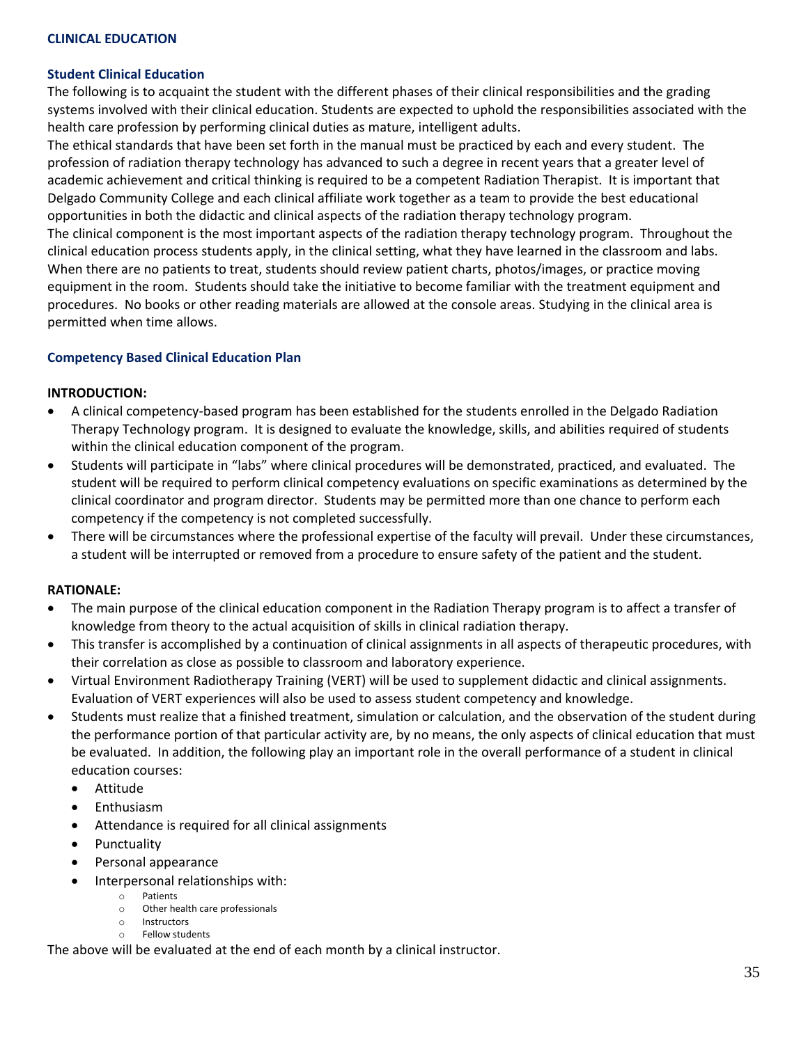## CLINICAL EDUCATION

### Student Clinical Education

The following is to acquaint the student with the different phases of their clinical responsibilities and the grading systems involved with their clinical education. Students are expected to uphold the responsibilities associated with the health care profession by performing clinical duties as mature, intelligent adults.

The ethical standards that have been set forth in the manual must be practiced by each and every student. The profession of radiation therapy technology has advanced to such a degree in recent years that a greater level of academic achievement and critical thinking is required to be a competent Radiation Therapist. It is important that Delgado Community College and each clinical affiliate work together as a team to provide the best educational opportunities in both the didactic and clinical aspects of the radiation therapy technology program.

The clinical component is the most important aspects of the radiation therapy technology program. Throughout the clinical education process students apply, in the clinical setting, what they have learned in the classroom and labs. When there are no patients to treat, students should review patient charts, photos/images, or practice moving equipment in the room. Students should take the initiative to become familiar with the treatment equipment and procedures. No books or other reading materials are allowed at the console areas. Studying in the clinical area is permitted when time allows.

### Competency Based Clinical Education Plan

**INTRODUCTION:**

- A clinical competency-based program has been established for the students enrolled in the Delgado Radiation Therapy Technology program. It is designed to evaluate the knowledge, skills, and abilities required of students within the clinical education component of the program.
- Students will participate in "labs" where clinical procedures will be demonstrated, practiced, and evaluated. The student will be required to perform clinical competency evaluations on specific examinations as determined by the clinical coordinator and program director. Students may be permitted more than one chance to perform each competency if the competency is not completed successfully.
- There will be circumstances where the professional expertise of the faculty will prevail. Under these circumstances, a student will be interrupted or removed from a procedure to ensure safety of the patient and the student.

**RATIONALE:**

- The main purpose of the clinical education component in the Radiation Therapy program is to affect a transfer of knowledge from theory to the actual acquisition of skills in clinical radiation therapy.
- This transfer is accomplished by a continuation of clinical assignments in all aspects of therapeutic procedures, with their correlation as close as possible to classroom and laboratory experience.
- Virtual Environment Radiotherapy Training (VERT) will be used to supplement didactic and clinical assignments. Evaluation of VERT experiences will also be used to assess student competency and knowledge.
- Students must realize that a finished treatment, simulation or calculation, and the observation of the student during the performance portion of that particular activity are, by no means, the only aspects of clinical education that must be evaluated. In addition, the following play an important role in the overall performance of a student in clinical education courses:
  - Attitude
  - Enthusiasm
  - Attendance is required for all clinical assignments
  - Punctuality
  - Personal appearance
  - Interpersonal relationships with:
    - Patients
    - Other health care professionals
    - Instructors
    - Fellow students

The above will be evaluated at the end of each month by a clinical instructor.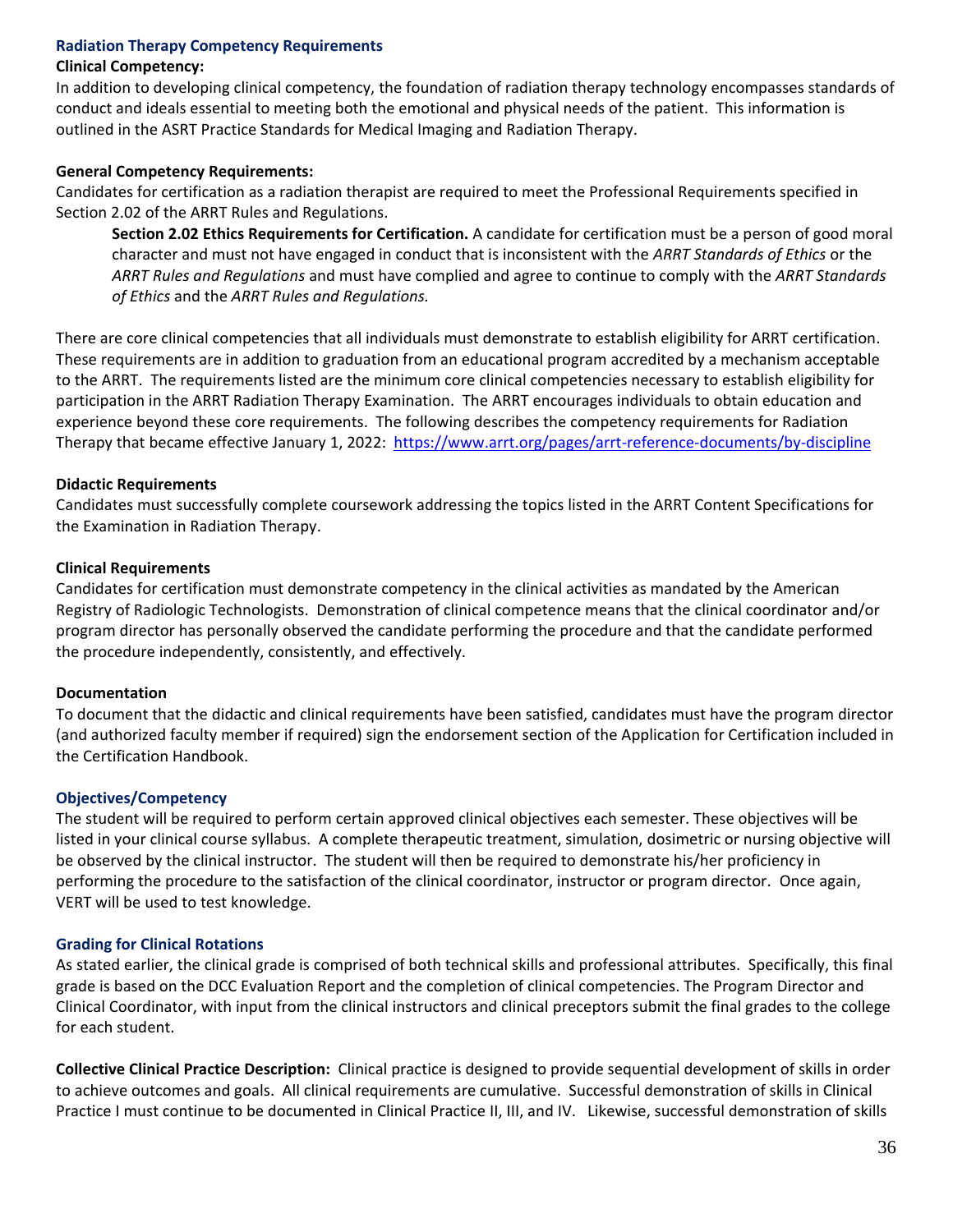### Radiation Therapy Competency Requirements

**Clinical Competency:**

In addition to developing clinical competency, the foundation of radiation therapy technology encompasses standards of conduct and ideals essential to meeting both the emotional and physical needs of the patient. This information is outlined in the ASRT Practice Standards for Medical Imaging and Radiation Therapy.

**General Competency Requirements:**

Candidates for certification as a radiation therapist are required to meet the Professional Requirements specified in Section 2.02 of the ARRT Rules and Regulations.

> **Section 2.02 Ethics Requirements for Certification.** A candidate for certification must be a person of good moral character and must not have engaged in conduct that is inconsistent with the *ARRT Standards of Ethics* or the *ARRT Rules and Regulations* and must have complied and agree to continue to comply with the *ARRT Standards of Ethics* and the *ARRT Rules and Regulations.*

There are core clinical competencies that all individuals must demonstrate to establish eligibility for ARRT certification. These requirements are in addition to graduation from an educational program accredited by a mechanism acceptable to the ARRT. The requirements listed are the minimum core clinical competencies necessary to establish eligibility for participation in the ARRT Radiation Therapy Examination. The ARRT encourages individuals to obtain education and experience beyond these core requirements. The following describes the competency requirements for Radiation Therapy that became effective January 1, 2022: https://www.arrt.org/pages/arrt-reference-documents/by-discipline

**Didactic Requirements**

Candidates must successfully complete coursework addressing the topics listed in the ARRT Content Specifications for the Examination in Radiation Therapy.

**Clinical Requirements**

Candidates for certification must demonstrate competency in the clinical activities as mandated by the American Registry of Radiologic Technologists. Demonstration of clinical competence means that the clinical coordinator and/or program director has personally observed the candidate performing the procedure and that the candidate performed the procedure independently, consistently, and effectively.

**Documentation**

To document that the didactic and clinical requirements have been satisfied, candidates must have the program director (and authorized faculty member if required) sign the endorsement section of the Application for Certification included in the Certification Handbook.

### Objectives/Competency

The student will be required to perform certain approved clinical objectives each semester. These objectives will be listed in your clinical course syllabus. A complete therapeutic treatment, simulation, dosimetric or nursing objective will be observed by the clinical instructor. The student will then be required to demonstrate his/her proficiency in performing the procedure to the satisfaction of the clinical coordinator, instructor or program director. Once again, VERT will be used to test knowledge.

### Grading for Clinical Rotations

As stated earlier, the clinical grade is comprised of both technical skills and professional attributes. Specifically, this final grade is based on the DCC Evaluation Report and the completion of clinical competencies. The Program Director and Clinical Coordinator, with input from the clinical instructors and clinical preceptors submit the final grades to the college for each student.

**Collective Clinical Practice Description:** Clinical practice is designed to provide sequential development of skills in order to achieve outcomes and goals. All clinical requirements are cumulative. Successful demonstration of skills in Clinical Practice I must continue to be documented in Clinical Practice II, III, and IV. Likewise, successful demonstration of skills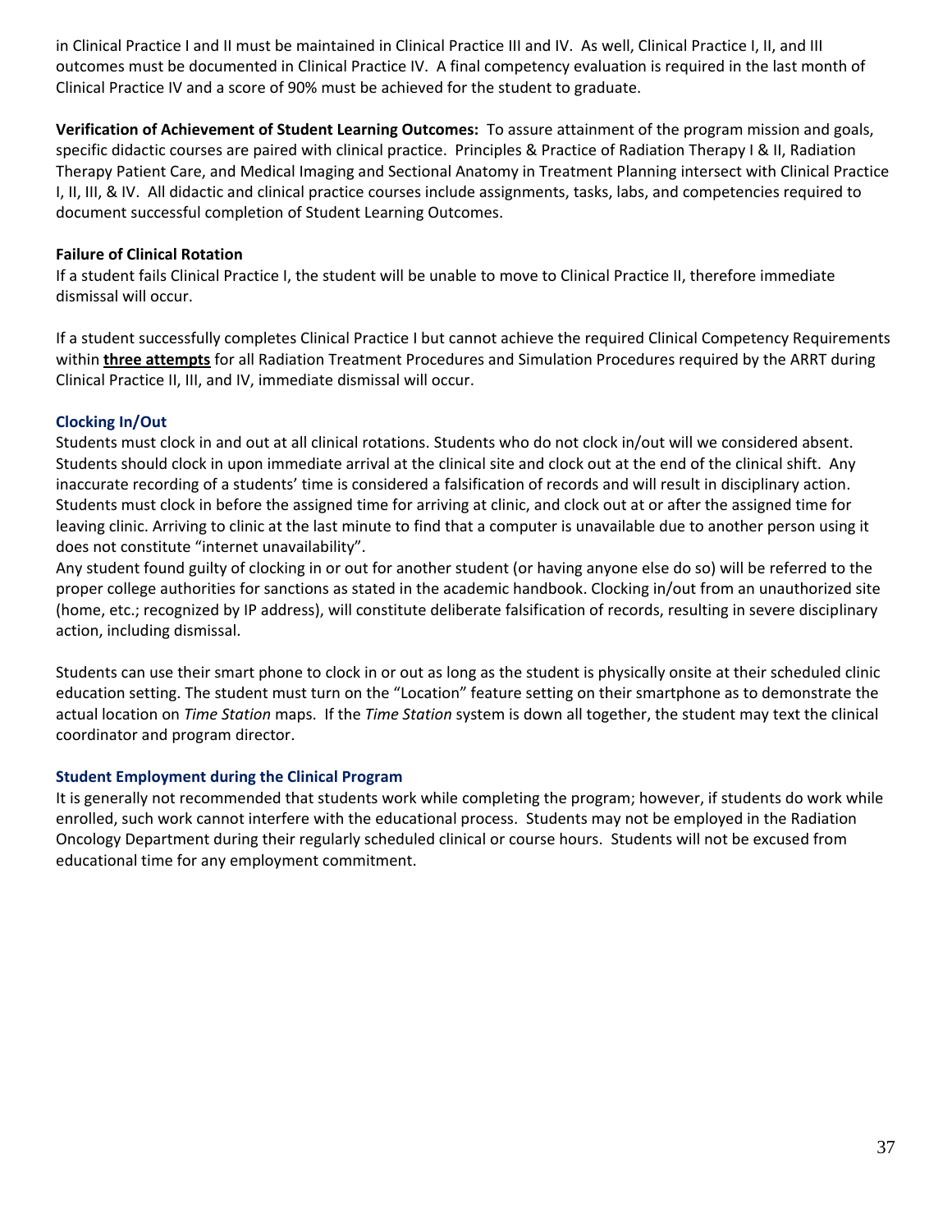in Clinical Practice I and II must be maintained in Clinical Practice III and IV. As well, Clinical Practice I, II, and III outcomes must be documented in Clinical Practice IV. A final competency evaluation is required in the last month of Clinical Practice IV and a score of 90% must be achieved for the student to graduate.

**Verification of Achievement of Student Learning Outcomes:** To assure attainment of the program mission and goals, specific didactic courses are paired with clinical practice. Principles & Practice of Radiation Therapy I & II, Radiation Therapy Patient Care, and Medical Imaging and Sectional Anatomy in Treatment Planning intersect with Clinical Practice I, II, III, & IV. All didactic and clinical practice courses include assignments, tasks, labs, and competencies required to document successful completion of Student Learning Outcomes.

**Failure of Clinical Rotation**

If a student fails Clinical Practice I, the student will be unable to move to Clinical Practice II, therefore immediate dismissal will occur.

If a student successfully completes Clinical Practice I but cannot achieve the required Clinical Competency Requirements within **three attempts** for all Radiation Treatment Procedures and Simulation Procedures required by the ARRT during Clinical Practice II, III, and IV, immediate dismissal will occur.

### Clocking In/Out

Students must clock in and out at all clinical rotations. Students who do not clock in/out will we considered absent. Students should clock in upon immediate arrival at the clinical site and clock out at the end of the clinical shift. Any inaccurate recording of a students' time is considered a falsification of records and will result in disciplinary action. Students must clock in before the assigned time for arriving at clinic, and clock out at or after the assigned time for leaving clinic. Arriving to clinic at the last minute to find that a computer is unavailable due to another person using it does not constitute "internet unavailability".

Any student found guilty of clocking in or out for another student (or having anyone else do so) will be referred to the proper college authorities for sanctions as stated in the academic handbook. Clocking in/out from an unauthorized site (home, etc.; recognized by IP address), will constitute deliberate falsification of records, resulting in severe disciplinary action, including dismissal.

Students can use their smart phone to clock in or out as long as the student is physically onsite at their scheduled clinic education setting. The student must turn on the "Location" feature setting on their smartphone as to demonstrate the actual location on *Time Station* maps. If the *Time Station* system is down all together, the student may text the clinical coordinator and program director.

### Student Employment during the Clinical Program

It is generally not recommended that students work while completing the program; however, if students do work while enrolled, such work cannot interfere with the educational process. Students may not be employed in the Radiation Oncology Department during their regularly scheduled clinical or course hours. Students will not be excused from educational time for any employment commitment.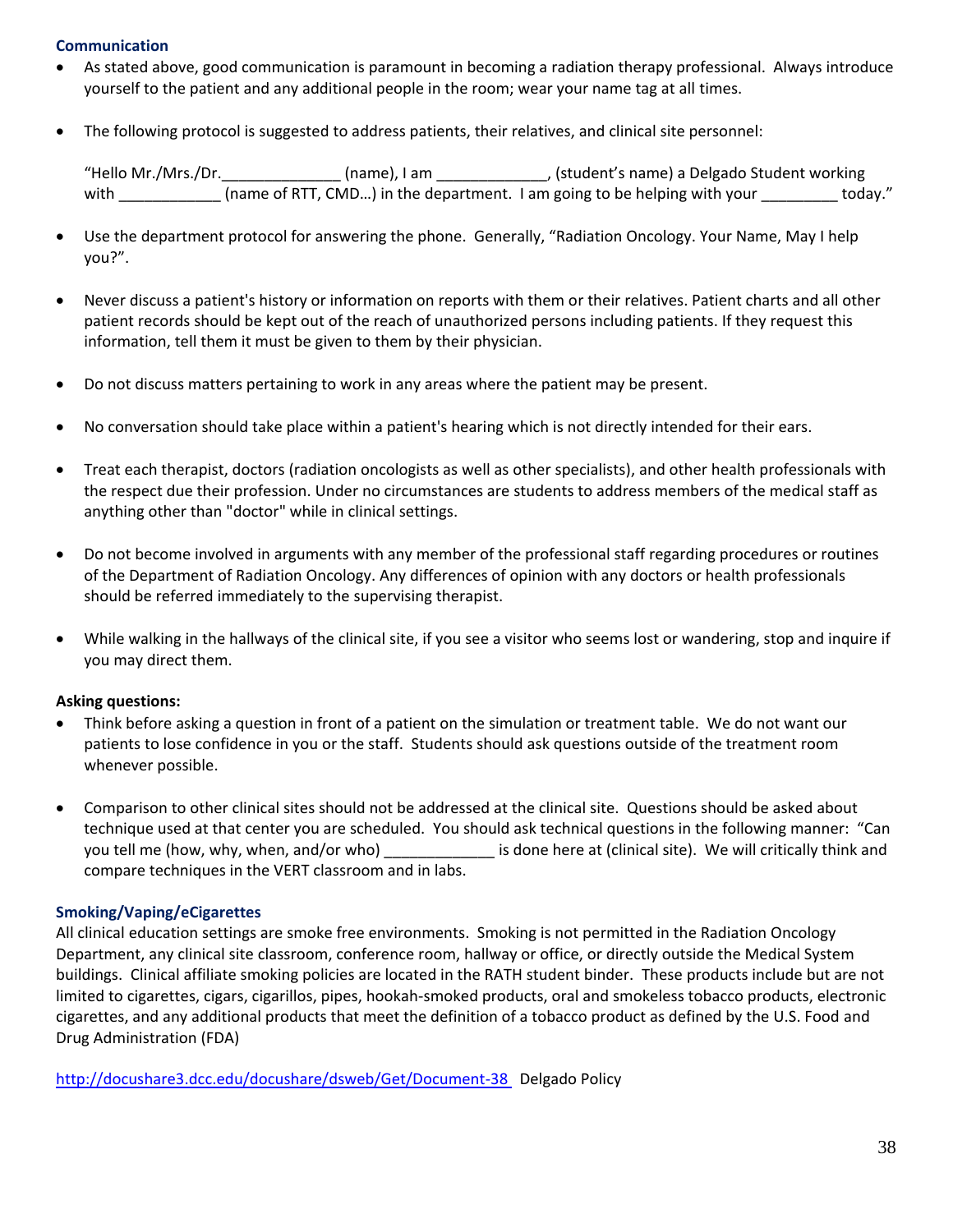### Communication

- As stated above, good communication is paramount in becoming a radiation therapy professional. Always introduce yourself to the patient and any additional people in the room; wear your name tag at all times.

- The following protocol is suggested to address patients, their relatives, and clinical site personnel:

  "Hello Mr./Mrs./Dr.______________ (name), I am _____________, (student's name) a Delgado Student working with ____________ (name of RTT, CMD…) in the department. I am going to be helping with your _________ today."

- Use the department protocol for answering the phone. Generally, "Radiation Oncology. Your Name, May I help you?".

- Never discuss a patient's history or information on reports with them or their relatives. Patient charts and all other patient records should be kept out of the reach of unauthorized persons including patients. If they request this information, tell them it must be given to them by their physician.

- Do not discuss matters pertaining to work in any areas where the patient may be present.

- No conversation should take place within a patient's hearing which is not directly intended for their ears.

- Treat each therapist, doctors (radiation oncologists as well as other specialists), and other health professionals with the respect due their profession. Under no circumstances are students to address members of the medical staff as anything other than "doctor" while in clinical settings.

- Do not become involved in arguments with any member of the professional staff regarding procedures or routines of the Department of Radiation Oncology. Any differences of opinion with any doctors or health professionals should be referred immediately to the supervising therapist.

- While walking in the hallways of the clinical site, if you see a visitor who seems lost or wandering, stop and inquire if you may direct them.

**Asking questions:**

- Think before asking a question in front of a patient on the simulation or treatment table. We do not want our patients to lose confidence in you or the staff. Students should ask questions outside of the treatment room whenever possible.

- Comparison to other clinical sites should not be addressed at the clinical site. Questions should be asked about technique used at that center you are scheduled. You should ask technical questions in the following manner: "Can you tell me (how, why, when, and/or who) _____________ is done here at (clinical site). We will critically think and compare techniques in the VERT classroom and in labs.

### Smoking/Vaping/eCigarettes

All clinical education settings are smoke free environments. Smoking is not permitted in the Radiation Oncology Department, any clinical site classroom, conference room, hallway or office, or directly outside the Medical System buildings. Clinical affiliate smoking policies are located in the RATH student binder. These products include but are not limited to cigarettes, cigars, cigarillos, pipes, hookah-smoked products, oral and smokeless tobacco products, electronic cigarettes, and any additional products that meet the definition of a tobacco product as defined by the U.S. Food and Drug Administration (FDA)

http://docushare3.dcc.edu/docushare/dsweb/Get/Document-38 Delgado Policy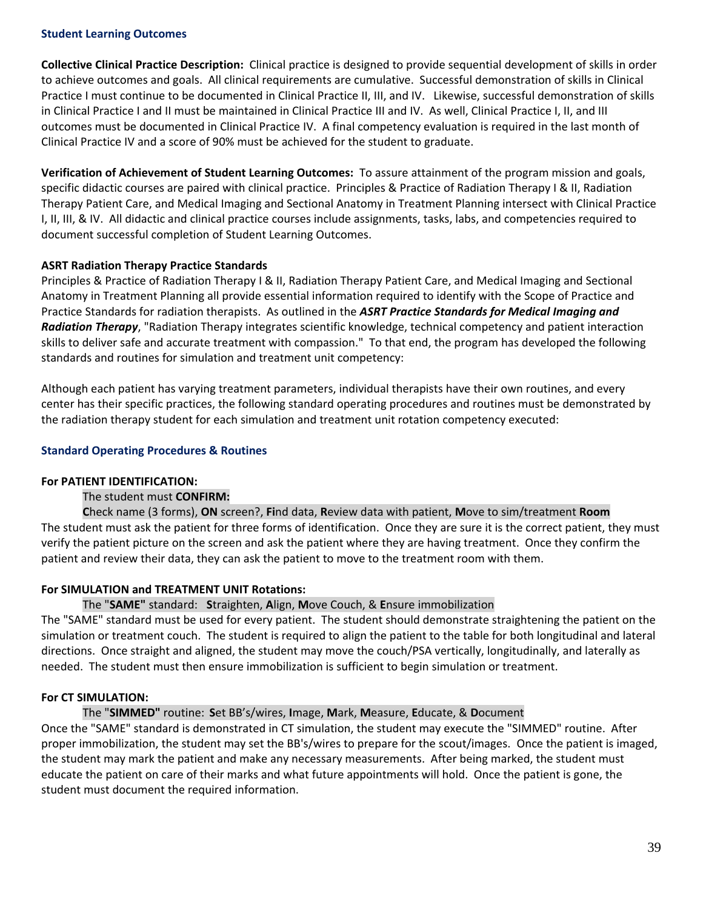## Student Learning Outcomes

**Collective Clinical Practice Description:** Clinical practice is designed to provide sequential development of skills in order to achieve outcomes and goals. All clinical requirements are cumulative. Successful demonstration of skills in Clinical Practice I must continue to be documented in Clinical Practice II, III, and IV. Likewise, successful demonstration of skills in Clinical Practice I and II must be maintained in Clinical Practice III and IV. As well, Clinical Practice I, II, and III outcomes must be documented in Clinical Practice IV. A final competency evaluation is required in the last month of Clinical Practice IV and a score of 90% must be achieved for the student to graduate.

**Verification of Achievement of Student Learning Outcomes:** To assure attainment of the program mission and goals, specific didactic courses are paired with clinical practice. Principles & Practice of Radiation Therapy I & II, Radiation Therapy Patient Care, and Medical Imaging and Sectional Anatomy in Treatment Planning intersect with Clinical Practice I, II, III, & IV. All didactic and clinical practice courses include assignments, tasks, labs, and competencies required to document successful completion of Student Learning Outcomes.

**ASRT Radiation Therapy Practice Standards**

Principles & Practice of Radiation Therapy I & II, Radiation Therapy Patient Care, and Medical Imaging and Sectional Anatomy in Treatment Planning all provide essential information required to identify with the Scope of Practice and Practice Standards for radiation therapists. As outlined in the ***ASRT Practice Standards for Medical Imaging and Radiation Therapy***, "Radiation Therapy integrates scientific knowledge, technical competency and patient interaction skills to deliver safe and accurate treatment with compassion." To that end, the program has developed the following standards and routines for simulation and treatment unit competency:

Although each patient has varying treatment parameters, individual therapists have their own routines, and every center has their specific practices, the following standard operating procedures and routines must be demonstrated by the radiation therapy student for each simulation and treatment unit rotation competency executed:

## Standard Operating Procedures & Routines

**For PATIENT IDENTIFICATION:**

The student must **CONFIRM:**

**C**heck name (3 forms), **ON** screen?, **Fi**nd data, **R**eview data with patient, **M**ove to sim/treatment **Room**

The student must ask the patient for three forms of identification. Once they are sure it is the correct patient, they must verify the patient picture on the screen and ask the patient where they are having treatment. Once they confirm the patient and review their data, they can ask the patient to move to the treatment room with them.

**For SIMULATION and TREATMENT UNIT Rotations:**

The "**SAME"** standard: **S**traighten, **A**lign, **M**ove Couch, & **E**nsure immobilization

The "SAME" standard must be used for every patient. The student should demonstrate straightening the patient on the simulation or treatment couch. The student is required to align the patient to the table for both longitudinal and lateral directions. Once straight and aligned, the student may move the couch/PSA vertically, longitudinally, and laterally as needed. The student must then ensure immobilization is sufficient to begin simulation or treatment.

**For CT SIMULATION:**

The "**SIMMED"** routine: **S**et BB's/wires, **I**mage, **M**ark, **M**easure, **E**ducate, & **D**ocument

Once the "SAME" standard is demonstrated in CT simulation, the student may execute the "SIMMED" routine. After proper immobilization, the student may set the BB's/wires to prepare for the scout/images. Once the patient is imaged, the student may mark the patient and make any necessary measurements. After being marked, the student must educate the patient on care of their marks and what future appointments will hold. Once the patient is gone, the student must document the required information.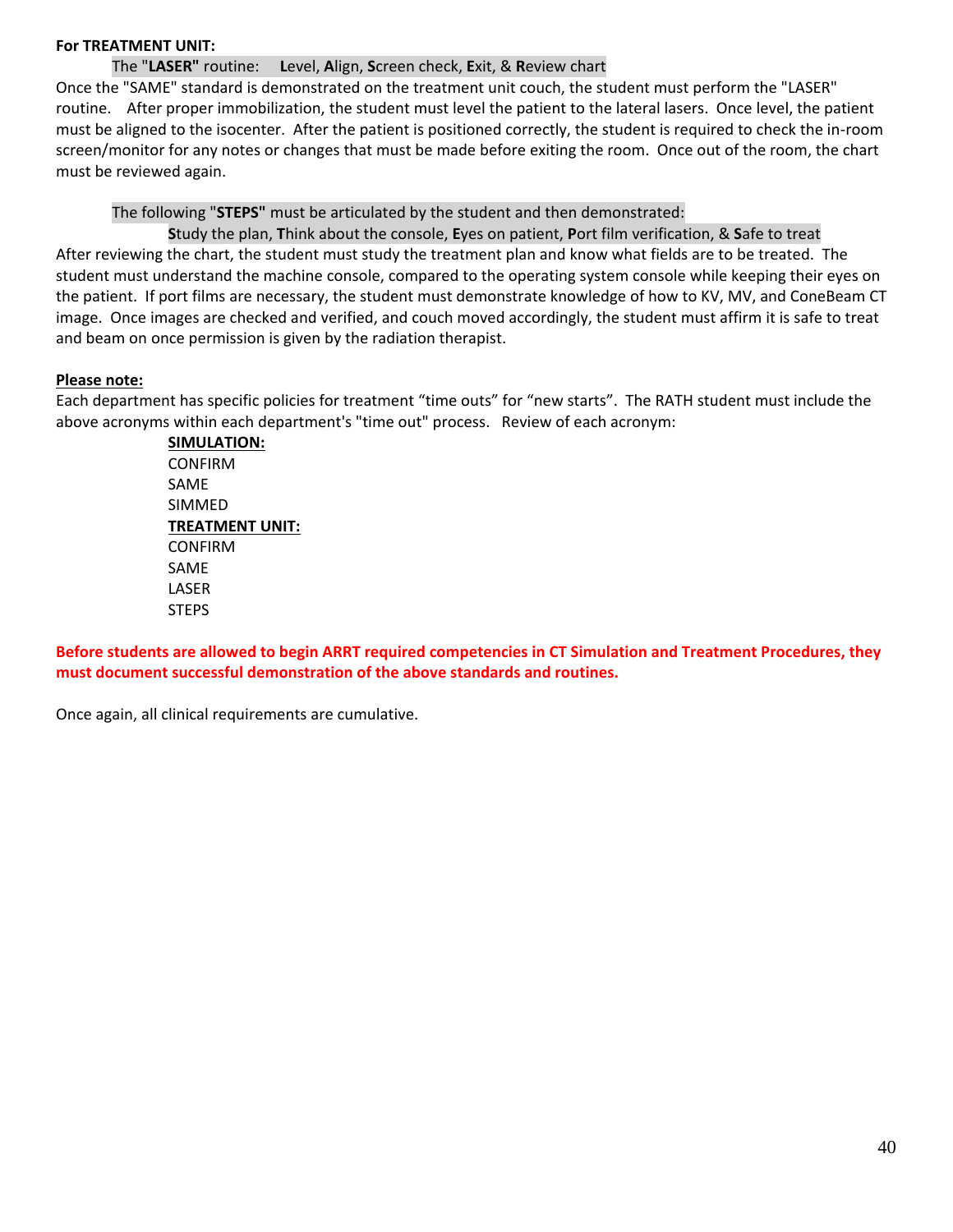**For TREATMENT UNIT:**

The "**LASER"** routine: **L**evel, **A**lign, **S**creen check, **E**xit, & **R**eview chart

Once the "SAME" standard is demonstrated on the treatment unit couch, the student must perform the "LASER" routine. After proper immobilization, the student must level the patient to the lateral lasers. Once level, the patient must be aligned to the isocenter. After the patient is positioned correctly, the student is required to check the in-room screen/monitor for any notes or changes that must be made before exiting the room. Once out of the room, the chart must be reviewed again.

The following "**STEPS"** must be articulated by the student and then demonstrated:

**S**tudy the plan, **T**hink about the console, **E**yes on patient, **P**ort film verification, & **S**afe to treat

After reviewing the chart, the student must study the treatment plan and know what fields are to be treated. The student must understand the machine console, compared to the operating system console while keeping their eyes on the patient. If port films are necessary, the student must demonstrate knowledge of how to KV, MV, and ConeBeam CT image. Once images are checked and verified, and couch moved accordingly, the student must affirm it is safe to treat and beam on once permission is given by the radiation therapist.

**Please note:**

Each department has specific policies for treatment “time outs” for “new starts”. The RATH student must include the above acronyms within each department's "time out" process. Review of each acronym:

**SIMULATION:**
CONFIRM
SAME
SIMMED

**TREATMENT UNIT:**
CONFIRM
SAME
LASER
STEPS

**Before students are allowed to begin ARRT required competencies in CT Simulation and Treatment Procedures, they must document successful demonstration of the above standards and routines.**

Once again, all clinical requirements are cumulative.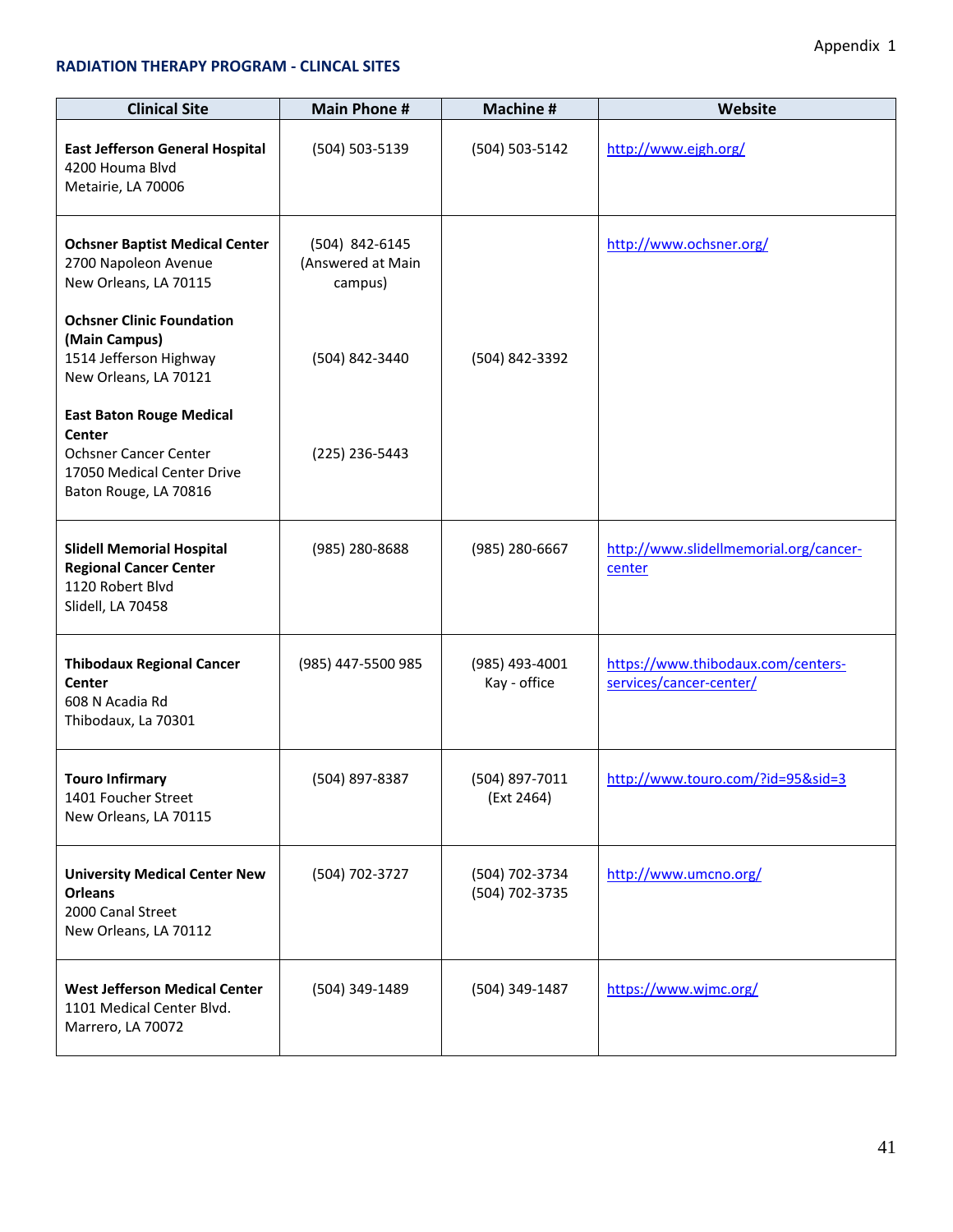Appendix 1

**RADIATION THERAPY PROGRAM - CLINCAL SITES**

| Clinical Site | Main Phone # | Machine # | Website |
|---|---|---|---|
| **East Jefferson General Hospital**<br>4200 Houma Blvd<br>Metairie, LA 70006 | (504) 503-5139 | (504) 503-5142 | http://www.ejgh.org/ |
| **Ochsner Baptist Medical Center**<br>2700 Napoleon Avenue<br>New Orleans, LA 70115<br><br>**Ochsner Clinic Foundation (Main Campus)**<br>1514 Jefferson Highway<br>New Orleans, LA 70121<br><br>**East Baton Rouge Medical Center**<br>Ochsner Cancer Center<br>17050 Medical Center Drive<br>Baton Rouge, LA 70816 | (504) 842-6145 (Answered at Main campus)<br><br>(504) 842-3440<br><br>(225) 236-5443 | (504) 842-3392 | http://www.ochsner.org/ |
| **Slidell Memorial Hospital Regional Cancer Center**<br>1120 Robert Blvd<br>Slidell, LA 70458 | (985) 280-8688 | (985) 280-6667 | http://www.slidellmemorial.org/cancer-center |
| **Thibodaux Regional Cancer Center**<br>608 N Acadia Rd<br>Thibodaux, La 70301 | (985) 447-5500 985 | (985) 493-4001<br>Kay - office | https://www.thibodaux.com/centers-services/cancer-center/ |
| **Touro Infirmary**<br>1401 Foucher Street<br>New Orleans, LA 70115 | (504) 897-8387 | (504) 897-7011<br>(Ext 2464) | http://www.touro.com/?id=95&sid=3 |
| **University Medical Center New Orleans**<br>2000 Canal Street<br>New Orleans, LA 70112 | (504) 702-3727 | (504) 702-3734<br>(504) 702-3735 | http://www.umcno.org/ |
| **West Jefferson Medical Center**<br>1101 Medical Center Blvd.<br>Marrero, LA 70072 | (504) 349-1489 | (504) 349-1487 | https://www.wjmc.org/ |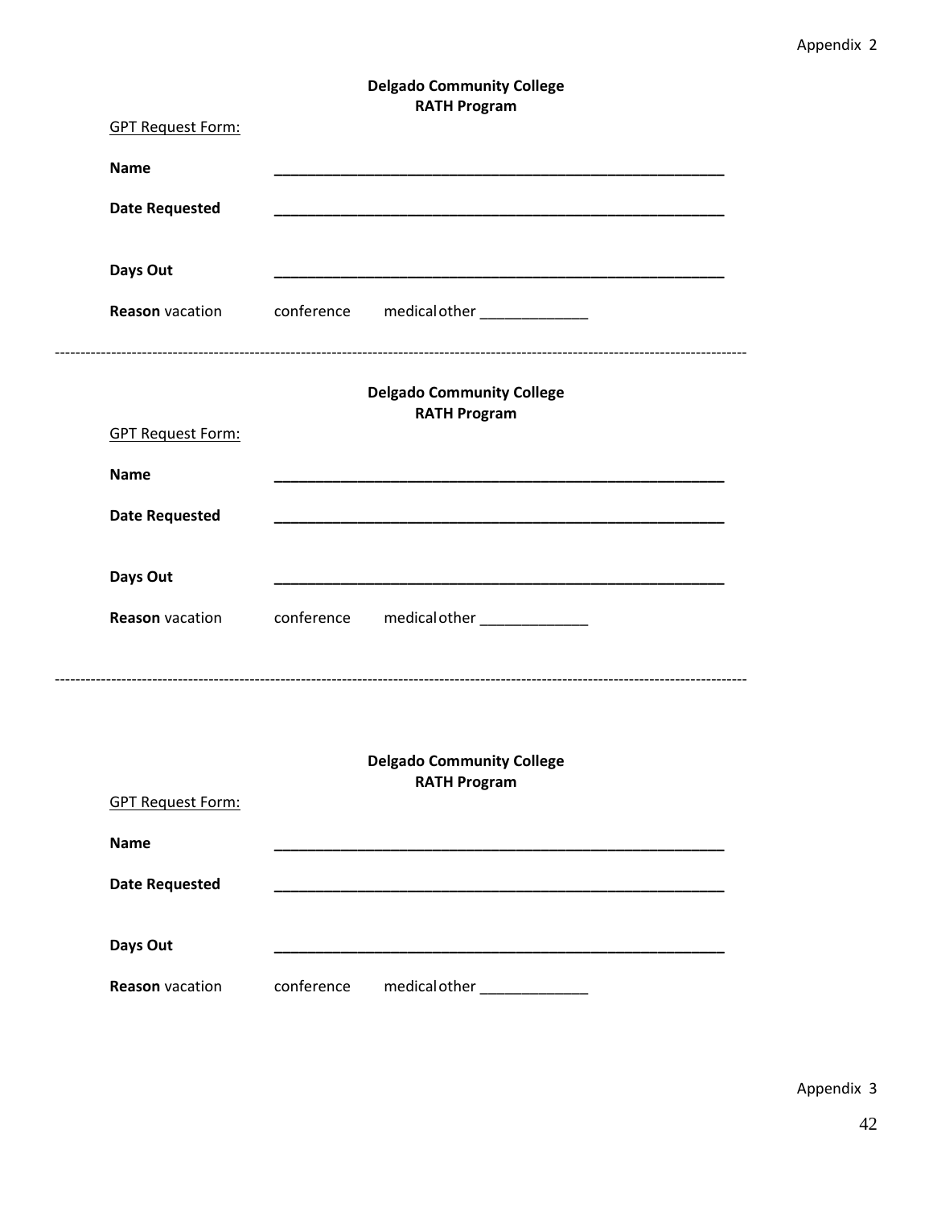Appendix 2

**Delgado Community College**
**RATH Program**

GPT Request Form:

**Name** _______________________________________________________

**Date Requested** _______________________________________________________

**Days Out** _______________________________________________________

**Reason** vacation conference medical other _____________

-----------------------------------------------------------------------------------------------------------------------------------

**Delgado Community College**
**RATH Program**

GPT Request Form:

**Name** _______________________________________________________

**Date Requested** _______________________________________________________

**Days Out** _______________________________________________________

**Reason** vacation conference medical other _____________

-----------------------------------------------------------------------------------------------------------------------------------

**Delgado Community College**
**RATH Program**

GPT Request Form:

**Name** _______________________________________________________

**Date Requested** _______________________________________________________

**Days Out** _______________________________________________________

**Reason** vacation conference medical other _____________

Appendix 3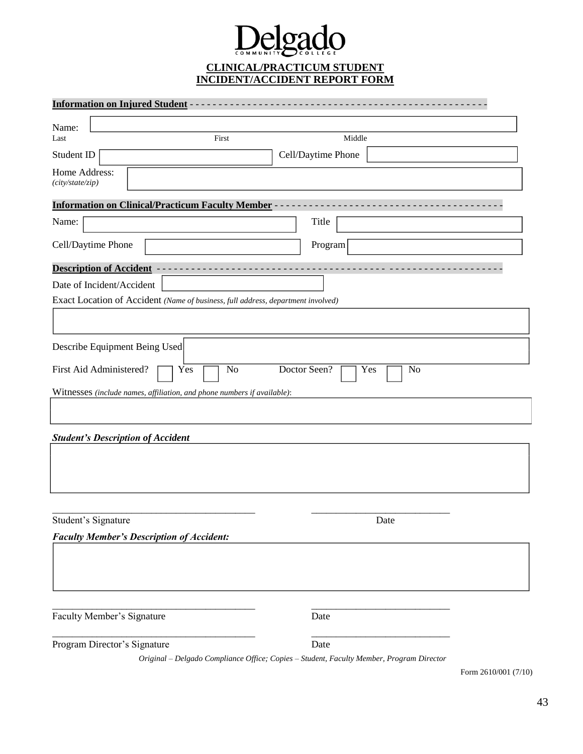# Delgado

COMMUNITY COLLEGE

## CLINICAL/PRACTICUM STUDENT INCIDENT/ACCIDENT REPORT FORM

**Information on Injured Student**

Name:

Last First Middle

Student ID Cell/Daytime Phone

Home Address: *(city/state/zip)*

**Information on Clinical/Practicum Faculty Member**

Name: Title

Cell/Daytime Phone Program

**Description of Accident**

Date of Incident/Accident

Exact Location of Accident *(Name of business, full address, department involved)*

Describe Equipment Being Used

First Aid Administered? ☐ Yes ☐ No Doctor Seen? ☐ Yes ☐ No

Witnesses *(include names, affiliation, and phone numbers if available)*:

***Student's Description of Accident***

\_\_\_\_\_\_\_\_\_\_\_\_\_\_\_\_\_\_\_\_\_\_\_\_\_\_\_\_\_\_\_\_\_\_\_\_\_\_\_\_ \_\_\_\_\_\_\_\_\_\_\_\_\_\_\_\_\_\_\_\_\_\_\_\_\_\_\_\_

Student's Signature Date

***Faculty Member's Description of Accident:***

\_\_\_\_\_\_\_\_\_\_\_\_\_\_\_\_\_\_\_\_\_\_\_\_\_\_\_\_\_\_\_\_\_\_\_\_\_\_\_\_ \_\_\_\_\_\_\_\_\_\_\_\_\_\_\_\_\_\_\_\_\_\_\_\_\_\_\_\_

Faculty Member's Signature Date

\_\_\_\_\_\_\_\_\_\_\_\_\_\_\_\_\_\_\_\_\_\_\_\_\_\_\_\_\_\_\_\_\_\_\_\_\_\_\_\_ \_\_\_\_\_\_\_\_\_\_\_\_\_\_\_\_\_\_\_\_\_\_\_\_\_\_\_\_

Program Director's Signature Date

*Original – Delgado Compliance Office; Copies – Student, Faculty Member, Program Director*

Form 2610/001 (7/10)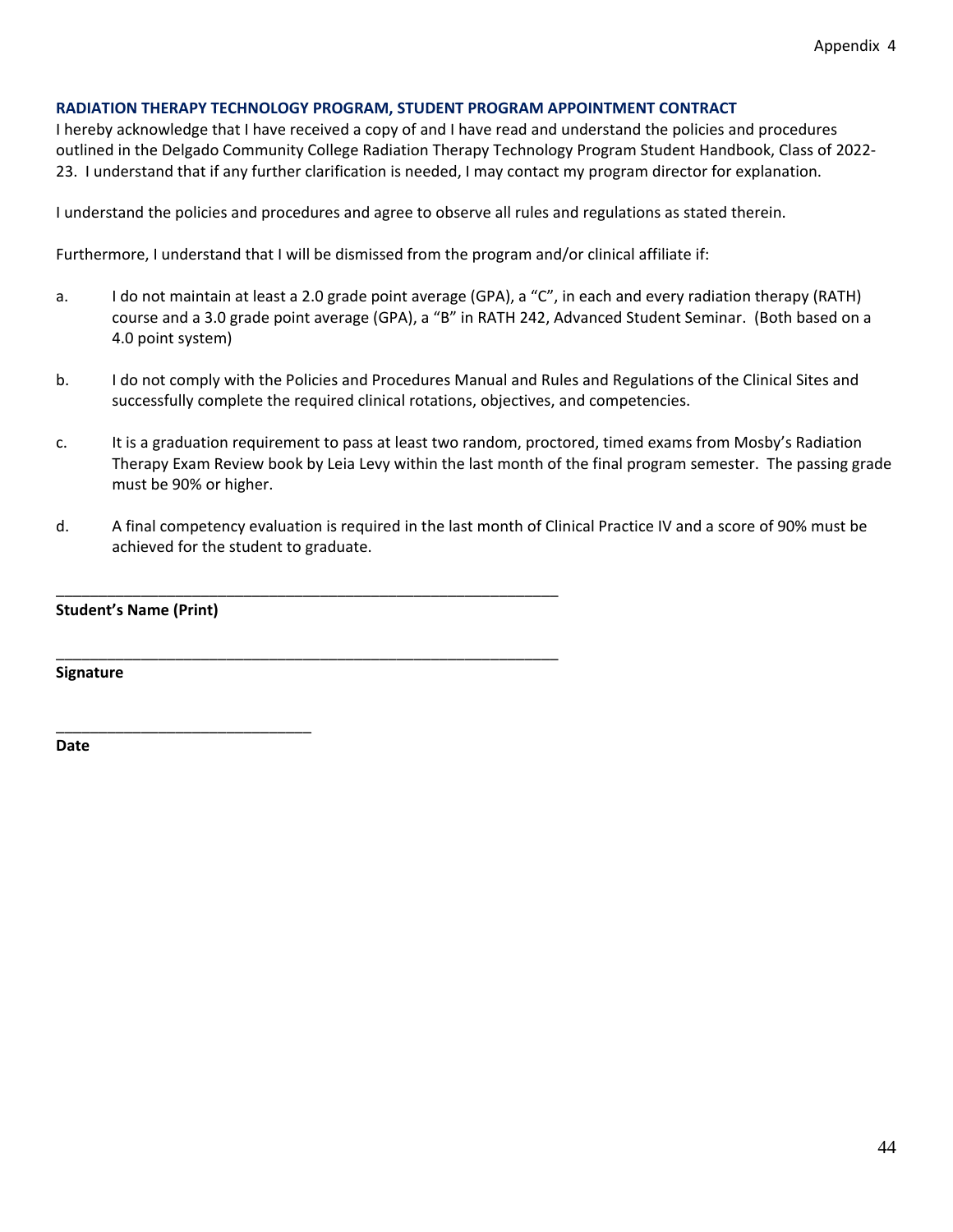Appendix 4

## RADIATION THERAPY TECHNOLOGY PROGRAM, STUDENT PROGRAM APPOINTMENT CONTRACT

I hereby acknowledge that I have received a copy of and I have read and understand the policies and procedures outlined in the Delgado Community College Radiation Therapy Technology Program Student Handbook, Class of 2022-23. I understand that if any further clarification is needed, I may contact my program director for explanation.

I understand the policies and procedures and agree to observe all rules and regulations as stated therein.

Furthermore, I understand that I will be dismissed from the program and/or clinical affiliate if:

a. I do not maintain at least a 2.0 grade point average (GPA), a "C", in each and every radiation therapy (RATH) course and a 3.0 grade point average (GPA), a "B" in RATH 242, Advanced Student Seminar. (Both based on a 4.0 point system)

b. I do not comply with the Policies and Procedures Manual and Rules and Regulations of the Clinical Sites and successfully complete the required clinical rotations, objectives, and competencies.

c. It is a graduation requirement to pass at least two random, proctored, timed exams from Mosby's Radiation Therapy Exam Review book by Leia Levy within the last month of the final program semester. The passing grade must be 90% or higher.

d. A final competency evaluation is required in the last month of Clinical Practice IV and a score of 90% must be achieved for the student to graduate.

______________________________________________________________

**Student's Name (Print)**

______________________________________________________________

**Signature**

______________________________

**Date**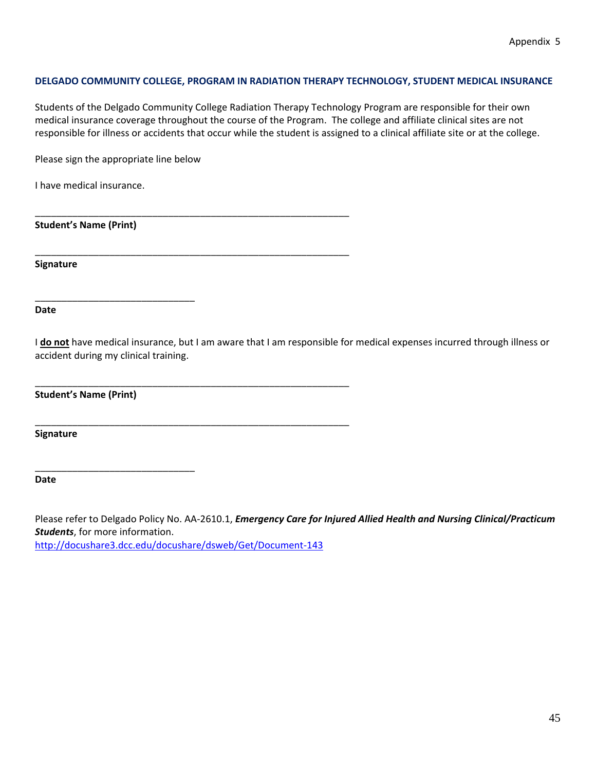Appendix 5

### DELGADO COMMUNITY COLLEGE, PROGRAM IN RADIATION THERAPY TECHNOLOGY, STUDENT MEDICAL INSURANCE

Students of the Delgado Community College Radiation Therapy Technology Program are responsible for their own medical insurance coverage throughout the course of the Program. The college and affiliate clinical sites are not responsible for illness or accidents that occur while the student is assigned to a clinical affiliate site or at the college.

Please sign the appropriate line below

I have medical insurance.

_______________________________________________________________

**Student's Name (Print)**

_______________________________________________________________

**Signature**

______________________________

**Date**

I **do not** have medical insurance, but I am aware that I am responsible for medical expenses incurred through illness or accident during my clinical training.

_______________________________________________________________

**Student's Name (Print)**

_______________________________________________________________

**Signature**

______________________________

**Date**

Please refer to Delgado Policy No. AA-2610.1, ***Emergency Care for Injured Allied Health and Nursing Clinical/Practicum Students***, for more information.
http://docushare3.dcc.edu/docushare/dsweb/Get/Document-143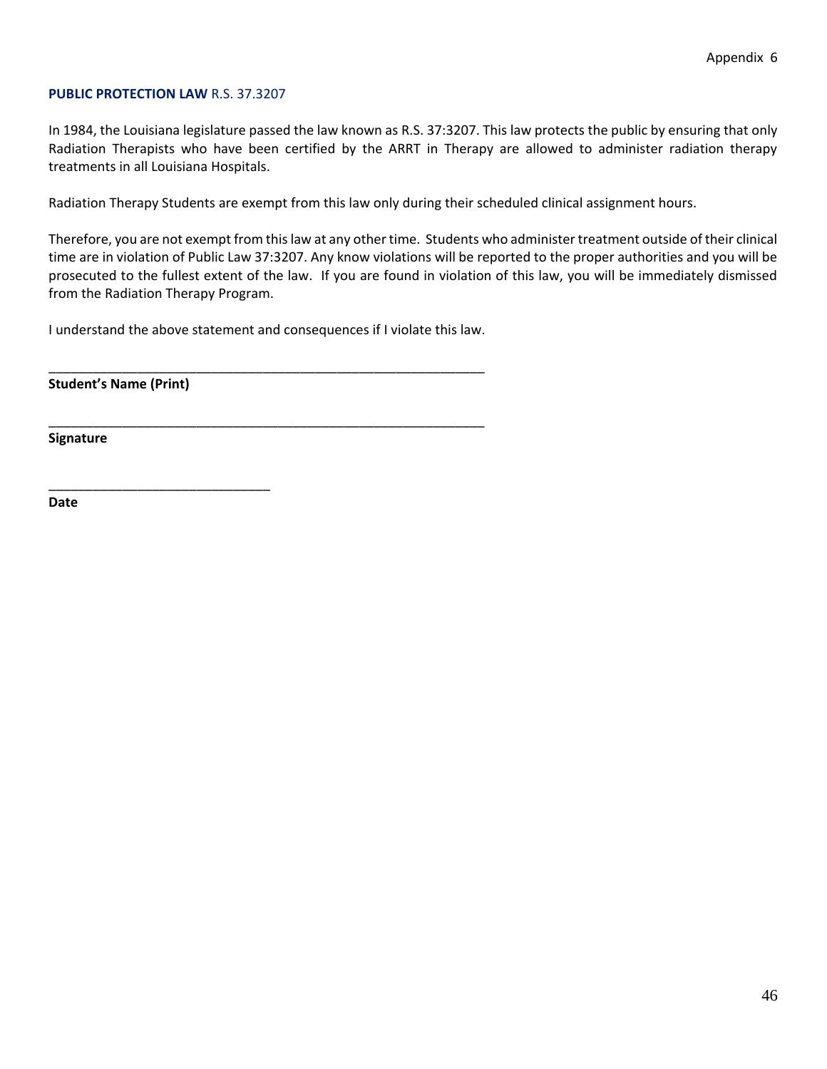Appendix 6

**PUBLIC PROTECTION LAW** R.S. 37.3207

In 1984, the Louisiana legislature passed the law known as R.S. 37:3207. This law protects the public by ensuring that only Radiation Therapists who have been certified by the ARRT in Therapy are allowed to administer radiation therapy treatments in all Louisiana Hospitals.

Radiation Therapy Students are exempt from this law only during their scheduled clinical assignment hours.

Therefore, you are not exempt from this law at any other time. Students who administer treatment outside of their clinical time are in violation of Public Law 37:3207. Any know violations will be reported to the proper authorities and you will be prosecuted to the fullest extent of the law. If you are found in violation of this law, you will be immediately dismissed from the Radiation Therapy Program.

I understand the above statement and consequences if I violate this law.

\_\_\_\_\_\_\_\_\_\_\_\_\_\_\_\_\_\_\_\_\_\_\_\_\_\_\_\_\_\_\_\_\_\_\_\_\_\_\_\_\_\_\_\_\_\_\_\_\_\_\_\_\_\_\_\_\_\_

**Student's Name (Print)**

\_\_\_\_\_\_\_\_\_\_\_\_\_\_\_\_\_\_\_\_\_\_\_\_\_\_\_\_\_\_\_\_\_\_\_\_\_\_\_\_\_\_\_\_\_\_\_\_\_\_\_\_\_\_\_\_\_\_

**Signature**

\_\_\_\_\_\_\_\_\_\_\_\_\_\_\_\_\_\_\_\_\_\_\_\_\_\_\_\_\_\_

**Date**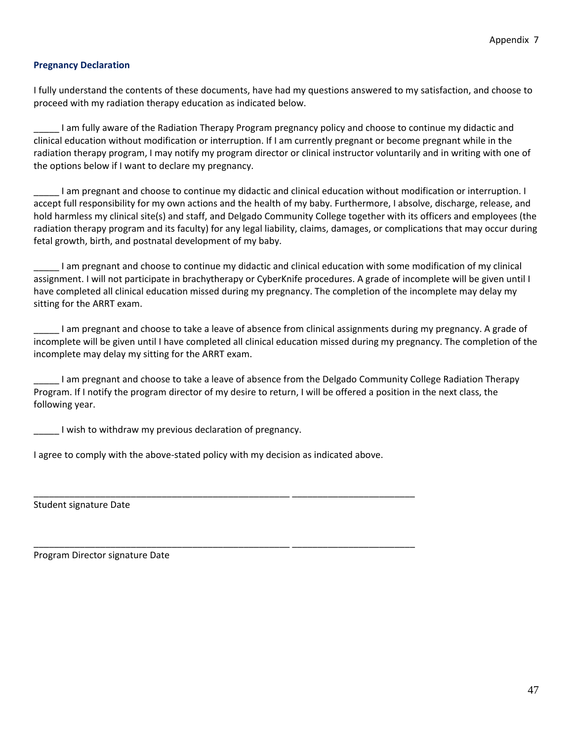Appendix 7

### Pregnancy Declaration

I fully understand the contents of these documents, have had my questions answered to my satisfaction, and choose to proceed with my radiation therapy education as indicated below.

_____ I am fully aware of the Radiation Therapy Program pregnancy policy and choose to continue my didactic and clinical education without modification or interruption. If I am currently pregnant or become pregnant while in the radiation therapy program, I may notify my program director or clinical instructor voluntarily and in writing with one of the options below if I want to declare my pregnancy.

_____ I am pregnant and choose to continue my didactic and clinical education without modification or interruption. I accept full responsibility for my own actions and the health of my baby. Furthermore, I absolve, discharge, release, and hold harmless my clinical site(s) and staff, and Delgado Community College together with its officers and employees (the radiation therapy program and its faculty) for any legal liability, claims, damages, or complications that may occur during fetal growth, birth, and postnatal development of my baby.

_____ I am pregnant and choose to continue my didactic and clinical education with some modification of my clinical assignment. I will not participate in brachytherapy or CyberKnife procedures. A grade of incomplete will be given until I have completed all clinical education missed during my pregnancy. The completion of the incomplete may delay my sitting for the ARRT exam.

_____ I am pregnant and choose to take a leave of absence from clinical assignments during my pregnancy. A grade of incomplete will be given until I have completed all clinical education missed during my pregnancy. The completion of the incomplete may delay my sitting for the ARRT exam.

_____ I am pregnant and choose to take a leave of absence from the Delgado Community College Radiation Therapy Program. If I notify the program director of my desire to return, I will be offered a position in the next class, the following year.

_____ I wish to withdraw my previous declaration of pregnancy.

I agree to comply with the above-stated policy with my decision as indicated above.

___________________________________________________ ________________________

Student signature Date

___________________________________________________ ________________________

Program Director signature Date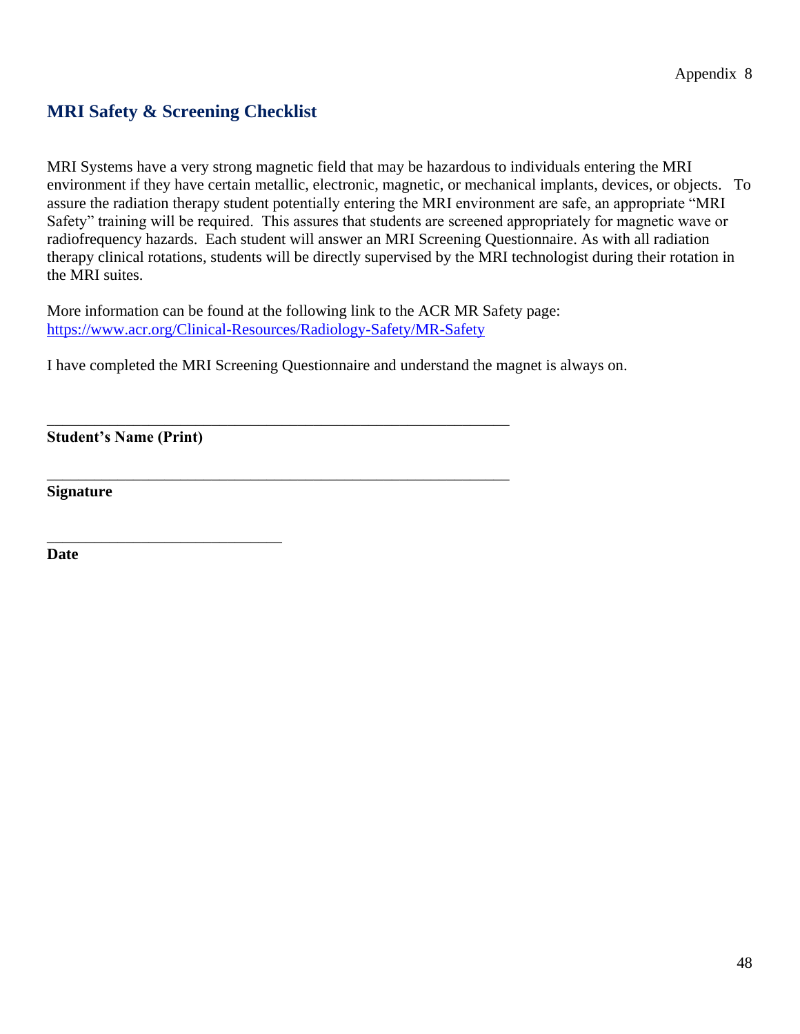Appendix 8

## MRI Safety & Screening Checklist

MRI Systems have a very strong magnetic field that may be hazardous to individuals entering the MRI environment if they have certain metallic, electronic, magnetic, or mechanical implants, devices, or objects. To assure the radiation therapy student potentially entering the MRI environment are safe, an appropriate "MRI Safety" training will be required. This assures that students are screened appropriately for magnetic wave or radiofrequency hazards. Each student will answer an MRI Screening Questionnaire. As with all radiation therapy clinical rotations, students will be directly supervised by the MRI technologist during their rotation in the MRI suites.

More information can be found at the following link to the ACR MR Safety page: [https://www.acr.org/Clinical-Resources/Radiology-Safety/MR-Safety](https://www.acr.org/Clinical-Resources/Radiology-Safety/MR-Safety)

I have completed the MRI Screening Questionnaire and understand the magnet is always on.

______________________________________________________________

**Student's Name (Print)**

______________________________________________________________

**Signature**

______________________________

**Date**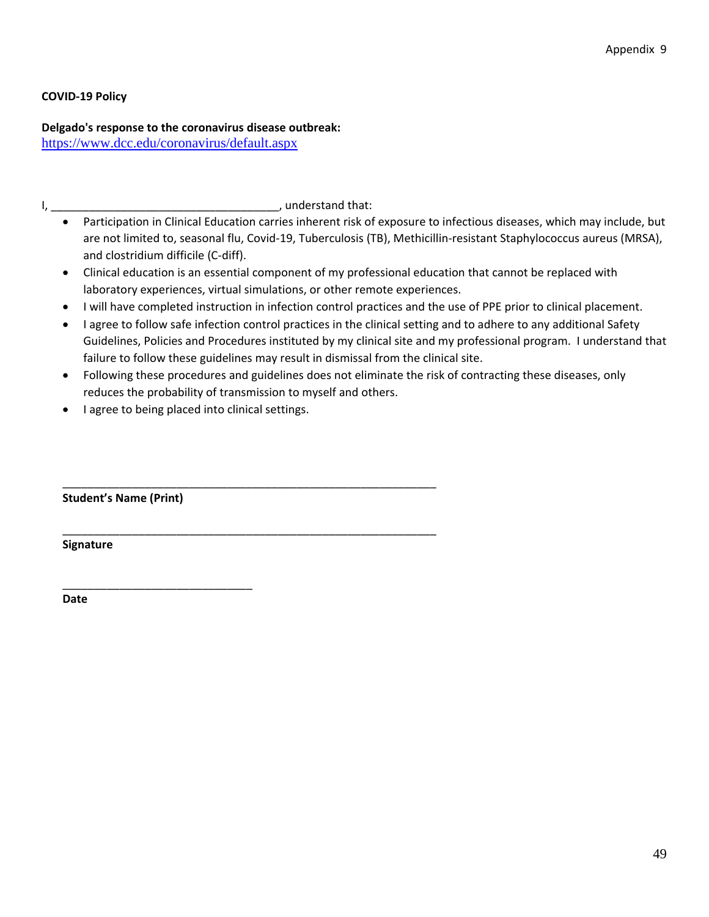Appendix 9

**COVID-19 Policy**

**Delgado's response to the coronavirus disease outbreak:**
https://www.dcc.edu/coronavirus/default.aspx

I, ___________________________________, understand that:

- Participation in Clinical Education carries inherent risk of exposure to infectious diseases, which may include, but are not limited to, seasonal flu, Covid-19, Tuberculosis (TB), Methicillin-resistant Staphylococcus aureus (MRSA), and clostridium difficile (C-diff).
- Clinical education is an essential component of my professional education that cannot be replaced with laboratory experiences, virtual simulations, or other remote experiences.
- I will have completed instruction in infection control practices and the use of PPE prior to clinical placement.
- I agree to follow safe infection control practices in the clinical setting and to adhere to any additional Safety Guidelines, Policies and Procedures instituted by my clinical site and my professional program. I understand that failure to follow these guidelines may result in dismissal from the clinical site.
- Following these procedures and guidelines does not eliminate the risk of contracting these diseases, only reduces the probability of transmission to myself and others.
- I agree to being placed into clinical settings.

___________________________________________________________
**Student's Name (Print)**

___________________________________________________________
**Signature**

_____________________________
**Date**